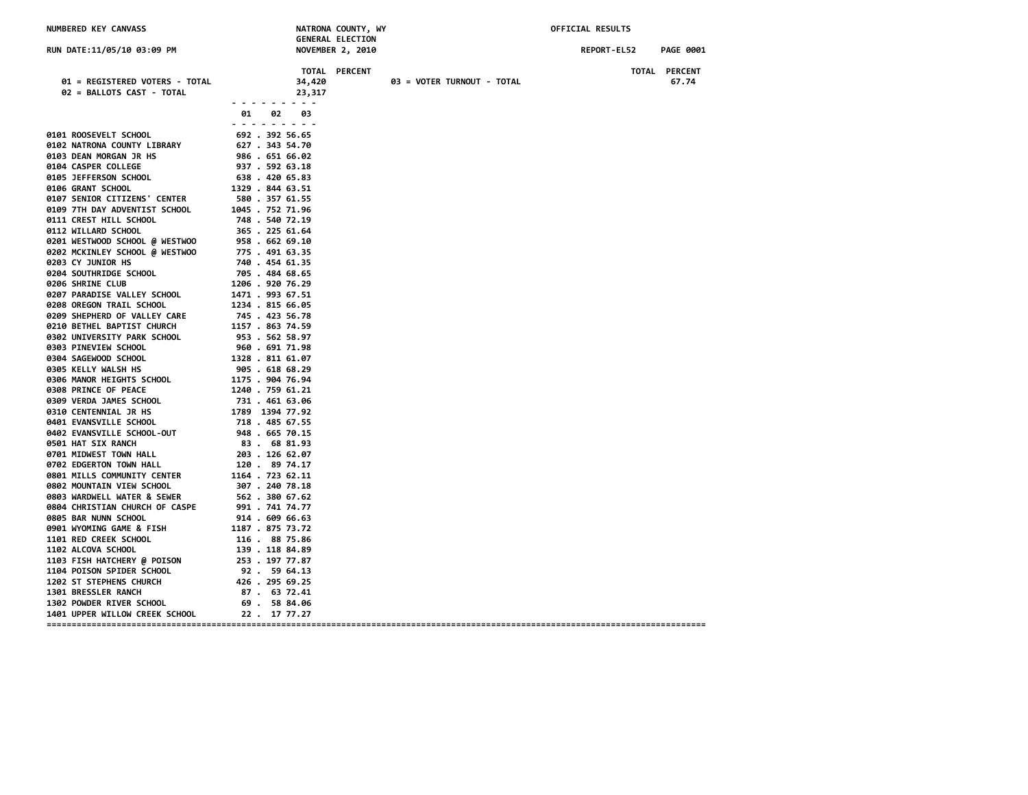NUMBERED KEY CANVASS

NATRONA COUNTY, WY
GENERAL ELECTION
NOVEMBER 2, 2010

OFFICIAL RESULTS

RUN DATE:11/05/10 03:09 PM

REPORT-EL52 PAGE 0001

| | TOTAL | PERCENT | | TOTAL | PERCENT |
|---|---|---|---|---|---|
| 01 = REGISTERED VOTERS - TOTAL | 34,420 | | 03 = VOTER TURNOUT - TOTAL | | 67.74 |
| 02 = BALLOTS CAST - TOTAL | 23,317 | | | | |

| | 01 | 02 | 03 |
|---|---|---|---|
| 0101 ROOSEVELT SCHOOL | 692 | 392 | 56.65 |
| 0102 NATRONA COUNTY LIBRARY | 627 | 343 | 54.70 |
| 0103 DEAN MORGAN JR HS | 986 | 651 | 66.02 |
| 0104 CASPER COLLEGE | 937 | 592 | 63.18 |
| 0105 JEFFERSON SCHOOL | 638 | 420 | 65.83 |
| 0106 GRANT SCHOOL | 1329 | 844 | 63.51 |
| 0107 SENIOR CITIZENS' CENTER | 580 | 357 | 61.55 |
| 0109 7TH DAY ADVENTIST SCHOOL | 1045 | 752 | 71.96 |
| 0111 CREST HILL SCHOOL | 748 | 540 | 72.19 |
| 0112 WILLARD SCHOOL | 365 | 225 | 61.64 |
| 0201 WESTWOOD SCHOOL @ WESTWOO | 958 | 662 | 69.10 |
| 0202 MCKINLEY SCHOOL @ WESTWOO | 775 | 491 | 63.35 |
| 0203 CY JUNIOR HS | 740 | 454 | 61.35 |
| 0204 SOUTHRIDGE SCHOOL | 705 | 484 | 68.65 |
| 0206 SHRINE CLUB | 1206 | 920 | 76.29 |
| 0207 PARADISE VALLEY SCHOOL | 1471 | 993 | 67.51 |
| 0208 OREGON TRAIL SCHOOL | 1234 | 815 | 66.05 |
| 0209 SHEPHERD OF VALLEY CARE | 745 | 423 | 56.78 |
| 0210 BETHEL BAPTIST CHURCH | 1157 | 863 | 74.59 |
| 0302 UNIVERSITY PARK SCHOOL | 953 | 562 | 58.97 |
| 0303 PINEVIEW SCHOOL | 960 | 691 | 71.98 |
| 0304 SAGEWOOD SCHOOL | 1328 | 811 | 61.07 |
| 0305 KELLY WALSH HS | 905 | 618 | 68.29 |
| 0306 MANOR HEIGHTS SCHOOL | 1175 | 904 | 76.94 |
| 0308 PRINCE OF PEACE | 1240 | 759 | 61.21 |
| 0309 VERDA JAMES SCHOOL | 731 | 461 | 63.06 |
| 0310 CENTENNIAL JR HS | 1789 | 1394 | 77.92 |
| 0401 EVANSVILLE SCHOOL | 718 | 485 | 67.55 |
| 0402 EVANSVILLE SCHOOL-OUT | 948 | 665 | 70.15 |
| 0501 HAT SIX RANCH | 83 | 68 | 81.93 |
| 0701 MIDWEST TOWN HALL | 203 | 126 | 62.07 |
| 0702 EDGERTON TOWN HALL | 120 | 89 | 74.17 |
| 0801 MILLS COMMUNITY CENTER | 1164 | 723 | 62.11 |
| 0802 MOUNTAIN VIEW SCHOOL | 307 | 240 | 78.18 |
| 0803 WARDWELL WATER & SEWER | 562 | 380 | 67.62 |
| 0804 CHRISTIAN CHURCH OF CASPE | 991 | 741 | 74.77 |
| 0805 BAR NUNN SCHOOL | 914 | 609 | 66.63 |
| 0901 WYOMING GAME & FISH | 1187 | 875 | 73.72 |
| 1101 RED CREEK SCHOOL | 116 | 88 | 75.86 |
| 1102 ALCOVA SCHOOL | 139 | 118 | 84.89 |
| 1103 FISH HATCHERY @ POISON | 253 | 197 | 77.87 |
| 1104 POISON SPIDER SCHOOL | 92 | 59 | 64.13 |
| 1202 ST STEPHENS CHURCH | 426 | 295 | 69.25 |
| 1301 BRESSLER RANCH | 87 | 63 | 72.41 |
| 1302 POWDER RIVER SCHOOL | 69 | 58 | 84.06 |
| 1401 UPPER WILLOW CREEK SCHOOL | 22 | 17 | 77.27 |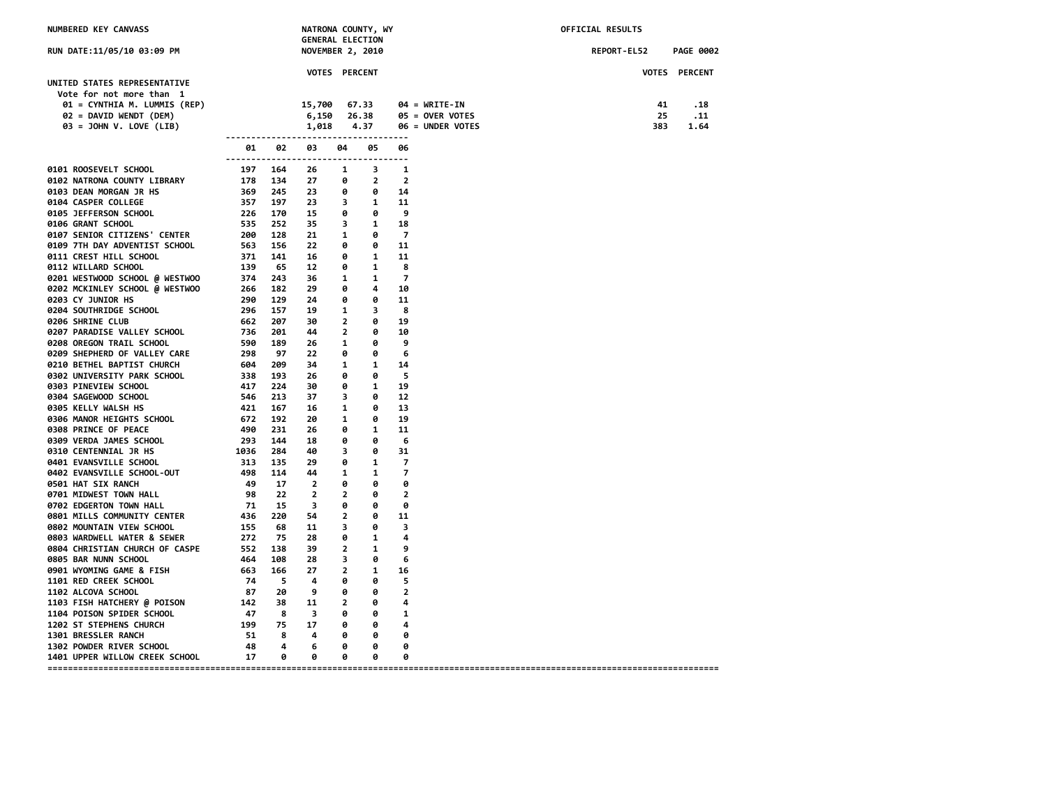NUMBERED KEY CANVASS

NATRONA COUNTY, WY
GENERAL ELECTION
NOVEMBER 2, 2010

OFFICIAL RESULTS

RUN DATE:11/05/10 03:09 PM

REPORT-EL52

## UNITED STATES REPRESENTATIVE

Vote for not more than 1

| | VOTES | PERCENT | | VOTES | PERCENT |
|---|---|---|---|---|---|
| 01 = CYNTHIA M. LUMMIS (REP) | 15,700 | 67.33 | 04 = WRITE-IN | 41 | .18 |
| 02 = DAVID WENDT (DEM) | 6,150 | 26.38 | 05 = OVER VOTES | 25 | .11 |
| 03 = JOHN V. LOVE (LIB) | 1,018 | 4.37 | 06 = UNDER VOTES | 383 | 1.64 |

| | 01 | 02 | 03 | 04 | 05 | 06 |
|---|---|---|---|---|---|---|
| 0101 ROOSEVELT SCHOOL | 197 | 164 | 26 | 1 | 3 | 1 |
| 0102 NATRONA COUNTY LIBRARY | 178 | 134 | 27 | 0 | 2 | 2 |
| 0103 DEAN MORGAN JR HS | 369 | 245 | 23 | 0 | 0 | 14 |
| 0104 CASPER COLLEGE | 357 | 197 | 23 | 3 | 1 | 11 |
| 0105 JEFFERSON SCHOOL | 226 | 170 | 15 | 0 | 0 | 9 |
| 0106 GRANT SCHOOL | 535 | 252 | 35 | 3 | 1 | 18 |
| 0107 SENIOR CITIZENS' CENTER | 200 | 128 | 21 | 1 | 0 | 7 |
| 0109 7TH DAY ADVENTIST SCHOOL | 563 | 156 | 22 | 0 | 0 | 11 |
| 0111 CREST HILL SCHOOL | 371 | 141 | 16 | 0 | 1 | 11 |
| 0112 WILLARD SCHOOL | 139 | 65 | 12 | 0 | 1 | 8 |
| 0201 WESTWOOD SCHOOL @ WESTWOO | 374 | 243 | 36 | 1 | 1 | 7 |
| 0202 MCKINLEY SCHOOL @ WESTWOO | 266 | 182 | 29 | 0 | 4 | 10 |
| 0203 CY JUNIOR HS | 290 | 129 | 24 | 0 | 0 | 11 |
| 0204 SOUTHRIDGE SCHOOL | 296 | 157 | 19 | 1 | 3 | 8 |
| 0206 SHRINE CLUB | 662 | 207 | 30 | 2 | 0 | 19 |
| 0207 PARADISE VALLEY SCHOOL | 736 | 201 | 44 | 2 | 0 | 10 |
| 0208 OREGON TRAIL SCHOOL | 590 | 189 | 26 | 1 | 0 | 9 |
| 0209 SHEPHERD OF VALLEY CARE | 298 | 97 | 22 | 0 | 0 | 6 |
| 0210 BETHEL BAPTIST CHURCH | 604 | 209 | 34 | 1 | 1 | 14 |
| 0302 UNIVERSITY PARK SCHOOL | 338 | 193 | 26 | 0 | 0 | 5 |
| 0303 PINEVIEW SCHOOL | 417 | 224 | 30 | 0 | 1 | 19 |
| 0304 SAGEWOOD SCHOOL | 546 | 213 | 37 | 3 | 0 | 12 |
| 0305 KELLY WALSH HS | 421 | 167 | 16 | 1 | 0 | 13 |
| 0306 MANOR HEIGHTS SCHOOL | 672 | 192 | 20 | 1 | 0 | 19 |
| 0308 PRINCE OF PEACE | 490 | 231 | 26 | 0 | 1 | 11 |
| 0309 VERDA JAMES SCHOOL | 293 | 144 | 18 | 0 | 0 | 6 |
| 0310 CENTENNIAL JR HS | 1036 | 284 | 40 | 3 | 0 | 31 |
| 0401 EVANSVILLE SCHOOL | 313 | 135 | 29 | 0 | 1 | 7 |
| 0402 EVANSVILLE SCHOOL-OUT | 498 | 114 | 44 | 1 | 1 | 7 |
| 0501 HAT SIX RANCH | 49 | 17 | 2 | 0 | 0 | 0 |
| 0701 MIDWEST TOWN HALL | 98 | 22 | 2 | 2 | 0 | 2 |
| 0702 EDGERTON TOWN HALL | 71 | 15 | 3 | 0 | 0 | 0 |
| 0801 MILLS COMMUNITY CENTER | 436 | 220 | 54 | 2 | 0 | 11 |
| 0802 MOUNTAIN VIEW SCHOOL | 155 | 68 | 11 | 3 | 0 | 3 |
| 0803 WARDWELL WATER & SEWER | 272 | 75 | 28 | 0 | 1 | 4 |
| 0804 CHRISTIAN CHURCH OF CASPE | 552 | 138 | 39 | 2 | 1 | 9 |
| 0805 BAR NUNN SCHOOL | 464 | 108 | 28 | 3 | 0 | 6 |
| 0901 WYOMING GAME & FISH | 663 | 166 | 27 | 2 | 1 | 16 |
| 1101 RED CREEK SCHOOL | 74 | 5 | 4 | 0 | 0 | 5 |
| 1102 ALCOVA SCHOOL | 87 | 20 | 9 | 0 | 0 | 2 |
| 1103 FISH HATCHERY @ POISON | 142 | 38 | 11 | 2 | 0 | 4 |
| 1104 POISON SPIDER SCHOOL | 47 | 8 | 3 | 0 | 0 | 1 |
| 1202 ST STEPHENS CHURCH | 199 | 75 | 17 | 0 | 0 | 4 |
| 1301 BRESSLER RANCH | 51 | 8 | 4 | 0 | 0 | 0 |
| 1302 POWDER RIVER SCHOOL | 48 | 4 | 6 | 0 | 0 | 0 |
| 1401 UPPER WILLOW CREEK SCHOOL | 17 | 0 | 0 | 0 | 0 | 0 |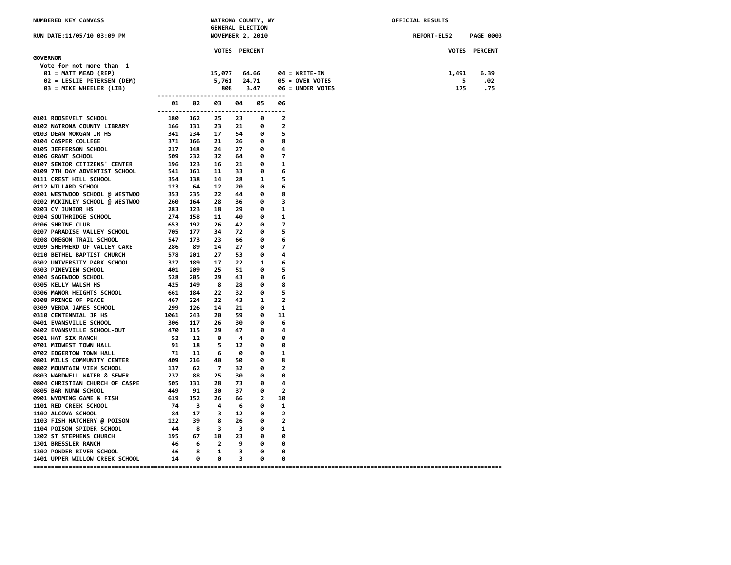NUMBERED KEY CANVASS — NATRONA COUNTY, WY — GENERAL ELECTION — NOVEMBER 2, 2010 — OFFICIAL RESULTS

RUN DATE:11/05/10 03:09 PM — REPORT-EL52

## GOVERNOR

Vote for not more than 1

| | VOTES | PERCENT | | VOTES | PERCENT |
|---|---|---|---|---|---|
| 01 = MATT MEAD (REP) | 15,077 | 64.66 | 04 = WRITE-IN | 1,491 | 6.39 |
| 02 = LESLIE PETERSEN (DEM) | 5,761 | 24.71 | 05 = OVER VOTES | 5 | .02 |
| 03 = MIKE WHEELER (LIB) | 808 | 3.47 | 06 = UNDER VOTES | 175 | .75 |

| | 01 | 02 | 03 | 04 | 05 | 06 |
|---|---|---|---|---|---|---|
| 0101 ROOSEVELT SCHOOL | 180 | 162 | 25 | 23 | 0 | 2 |
| 0102 NATRONA COUNTY LIBRARY | 166 | 131 | 23 | 21 | 0 | 2 |
| 0103 DEAN MORGAN JR HS | 341 | 234 | 17 | 54 | 0 | 5 |
| 0104 CASPER COLLEGE | 371 | 166 | 21 | 26 | 0 | 8 |
| 0105 JEFFERSON SCHOOL | 217 | 148 | 24 | 27 | 0 | 4 |
| 0106 GRANT SCHOOL | 509 | 232 | 32 | 64 | 0 | 7 |
| 0107 SENIOR CITIZENS' CENTER | 196 | 123 | 16 | 21 | 0 | 1 |
| 0109 7TH DAY ADVENTIST SCHOOL | 541 | 161 | 11 | 33 | 0 | 6 |
| 0111 CREST HILL SCHOOL | 354 | 138 | 14 | 28 | 1 | 5 |
| 0112 WILLARD SCHOOL | 123 | 64 | 12 | 20 | 0 | 6 |
| 0201 WESTWOOD SCHOOL @ WESTWOO | 353 | 235 | 22 | 44 | 0 | 8 |
| 0202 MCKINLEY SCHOOL @ WESTWOO | 260 | 164 | 28 | 36 | 0 | 3 |
| 0203 CY JUNIOR HS | 283 | 123 | 18 | 29 | 0 | 1 |
| 0204 SOUTHRIDGE SCHOOL | 274 | 158 | 11 | 40 | 0 | 1 |
| 0206 SHRINE CLUB | 653 | 192 | 26 | 42 | 0 | 7 |
| 0207 PARADISE VALLEY SCHOOL | 705 | 177 | 34 | 72 | 0 | 5 |
| 0208 OREGON TRAIL SCHOOL | 547 | 173 | 23 | 66 | 0 | 6 |
| 0209 SHEPHERD OF VALLEY CARE | 286 | 89 | 14 | 27 | 0 | 7 |
| 0210 BETHEL BAPTIST CHURCH | 578 | 201 | 27 | 53 | 0 | 4 |
| 0302 UNIVERSITY PARK SCHOOL | 327 | 189 | 17 | 22 | 1 | 6 |
| 0303 PINEVIEW SCHOOL | 401 | 209 | 25 | 51 | 0 | 5 |
| 0304 SAGEWOOD SCHOOL | 528 | 205 | 29 | 43 | 0 | 6 |
| 0305 KELLY WALSH HS | 425 | 149 | 8 | 28 | 0 | 8 |
| 0306 MANOR HEIGHTS SCHOOL | 661 | 184 | 22 | 32 | 0 | 5 |
| 0308 PRINCE OF PEACE | 467 | 224 | 22 | 43 | 1 | 2 |
| 0309 VERDA JAMES SCHOOL | 299 | 126 | 14 | 21 | 0 | 1 |
| 0310 CENTENNIAL JR HS | 1061 | 243 | 20 | 59 | 0 | 11 |
| 0401 EVANSVILLE SCHOOL | 306 | 117 | 26 | 30 | 0 | 6 |
| 0402 EVANSVILLE SCHOOL-OUT | 470 | 115 | 29 | 47 | 0 | 4 |
| 0501 HAT SIX RANCH | 52 | 12 | 0 | 4 | 0 | 0 |
| 0701 MIDWEST TOWN HALL | 91 | 18 | 5 | 12 | 0 | 0 |
| 0702 EDGERTON TOWN HALL | 71 | 11 | 6 | 0 | 0 | 1 |
| 0801 MILLS COMMUNITY CENTER | 409 | 216 | 40 | 50 | 0 | 8 |
| 0802 MOUNTAIN VIEW SCHOOL | 137 | 62 | 7 | 32 | 0 | 2 |
| 0803 WARDWELL WATER & SEWER | 237 | 88 | 25 | 30 | 0 | 0 |
| 0804 CHRISTIAN CHURCH OF CASPE | 505 | 131 | 28 | 73 | 0 | 4 |
| 0805 BAR NUNN SCHOOL | 449 | 91 | 30 | 37 | 0 | 2 |
| 0901 WYOMING GAME & FISH | 619 | 152 | 26 | 66 | 2 | 10 |
| 1101 RED CREEK SCHOOL | 74 | 3 | 4 | 6 | 0 | 1 |
| 1102 ALCOVA SCHOOL | 84 | 17 | 3 | 12 | 0 | 2 |
| 1103 FISH HATCHERY @ POISON | 122 | 39 | 8 | 26 | 0 | 2 |
| 1104 POISON SPIDER SCHOOL | 44 | 8 | 3 | 3 | 0 | 1 |
| 1202 ST STEPHENS CHURCH | 195 | 67 | 10 | 23 | 0 | 0 |
| 1301 BRESSLER RANCH | 46 | 6 | 2 | 9 | 0 | 0 |
| 1302 POWDER RIVER SCHOOL | 46 | 8 | 1 | 3 | 0 | 0 |
| 1401 UPPER WILLOW CREEK SCHOOL | 14 | 0 | 0 | 3 | 0 | 0 |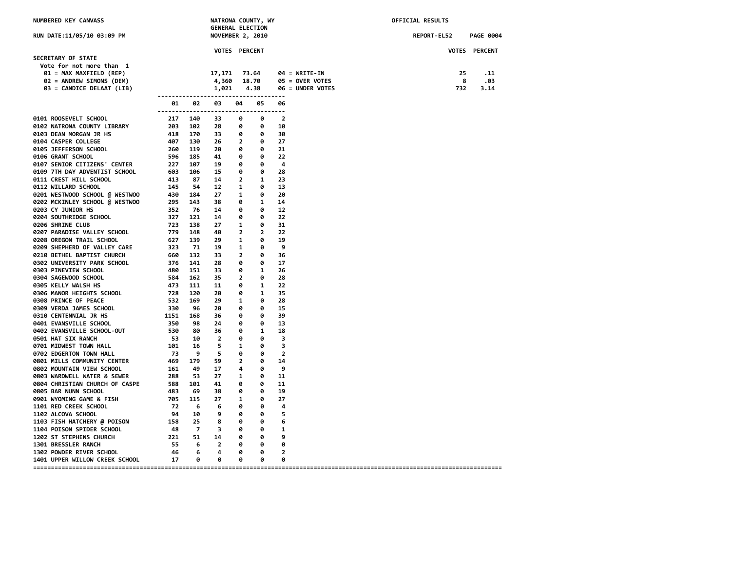NUMBERED KEY CANVASS — NATRONA COUNTY, WY — GENERAL ELECTION — NOVEMBER 2, 2010 — OFFICIAL RESULTS

RUN DATE:11/05/10 03:09 PM — REPORT-EL52

## SECRETARY OF STATE

Vote for not more than 1

| Candidate | VOTES | PERCENT |
|---|---|---|
| 01 = MAX MAXFIELD (REP) | 17,171 | 73.64 |
| 02 = ANDREW SIMONS (DEM) | 4,360 | 18.70 |
| 03 = CANDICE DELAAT (LIB) | 1,021 | 4.38 |
| 04 = WRITE-IN | 25 | .11 |
| 05 = OVER VOTES | 8 | .03 |
| 06 = UNDER VOTES | 732 | 3.14 |

| Precinct | 01 | 02 | 03 | 04 | 05 | 06 |
|---|---|---|---|---|---|---|
| 0101 ROOSEVELT SCHOOL | 217 | 140 | 33 | 0 | 0 | 2 |
| 0102 NATRONA COUNTY LIBRARY | 203 | 102 | 28 | 0 | 0 | 10 |
| 0103 DEAN MORGAN JR HS | 418 | 170 | 33 | 0 | 0 | 30 |
| 0104 CASPER COLLEGE | 407 | 130 | 26 | 2 | 0 | 27 |
| 0105 JEFFERSON SCHOOL | 260 | 119 | 20 | 0 | 0 | 21 |
| 0106 GRANT SCHOOL | 596 | 185 | 41 | 0 | 0 | 22 |
| 0107 SENIOR CITIZENS' CENTER | 227 | 107 | 19 | 0 | 0 | 4 |
| 0109 7TH DAY ADVENTIST SCHOOL | 603 | 106 | 15 | 0 | 0 | 28 |
| 0111 CREST HILL SCHOOL | 413 | 87 | 14 | 2 | 1 | 23 |
| 0112 WILLARD SCHOOL | 145 | 54 | 12 | 1 | 0 | 13 |
| 0201 WESTWOOD SCHOOL @ WESTWOO | 430 | 184 | 27 | 1 | 0 | 20 |
| 0202 MCKINLEY SCHOOL @ WESTWOO | 295 | 143 | 38 | 0 | 1 | 14 |
| 0203 CY JUNIOR HS | 352 | 76 | 14 | 0 | 0 | 12 |
| 0204 SOUTHRIDGE SCHOOL | 327 | 121 | 14 | 0 | 0 | 22 |
| 0206 SHRINE CLUB | 723 | 138 | 27 | 1 | 0 | 31 |
| 0207 PARADISE VALLEY SCHOOL | 779 | 148 | 40 | 2 | 2 | 22 |
| 0208 OREGON TRAIL SCHOOL | 627 | 139 | 29 | 1 | 0 | 19 |
| 0209 SHEPHERD OF VALLEY CARE | 323 | 71 | 19 | 1 | 0 | 9 |
| 0210 BETHEL BAPTIST CHURCH | 660 | 132 | 33 | 2 | 0 | 36 |
| 0302 UNIVERSITY PARK SCHOOL | 376 | 141 | 28 | 0 | 0 | 17 |
| 0303 PINEVIEW SCHOOL | 480 | 151 | 33 | 0 | 1 | 26 |
| 0304 SAGEWOOD SCHOOL | 584 | 162 | 35 | 2 | 0 | 28 |
| 0305 KELLY WALSH HS | 473 | 111 | 11 | 0 | 1 | 22 |
| 0306 MANOR HEIGHTS SCHOOL | 728 | 120 | 20 | 0 | 1 | 35 |
| 0308 PRINCE OF PEACE | 532 | 169 | 29 | 1 | 0 | 28 |
| 0309 VERDA JAMES SCHOOL | 330 | 96 | 20 | 0 | 0 | 15 |
| 0310 CENTENNIAL JR HS | 1151 | 168 | 36 | 0 | 0 | 39 |
| 0401 EVANSVILLE SCHOOL | 350 | 98 | 24 | 0 | 0 | 13 |
| 0402 EVANSVILLE SCHOOL-OUT | 530 | 80 | 36 | 0 | 1 | 18 |
| 0501 HAT SIX RANCH | 53 | 10 | 2 | 0 | 0 | 3 |
| 0701 MIDWEST TOWN HALL | 101 | 16 | 5 | 1 | 0 | 3 |
| 0702 EDGERTON TOWN HALL | 73 | 9 | 5 | 0 | 0 | 2 |
| 0801 MILLS COMMUNITY CENTER | 469 | 179 | 59 | 2 | 0 | 14 |
| 0802 MOUNTAIN VIEW SCHOOL | 161 | 49 | 17 | 4 | 0 | 9 |
| 0803 WARDWELL WATER & SEWER | 288 | 53 | 27 | 1 | 0 | 11 |
| 0804 CHRISTIAN CHURCH OF CASPE | 588 | 101 | 41 | 0 | 0 | 11 |
| 0805 BAR NUNN SCHOOL | 483 | 69 | 38 | 0 | 0 | 19 |
| 0901 WYOMING GAME & FISH | 705 | 115 | 27 | 1 | 0 | 27 |
| 1101 RED CREEK SCHOOL | 72 | 6 | 6 | 0 | 0 | 4 |
| 1102 ALCOVA SCHOOL | 94 | 10 | 9 | 0 | 0 | 5 |
| 1103 FISH HATCHERY @ POISON | 158 | 25 | 8 | 0 | 0 | 6 |
| 1104 POISON SPIDER SCHOOL | 48 | 7 | 3 | 0 | 0 | 1 |
| 1202 ST STEPHENS CHURCH | 221 | 51 | 14 | 0 | 0 | 9 |
| 1301 BRESSLER RANCH | 55 | 6 | 2 | 0 | 0 | 0 |
| 1302 POWDER RIVER SCHOOL | 46 | 6 | 4 | 0 | 0 | 2 |
| 1401 UPPER WILLOW CREEK SCHOOL | 17 | 0 | 0 | 0 | 0 | 0 |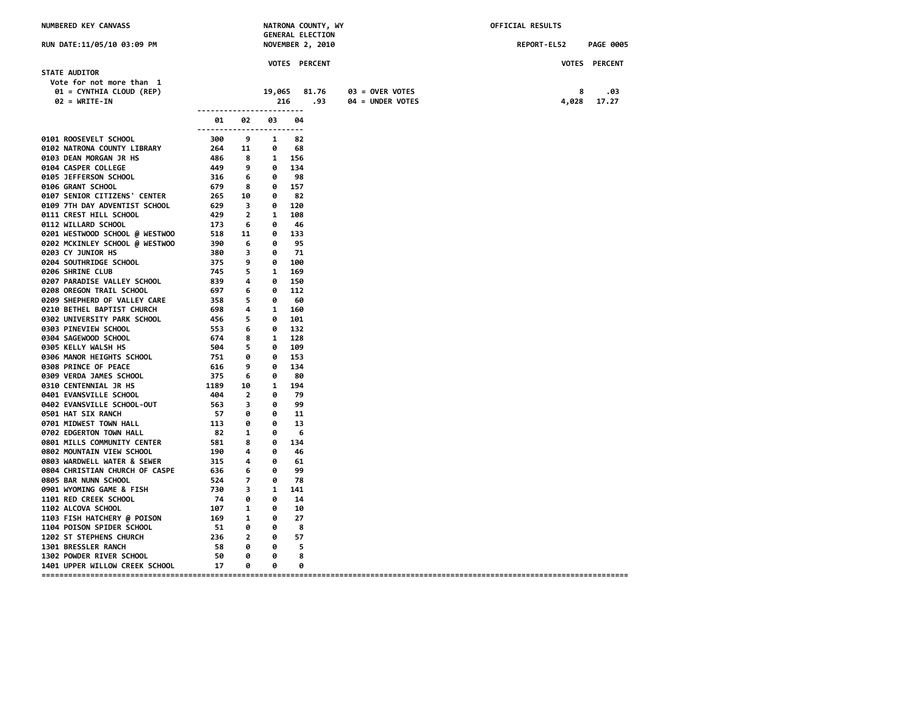NUMBERED KEY CANVASS — NATRONA COUNTY, WY — GENERAL ELECTION — NOVEMBER 2, 2010 — OFFICIAL RESULTS

RUN DATE:11/05/10 03:09 PM — REPORT-EL52

## STATE AUDITOR

Vote for not more than 1

| | VOTES | PERCENT |
|---|---|---|
| 01 = CYNTHIA CLOUD (REP) | 19,065 | 81.76 |
| 02 = WRITE-IN | 216 | .93 |
| 03 = OVER VOTES | 8 | .03 |
| 04 = UNDER VOTES | 4,028 | 17.27 |

| Precinct | 01 | 02 | 03 | 04 |
|---|---|---|---|---|
| 0101 ROOSEVELT SCHOOL | 300 | 9 | 1 | 82 |
| 0102 NATRONA COUNTY LIBRARY | 264 | 11 | 0 | 68 |
| 0103 DEAN MORGAN JR HS | 486 | 8 | 1 | 156 |
| 0104 CASPER COLLEGE | 449 | 9 | 0 | 134 |
| 0105 JEFFERSON SCHOOL | 316 | 6 | 0 | 98 |
| 0106 GRANT SCHOOL | 679 | 8 | 0 | 157 |
| 0107 SENIOR CITIZENS' CENTER | 265 | 10 | 0 | 82 |
| 0109 7TH DAY ADVENTIST SCHOOL | 629 | 3 | 0 | 120 |
| 0111 CREST HILL SCHOOL | 429 | 2 | 1 | 108 |
| 0112 WILLARD SCHOOL | 173 | 6 | 0 | 46 |
| 0201 WESTWOOD SCHOOL @ WESTWOO | 518 | 11 | 0 | 133 |
| 0202 MCKINLEY SCHOOL @ WESTWOO | 390 | 6 | 0 | 95 |
| 0203 CY JUNIOR HS | 380 | 3 | 0 | 71 |
| 0204 SOUTHRIDGE SCHOOL | 375 | 9 | 0 | 100 |
| 0206 SHRINE CLUB | 745 | 5 | 1 | 169 |
| 0207 PARADISE VALLEY SCHOOL | 839 | 4 | 0 | 150 |
| 0208 OREGON TRAIL SCHOOL | 697 | 6 | 0 | 112 |
| 0209 SHEPHERD OF VALLEY CARE | 358 | 5 | 0 | 60 |
| 0210 BETHEL BAPTIST CHURCH | 698 | 4 | 1 | 160 |
| 0302 UNIVERSITY PARK SCHOOL | 456 | 5 | 0 | 101 |
| 0303 PINEVIEW SCHOOL | 553 | 6 | 0 | 132 |
| 0304 SAGEWOOD SCHOOL | 674 | 8 | 1 | 128 |
| 0305 KELLY WALSH HS | 504 | 5 | 0 | 109 |
| 0306 MANOR HEIGHTS SCHOOL | 751 | 0 | 0 | 153 |
| 0308 PRINCE OF PEACE | 616 | 9 | 0 | 134 |
| 0309 VERDA JAMES SCHOOL | 375 | 6 | 0 | 80 |
| 0310 CENTENNIAL JR HS | 1189 | 10 | 1 | 194 |
| 0401 EVANSVILLE SCHOOL | 404 | 2 | 0 | 79 |
| 0402 EVANSVILLE SCHOOL-OUT | 563 | 3 | 0 | 99 |
| 0501 HAT SIX RANCH | 57 | 0 | 0 | 11 |
| 0701 MIDWEST TOWN HALL | 113 | 0 | 0 | 13 |
| 0702 EDGERTON TOWN HALL | 82 | 1 | 0 | 6 |
| 0801 MILLS COMMUNITY CENTER | 581 | 8 | 0 | 134 |
| 0802 MOUNTAIN VIEW SCHOOL | 190 | 4 | 0 | 46 |
| 0803 WARDWELL WATER & SEWER | 315 | 4 | 0 | 61 |
| 0804 CHRISTIAN CHURCH OF CASPE | 636 | 6 | 0 | 99 |
| 0805 BAR NUNN SCHOOL | 524 | 7 | 0 | 78 |
| 0901 WYOMING GAME & FISH | 730 | 3 | 1 | 141 |
| 1101 RED CREEK SCHOOL | 74 | 0 | 0 | 14 |
| 1102 ALCOVA SCHOOL | 107 | 1 | 0 | 10 |
| 1103 FISH HATCHERY @ POISON | 169 | 1 | 0 | 27 |
| 1104 POISON SPIDER SCHOOL | 51 | 0 | 0 | 8 |
| 1202 ST STEPHENS CHURCH | 236 | 2 | 0 | 57 |
| 1301 BRESSLER RANCH | 58 | 0 | 0 | 5 |
| 1302 POWDER RIVER SCHOOL | 50 | 0 | 0 | 8 |
| 1401 UPPER WILLOW CREEK SCHOOL | 17 | 0 | 0 | 0 |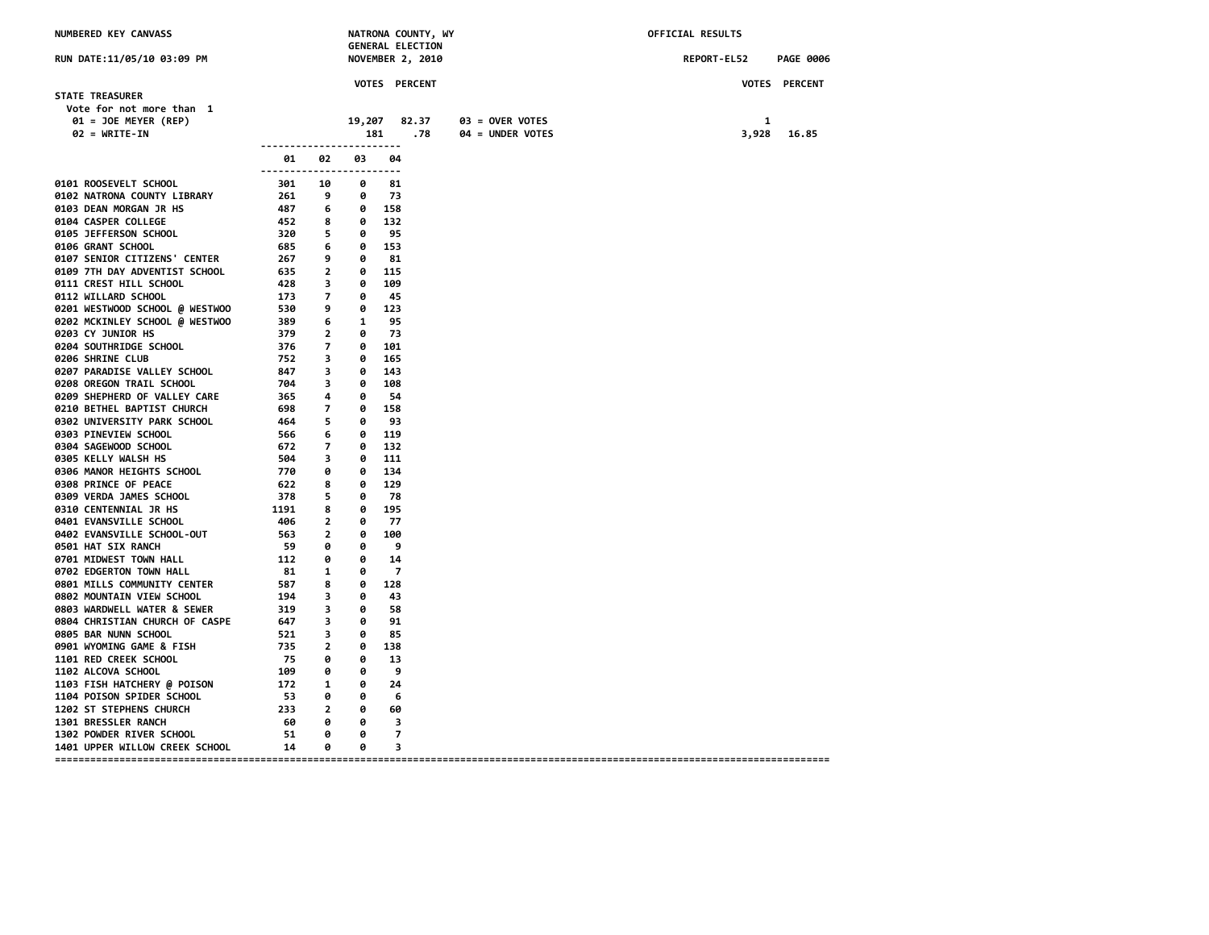NUMBERED KEY CANVASS — NATRONA COUNTY, WY — GENERAL ELECTION — NOVEMBER 2, 2010 — OFFICIAL RESULTS

RUN DATE:11/05/10 03:09 PM — REPORT-EL52

## STATE TREASURER

Vote for not more than 1

| | VOTES | PERCENT | | VOTES | PERCENT |
|---|---|---|---|---|---|
| 01 = JOE MEYER (REP) | 19,207 | 82.37 | 03 = OVER VOTES | 1 | |
| 02 = WRITE-IN | 181 | .78 | 04 = UNDER VOTES | 3,928 | 16.85 |

| Precinct | 01 | 02 | 03 | 04 |
|---|---|---|---|---|
| 0101 ROOSEVELT SCHOOL | 301 | 10 | 0 | 81 |
| 0102 NATRONA COUNTY LIBRARY | 261 | 9 | 0 | 73 |
| 0103 DEAN MORGAN JR HS | 487 | 6 | 0 | 158 |
| 0104 CASPER COLLEGE | 452 | 8 | 0 | 132 |
| 0105 JEFFERSON SCHOOL | 320 | 5 | 0 | 95 |
| 0106 GRANT SCHOOL | 685 | 6 | 0 | 153 |
| 0107 SENIOR CITIZENS' CENTER | 267 | 9 | 0 | 81 |
| 0109 7TH DAY ADVENTIST SCHOOL | 635 | 2 | 0 | 115 |
| 0111 CREST HILL SCHOOL | 428 | 3 | 0 | 109 |
| 0112 WILLARD SCHOOL | 173 | 7 | 0 | 45 |
| 0201 WESTWOOD SCHOOL @ WESTWOO | 530 | 9 | 0 | 123 |
| 0202 MCKINLEY SCHOOL @ WESTWOO | 389 | 6 | 1 | 95 |
| 0203 CY JUNIOR HS | 379 | 2 | 0 | 73 |
| 0204 SOUTHRIDGE SCHOOL | 376 | 7 | 0 | 101 |
| 0206 SHRINE CLUB | 752 | 3 | 0 | 165 |
| 0207 PARADISE VALLEY SCHOOL | 847 | 3 | 0 | 143 |
| 0208 OREGON TRAIL SCHOOL | 704 | 3 | 0 | 108 |
| 0209 SHEPHERD OF VALLEY CARE | 365 | 4 | 0 | 54 |
| 0210 BETHEL BAPTIST CHURCH | 698 | 7 | 0 | 158 |
| 0302 UNIVERSITY PARK SCHOOL | 464 | 5 | 0 | 93 |
| 0303 PINEVIEW SCHOOL | 566 | 6 | 0 | 119 |
| 0304 SAGEWOOD SCHOOL | 672 | 7 | 0 | 132 |
| 0305 KELLY WALSH HS | 504 | 3 | 0 | 111 |
| 0306 MANOR HEIGHTS SCHOOL | 770 | 0 | 0 | 134 |
| 0308 PRINCE OF PEACE | 622 | 8 | 0 | 129 |
| 0309 VERDA JAMES SCHOOL | 378 | 5 | 0 | 78 |
| 0310 CENTENNIAL JR HS | 1191 | 8 | 0 | 195 |
| 0401 EVANSVILLE SCHOOL | 406 | 2 | 0 | 77 |
| 0402 EVANSVILLE SCHOOL-OUT | 563 | 2 | 0 | 100 |
| 0501 HAT SIX RANCH | 59 | 0 | 0 | 9 |
| 0701 MIDWEST TOWN HALL | 112 | 0 | 0 | 14 |
| 0702 EDGERTON TOWN HALL | 81 | 1 | 0 | 7 |
| 0801 MILLS COMMUNITY CENTER | 587 | 8 | 0 | 128 |
| 0802 MOUNTAIN VIEW SCHOOL | 194 | 3 | 0 | 43 |
| 0803 WARDWELL WATER & SEWER | 319 | 3 | 0 | 58 |
| 0804 CHRISTIAN CHURCH OF CASPE | 647 | 3 | 0 | 91 |
| 0805 BAR NUNN SCHOOL | 521 | 3 | 0 | 85 |
| 0901 WYOMING GAME & FISH | 735 | 2 | 0 | 138 |
| 1101 RED CREEK SCHOOL | 75 | 0 | 0 | 13 |
| 1102 ALCOVA SCHOOL | 109 | 0 | 0 | 9 |
| 1103 FISH HATCHERY @ POISON | 172 | 1 | 0 | 24 |
| 1104 POISON SPIDER SCHOOL | 53 | 0 | 0 | 6 |
| 1202 ST STEPHENS CHURCH | 233 | 2 | 0 | 60 |
| 1301 BRESSLER RANCH | 60 | 0 | 0 | 3 |
| 1302 POWDER RIVER SCHOOL | 51 | 0 | 0 | 7 |
| 1401 UPPER WILLOW CREEK SCHOOL | 14 | 0 | 0 | 3 |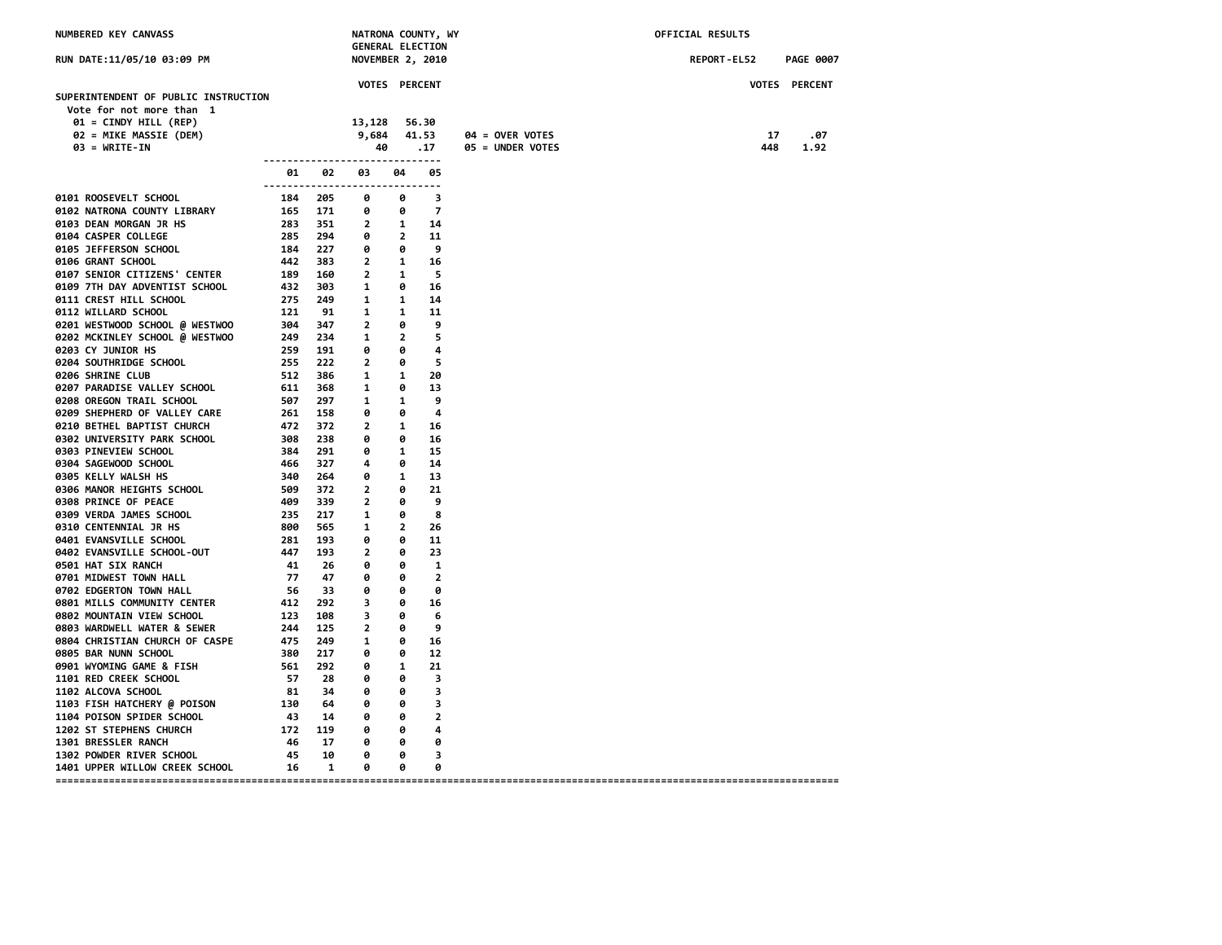NUMBERED KEY CANVASS

RUN DATE:11/05/10 03:09 PM

NATRONA COUNTY, WY
GENERAL ELECTION
NOVEMBER 2, 2010

OFFICIAL RESULTS

REPORT-EL52

## SUPERINTENDENT OF PUBLIC INSTRUCTION

Vote for not more than 1

| | VOTES | PERCENT |
|---|---|---|
| 01 = CINDY HILL (REP) | 13,128 | 56.30 |
| 02 = MIKE MASSIE (DEM) | 9,684 | 41.53 |
| 03 = WRITE-IN | 40 | .17 |

| | VOTES | PERCENT |
|---|---|---|
| 04 = OVER VOTES | 17 | .07 |
| 05 = UNDER VOTES | 448 | 1.92 |

| Precinct | 01 | 02 | 03 | 04 | 05 |
|---|---|---|---|---|---|
| 0101 ROOSEVELT SCHOOL | 184 | 205 | 0 | 0 | 3 |
| 0102 NATRONA COUNTY LIBRARY | 165 | 171 | 0 | 0 | 7 |
| 0103 DEAN MORGAN JR HS | 283 | 351 | 2 | 1 | 14 |
| 0104 CASPER COLLEGE | 285 | 294 | 0 | 2 | 11 |
| 0105 JEFFERSON SCHOOL | 184 | 227 | 0 | 0 | 9 |
| 0106 GRANT SCHOOL | 442 | 383 | 2 | 1 | 16 |
| 0107 SENIOR CITIZENS' CENTER | 189 | 160 | 2 | 1 | 5 |
| 0109 7TH DAY ADVENTIST SCHOOL | 432 | 303 | 1 | 0 | 16 |
| 0111 CREST HILL SCHOOL | 275 | 249 | 1 | 1 | 14 |
| 0112 WILLARD SCHOOL | 121 | 91 | 1 | 1 | 11 |
| 0201 WESTWOOD SCHOOL @ WESTWOO | 304 | 347 | 2 | 0 | 9 |
| 0202 MCKINLEY SCHOOL @ WESTWOO | 249 | 234 | 1 | 2 | 5 |
| 0203 CY JUNIOR HS | 259 | 191 | 0 | 0 | 4 |
| 0204 SOUTHRIDGE SCHOOL | 255 | 222 | 2 | 0 | 5 |
| 0206 SHRINE CLUB | 512 | 386 | 1 | 1 | 20 |
| 0207 PARADISE VALLEY SCHOOL | 611 | 368 | 1 | 0 | 13 |
| 0208 OREGON TRAIL SCHOOL | 507 | 297 | 1 | 1 | 9 |
| 0209 SHEPHERD OF VALLEY CARE | 261 | 158 | 0 | 0 | 4 |
| 0210 BETHEL BAPTIST CHURCH | 472 | 372 | 2 | 1 | 16 |
| 0302 UNIVERSITY PARK SCHOOL | 308 | 238 | 0 | 0 | 16 |
| 0303 PINEVIEW SCHOOL | 384 | 291 | 0 | 1 | 15 |
| 0304 SAGEWOOD SCHOOL | 466 | 327 | 4 | 0 | 14 |
| 0305 KELLY WALSH HS | 340 | 264 | 0 | 1 | 13 |
| 0306 MANOR HEIGHTS SCHOOL | 509 | 372 | 2 | 0 | 21 |
| 0308 PRINCE OF PEACE | 409 | 339 | 2 | 0 | 9 |
| 0309 VERDA JAMES SCHOOL | 235 | 217 | 1 | 0 | 8 |
| 0310 CENTENNIAL JR HS | 800 | 565 | 1 | 2 | 26 |
| 0401 EVANSVILLE SCHOOL | 281 | 193 | 0 | 0 | 11 |
| 0402 EVANSVILLE SCHOOL-OUT | 447 | 193 | 2 | 0 | 23 |
| 0501 HAT SIX RANCH | 41 | 26 | 0 | 0 | 1 |
| 0701 MIDWEST TOWN HALL | 77 | 47 | 0 | 0 | 2 |
| 0702 EDGERTON TOWN HALL | 56 | 33 | 0 | 0 | 0 |
| 0801 MILLS COMMUNITY CENTER | 412 | 292 | 3 | 0 | 16 |
| 0802 MOUNTAIN VIEW SCHOOL | 123 | 108 | 3 | 0 | 6 |
| 0803 WARDWELL WATER & SEWER | 244 | 125 | 2 | 0 | 9 |
| 0804 CHRISTIAN CHURCH OF CASPE | 475 | 249 | 1 | 0 | 16 |
| 0805 BAR NUNN SCHOOL | 380 | 217 | 0 | 0 | 12 |
| 0901 WYOMING GAME & FISH | 561 | 292 | 0 | 1 | 21 |
| 1101 RED CREEK SCHOOL | 57 | 28 | 0 | 0 | 3 |
| 1102 ALCOVA SCHOOL | 81 | 34 | 0 | 0 | 3 |
| 1103 FISH HATCHERY @ POISON | 130 | 64 | 0 | 0 | 3 |
| 1104 POISON SPIDER SCHOOL | 43 | 14 | 0 | 0 | 2 |
| 1202 ST STEPHENS CHURCH | 172 | 119 | 0 | 0 | 4 |
| 1301 BRESSLER RANCH | 46 | 17 | 0 | 0 | 0 |
| 1302 POWDER RIVER SCHOOL | 45 | 10 | 0 | 0 | 3 |
| 1401 UPPER WILLOW CREEK SCHOOL | 16 | 1 | 0 | 0 | 0 |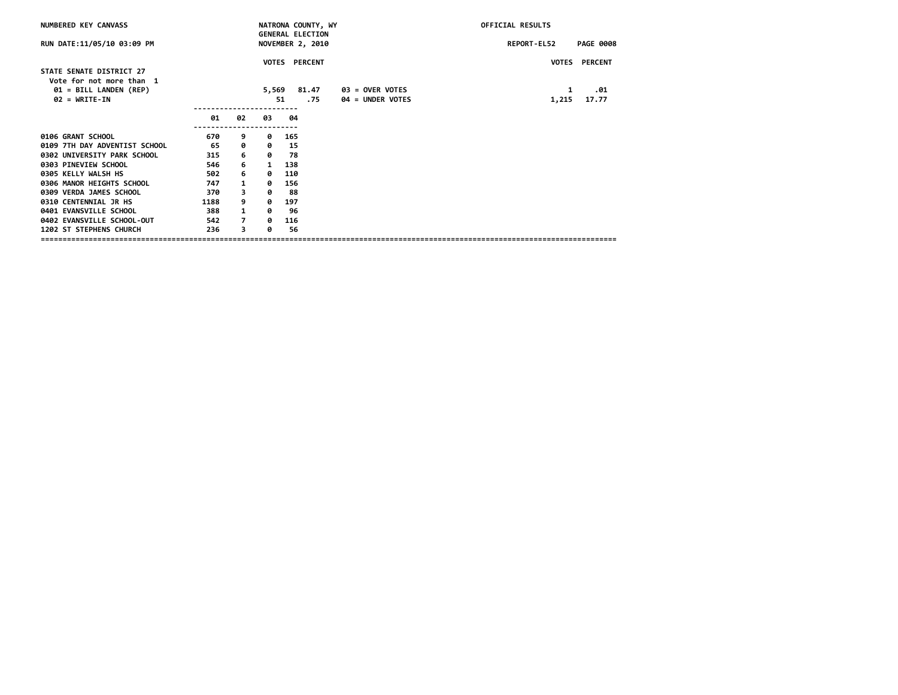NUMBERED KEY CANVASS

NATRONA COUNTY, WY
GENERAL ELECTION
NOVEMBER 2, 2010

OFFICIAL RESULTS

RUN DATE:11/05/10 03:09 PM

REPORT-EL52 PAGE 0008

## STATE SENATE DISTRICT 27

Vote for not more than 1

| | VOTES | PERCENT | | VOTES | PERCENT |
|---|---|---|---|---|---|
| 01 = BILL LANDEN (REP) | 5,569 | 81.47 | 03 = OVER VOTES | 1 | .01 |
| 02 = WRITE-IN | 51 | .75 | 04 = UNDER VOTES | 1,215 | 17.77 |

| | 01 | 02 | 03 | 04 |
|---|---|---|---|---|
| 0106 GRANT SCHOOL | 670 | 9 | 0 | 165 |
| 0109 7TH DAY ADVENTIST SCHOOL | 65 | 0 | 0 | 15 |
| 0302 UNIVERSITY PARK SCHOOL | 315 | 6 | 0 | 78 |
| 0303 PINEVIEW SCHOOL | 546 | 6 | 1 | 138 |
| 0305 KELLY WALSH HS | 502 | 6 | 0 | 110 |
| 0306 MANOR HEIGHTS SCHOOL | 747 | 1 | 0 | 156 |
| 0309 VERDA JAMES SCHOOL | 370 | 3 | 0 | 88 |
| 0310 CENTENNIAL JR HS | 1188 | 9 | 0 | 197 |
| 0401 EVANSVILLE SCHOOL | 388 | 1 | 0 | 96 |
| 0402 EVANSVILLE SCHOOL-OUT | 542 | 7 | 0 | 116 |
| 1202 ST STEPHENS CHURCH | 236 | 3 | 0 | 56 |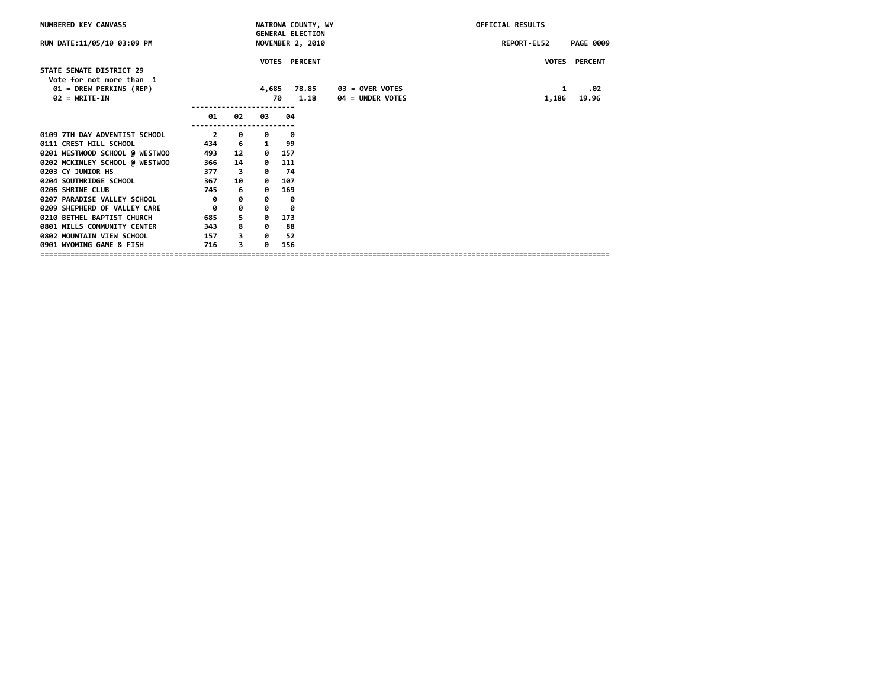NUMBERED KEY CANVASS — NATRONA COUNTY, WY — GENERAL ELECTION — NOVEMBER 2, 2010 — OFFICIAL RESULTS

RUN DATE:11/05/10 03:09 PM — REPORT-EL52

## STATE SENATE DISTRICT 29

Vote for not more than 1

| | VOTES | PERCENT | | VOTES | PERCENT |
|---|---|---|---|---|---|
| 01 = DREW PERKINS (REP) | 4,685 | 78.85 | 03 = OVER VOTES | 1 | .02 |
| 02 = WRITE-IN | 70 | 1.18 | 04 = UNDER VOTES | 1,186 | 19.96 |

| Precinct | 01 | 02 | 03 | 04 |
|---|---|---|---|---|
| 0109 7TH DAY ADVENTIST SCHOOL | 2 | 0 | 0 | 0 |
| 0111 CREST HILL SCHOOL | 434 | 6 | 1 | 99 |
| 0201 WESTWOOD SCHOOL @ WESTWOO | 493 | 12 | 0 | 157 |
| 0202 MCKINLEY SCHOOL @ WESTWOO | 366 | 14 | 0 | 111 |
| 0203 CY JUNIOR HS | 377 | 3 | 0 | 74 |
| 0204 SOUTHRIDGE SCHOOL | 367 | 10 | 0 | 107 |
| 0206 SHRINE CLUB | 745 | 6 | 0 | 169 |
| 0207 PARADISE VALLEY SCHOOL | 0 | 0 | 0 | 0 |
| 0209 SHEPHERD OF VALLEY CARE | 0 | 0 | 0 | 0 |
| 0210 BETHEL BAPTIST CHURCH | 685 | 5 | 0 | 173 |
| 0801 MILLS COMMUNITY CENTER | 343 | 8 | 0 | 88 |
| 0802 MOUNTAIN VIEW SCHOOL | 157 | 3 | 0 | 52 |
| 0901 WYOMING GAME & FISH | 716 | 3 | 0 | 156 |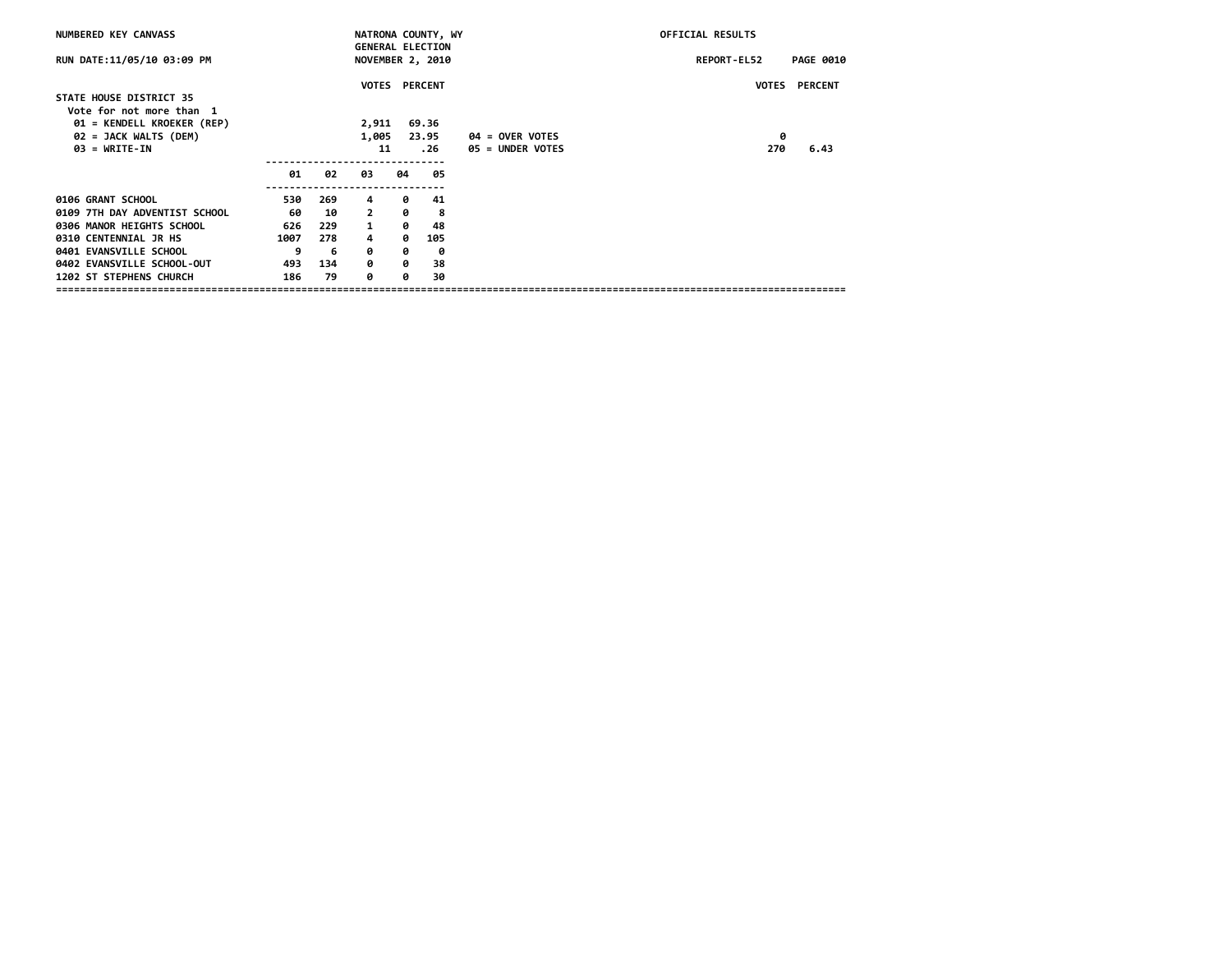NUMBERED KEY CANVASS

NATRONA COUNTY, WY
GENERAL ELECTION
NOVEMBER 2, 2010

OFFICIAL RESULTS

RUN DATE:11/05/10 03:09 PM

REPORT-EL52

## STATE HOUSE DISTRICT 35

Vote for not more than 1

| | VOTES | PERCENT | | VOTES | PERCENT |
|---|---|---|---|---|---|
| 01 = KENDELL KROEKER (REP) | 2,911 | 69.36 | | | |
| 02 = JACK WALTS (DEM) | 1,005 | 23.95 | 04 = OVER VOTES | 0 | |
| 03 = WRITE-IN | 11 | .26 | 05 = UNDER VOTES | 270 | 6.43 |

| | 01 | 02 | 03 | 04 | 05 |
|---|---|---|---|---|---|
| 0106 GRANT SCHOOL | 530 | 269 | 4 | 0 | 41 |
| 0109 7TH DAY ADVENTIST SCHOOL | 60 | 10 | 2 | 0 | 8 |
| 0306 MANOR HEIGHTS SCHOOL | 626 | 229 | 1 | 0 | 48 |
| 0310 CENTENNIAL JR HS | 1007 | 278 | 4 | 0 | 105 |
| 0401 EVANSVILLE SCHOOL | 9 | 6 | 0 | 0 | 0 |
| 0402 EVANSVILLE SCHOOL-OUT | 493 | 134 | 0 | 0 | 38 |
| 1202 ST STEPHENS CHURCH | 186 | 79 | 0 | 0 | 30 |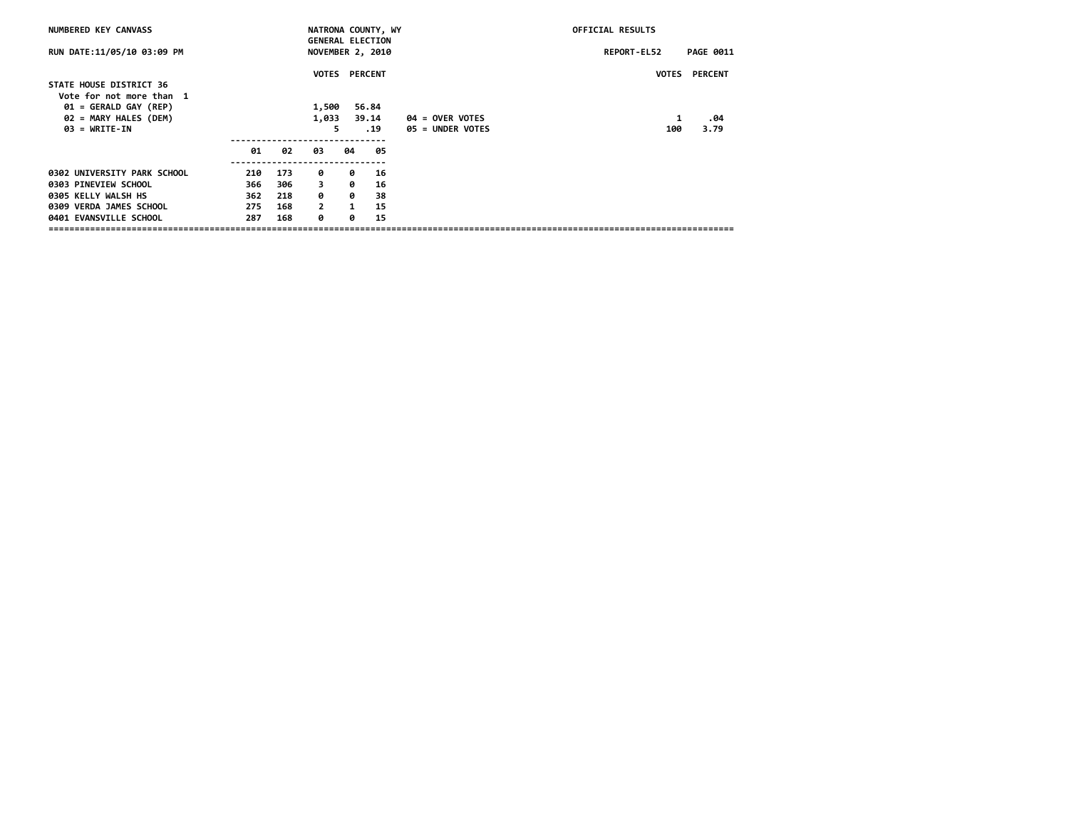NUMBERED KEY CANVASS — NATRONA COUNTY, WY — OFFICIAL RESULTS

GENERAL ELECTION

RUN DATE:11/05/10 03:09 PM — NOVEMBER 2, 2010 — REPORT-EL52

## STATE HOUSE DISTRICT 36

Vote for not more than 1

| | VOTES | PERCENT |
|---|---|---|
| 01 = GERALD GAY (REP) | 1,500 | 56.84 |
| 02 = MARY HALES (DEM) | 1,033 | 39.14 |
| 03 = WRITE-IN | 5 | .19 |
| 04 = OVER VOTES | 1 | .04 |
| 05 = UNDER VOTES | 100 | 3.79 |

| | 01 | 02 | 03 | 04 | 05 |
|---|---|---|---|---|---|
| 0302 UNIVERSITY PARK SCHOOL | 210 | 173 | 0 | 0 | 16 |
| 0303 PINEVIEW SCHOOL | 366 | 306 | 3 | 0 | 16 |
| 0305 KELLY WALSH HS | 362 | 218 | 0 | 0 | 38 |
| 0309 VERDA JAMES SCHOOL | 275 | 168 | 2 | 1 | 15 |
| 0401 EVANSVILLE SCHOOL | 287 | 168 | 0 | 0 | 15 |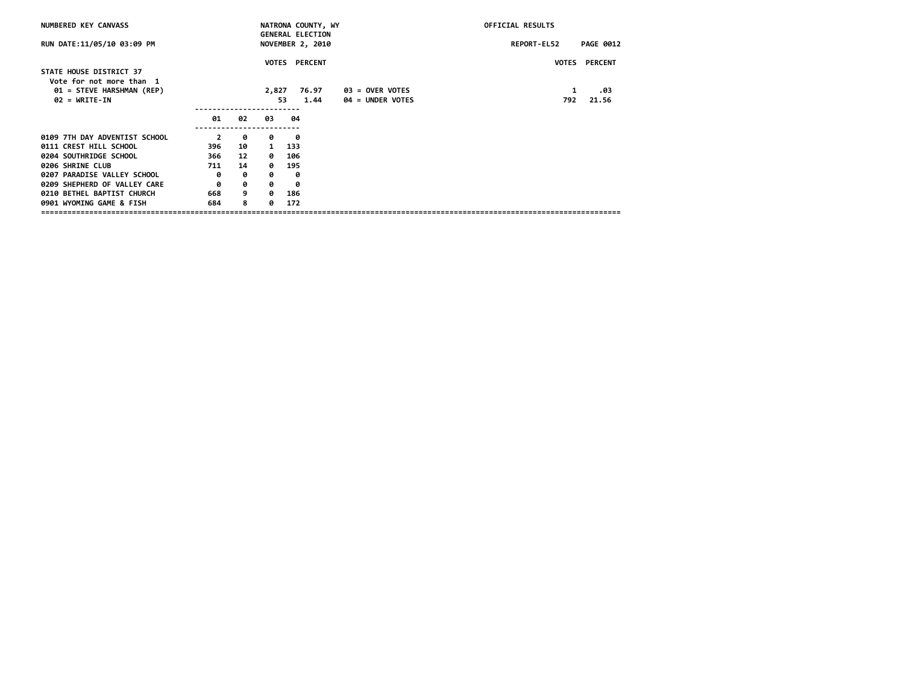NUMBERED KEY CANVASS — NATRONA COUNTY, WY — GENERAL ELECTION — NOVEMBER 2, 2010 — OFFICIAL RESULTS

RUN DATE:11/05/10 03:09 PM — REPORT-EL52

## STATE HOUSE DISTRICT 37

Vote for not more than 1

| | VOTES | PERCENT | | VOTES | PERCENT |
|---|---|---|---|---|---|
| 01 = STEVE HARSHMAN (REP) | 2,827 | 76.97 | 03 = OVER VOTES | 1 | .03 |
| 02 = WRITE-IN | 53 | 1.44 | 04 = UNDER VOTES | 792 | 21.56 |

| | 01 | 02 | 03 | 04 |
|---|---|---|---|---|
| 0109 7TH DAY ADVENTIST SCHOOL | 2 | 0 | 0 | 0 |
| 0111 CREST HILL SCHOOL | 396 | 10 | 1 | 133 |
| 0204 SOUTHRIDGE SCHOOL | 366 | 12 | 0 | 106 |
| 0206 SHRINE CLUB | 711 | 14 | 0 | 195 |
| 0207 PARADISE VALLEY SCHOOL | 0 | 0 | 0 | 0 |
| 0209 SHEPHERD OF VALLEY CARE | 0 | 0 | 0 | 0 |
| 0210 BETHEL BAPTIST CHURCH | 668 | 9 | 0 | 186 |
| 0901 WYOMING GAME & FISH | 684 | 8 | 0 | 172 |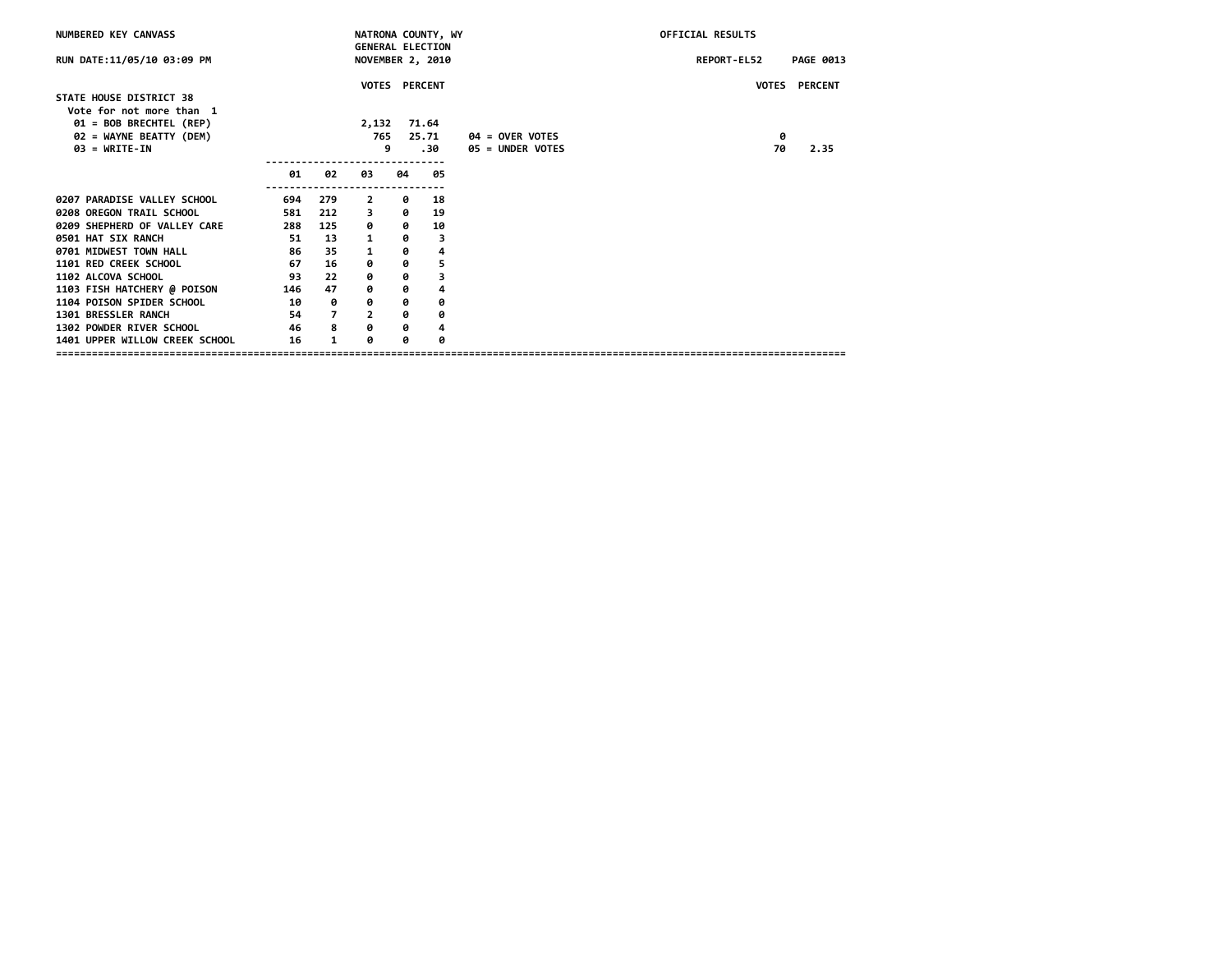NUMBERED KEY CANVASS — NATRONA COUNTY, WY — GENERAL ELECTION — OFFICIAL RESULTS

RUN DATE:11/05/10 03:09 PM — NOVEMBER 2, 2010 — REPORT-EL52

## STATE HOUSE DISTRICT 38

Vote for not more than 1

| | VOTES | PERCENT |
|---|---|---|
| 01 = BOB BRECHTEL (REP) | 2,132 | 71.64 |
| 02 = WAYNE BEATTY (DEM) | 765 | 25.71 |
| 03 = WRITE-IN | 9 | .30 |
| 04 = OVER VOTES | 0 | |
| 05 = UNDER VOTES | 70 | 2.35 |

| Precinct | 01 | 02 | 03 | 04 | 05 |
|---|---|---|---|---|---|
| 0207 PARADISE VALLEY SCHOOL | 694 | 279 | 2 | 0 | 18 |
| 0208 OREGON TRAIL SCHOOL | 581 | 212 | 3 | 0 | 19 |
| 0209 SHEPHERD OF VALLEY CARE | 288 | 125 | 0 | 0 | 10 |
| 0501 HAT SIX RANCH | 51 | 13 | 1 | 0 | 3 |
| 0701 MIDWEST TOWN HALL | 86 | 35 | 1 | 0 | 4 |
| 1101 RED CREEK SCHOOL | 67 | 16 | 0 | 0 | 5 |
| 1102 ALCOVA SCHOOL | 93 | 22 | 0 | 0 | 3 |
| 1103 FISH HATCHERY @ POISON | 146 | 47 | 0 | 0 | 4 |
| 1104 POISON SPIDER SCHOOL | 10 | 0 | 0 | 0 | 0 |
| 1301 BRESSLER RANCH | 54 | 7 | 2 | 0 | 0 |
| 1302 POWDER RIVER SCHOOL | 46 | 8 | 0 | 0 | 4 |
| 1401 UPPER WILLOW CREEK SCHOOL | 16 | 1 | 0 | 0 | 0 |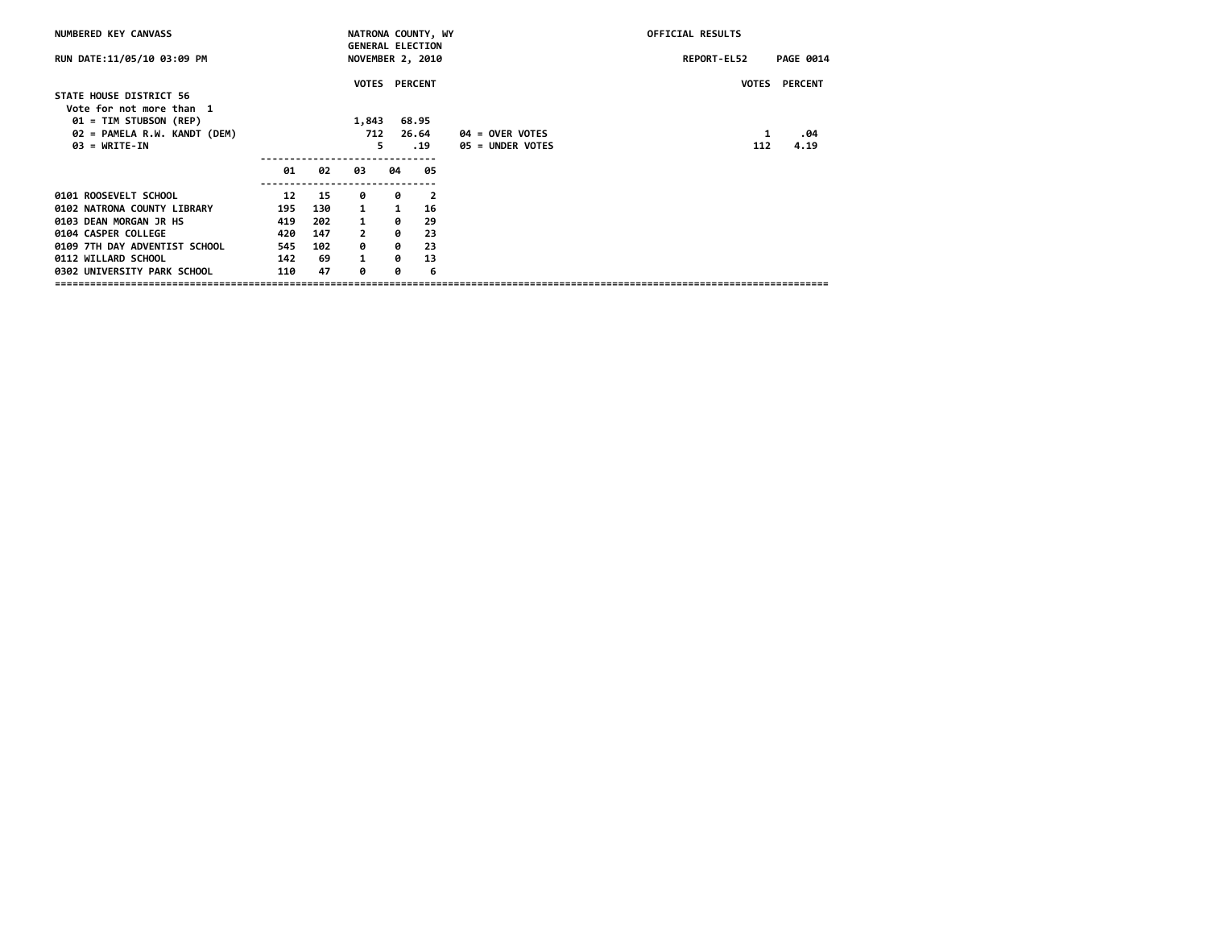NUMBERED KEY CANVASS — NATRONA COUNTY, WY — GENERAL ELECTION — NOVEMBER 2, 2010 — OFFICIAL RESULTS

RUN DATE:11/05/10 03:09 PM — REPORT-EL52

## STATE HOUSE DISTRICT 56

Vote for not more than 1

| | VOTES | PERCENT |
|---|---|---|
| 01 = TIM STUBSON (REP) | 1,843 | 68.95 |
| 02 = PAMELA R.W. KANDT (DEM) | 712 | 26.64 |
| 03 = WRITE-IN | 5 | .19 |
| 04 = OVER VOTES | 1 | .04 |
| 05 = UNDER VOTES | 112 | 4.19 |

| | 01 | 02 | 03 | 04 | 05 |
|---|---|---|---|---|---|
| 0101 ROOSEVELT SCHOOL | 12 | 15 | 0 | 0 | 2 |
| 0102 NATRONA COUNTY LIBRARY | 195 | 130 | 1 | 1 | 16 |
| 0103 DEAN MORGAN JR HS | 419 | 202 | 1 | 0 | 29 |
| 0104 CASPER COLLEGE | 420 | 147 | 2 | 0 | 23 |
| 0109 7TH DAY ADVENTIST SCHOOL | 545 | 102 | 0 | 0 | 23 |
| 0112 WILLARD SCHOOL | 142 | 69 | 1 | 0 | 13 |
| 0302 UNIVERSITY PARK SCHOOL | 110 | 47 | 0 | 0 | 6 |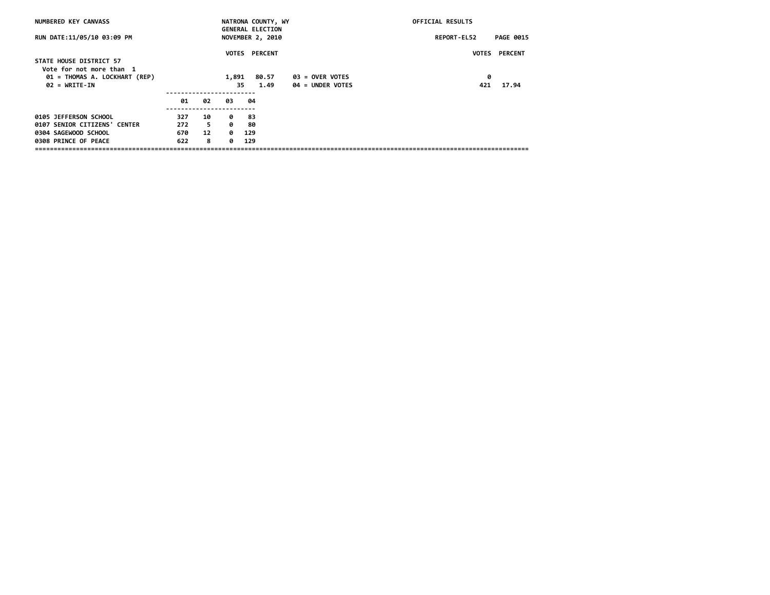NUMBERED KEY CANVASS — NATRONA COUNTY, WY — GENERAL ELECTION — NOVEMBER 2, 2010 — OFFICIAL RESULTS

RUN DATE:11/05/10 03:09 PM — REPORT-EL52

## STATE HOUSE DISTRICT 57

Vote for not more than 1

| | VOTES | PERCENT | | VOTES | PERCENT |
|---|---|---|---|---|---|
| 01 = THOMAS A. LOCKHART (REP) | 1,891 | 80.57 | 03 = OVER VOTES | 0 | |
| 02 = WRITE-IN | 35 | 1.49 | 04 = UNDER VOTES | 421 | 17.94 |

| | 01 | 02 | 03 | 04 |
|---|---|---|---|---|
| 0105 JEFFERSON SCHOOL | 327 | 10 | 0 | 83 |
| 0107 SENIOR CITIZENS' CENTER | 272 | 5 | 0 | 80 |
| 0304 SAGEWOOD SCHOOL | 670 | 12 | 0 | 129 |
| 0308 PRINCE OF PEACE | 622 | 8 | 0 | 129 |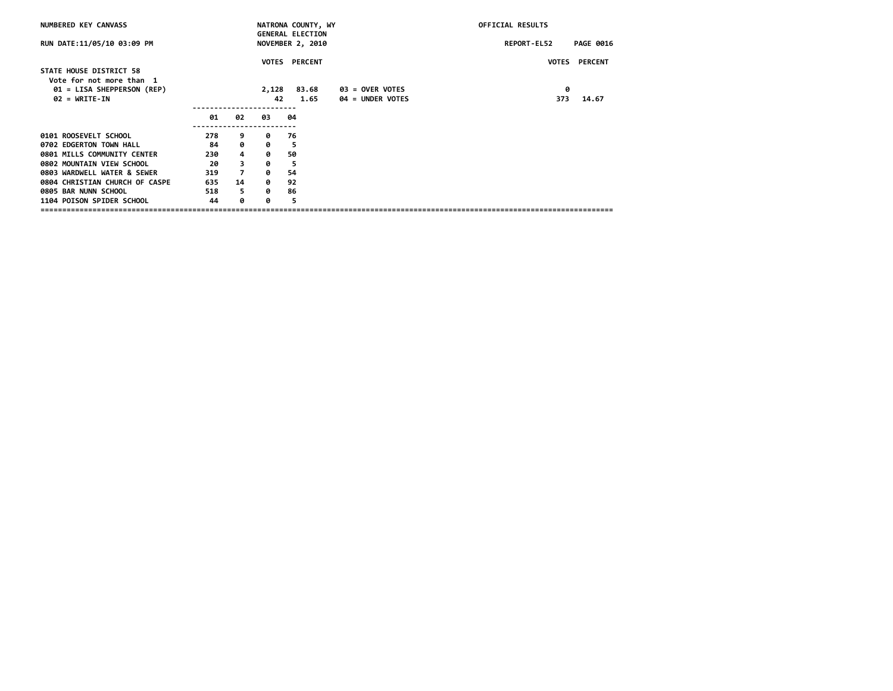NUMBERED KEY CANVASS

NATRONA COUNTY, WY
GENERAL ELECTION
NOVEMBER 2, 2010

OFFICIAL RESULTS

RUN DATE:11/05/10 03:09 PM

REPORT-EL52 PAGE 0016

## STATE HOUSE DISTRICT 58

Vote for not more than 1

| | VOTES | PERCENT | | VOTES | PERCENT |
|---|---|---|---|---|---|
| 01 = LISA SHEPPERSON (REP) | 2,128 | 83.68 | 03 = OVER VOTES | 0 | |
| 02 = WRITE-IN | 42 | 1.65 | 04 = UNDER VOTES | 373 | 14.67 |

| | 01 | 02 | 03 | 04 |
|---|---|---|---|---|
| 0101 ROOSEVELT SCHOOL | 278 | 9 | 0 | 76 |
| 0702 EDGERTON TOWN HALL | 84 | 0 | 0 | 5 |
| 0801 MILLS COMMUNITY CENTER | 230 | 4 | 0 | 50 |
| 0802 MOUNTAIN VIEW SCHOOL | 20 | 3 | 0 | 5 |
| 0803 WARDWELL WATER & SEWER | 319 | 7 | 0 | 54 |
| 0804 CHRISTIAN CHURCH OF CASPE | 635 | 14 | 0 | 92 |
| 0805 BAR NUNN SCHOOL | 518 | 5 | 0 | 86 |
| 1104 POISON SPIDER SCHOOL | 44 | 0 | 0 | 5 |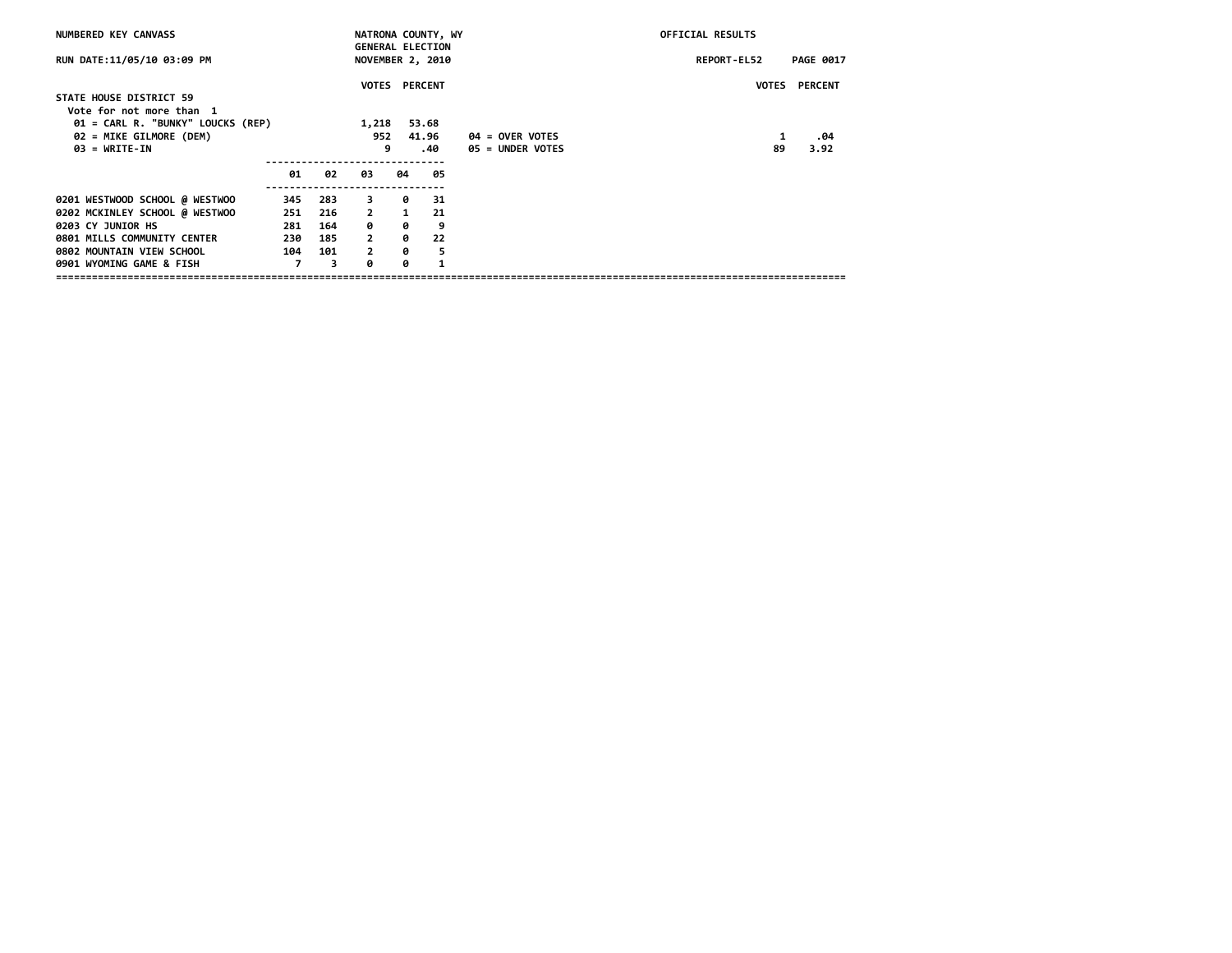NUMBERED KEY CANVASS — NATRONA COUNTY, WY — GENERAL ELECTION — NOVEMBER 2, 2010 — OFFICIAL RESULTS

RUN DATE:11/05/10 03:09 PM — REPORT-EL52

## STATE HOUSE DISTRICT 59

Vote for not more than 1

| Candidate | VOTES | PERCENT |
|---|---|---|
| 01 = CARL R. "BUNKY" LOUCKS (REP) | 1,218 | 53.68 |
| 02 = MIKE GILMORE (DEM) | 952 | 41.96 |
| 03 = WRITE-IN | 9 | .40 |
| 04 = OVER VOTES | 1 | .04 |
| 05 = UNDER VOTES | 89 | 3.92 |

| Precinct | 01 | 02 | 03 | 04 | 05 |
|---|---|---|---|---|---|
| 0201 WESTWOOD SCHOOL @ WESTWOO | 345 | 283 | 3 | 0 | 31 |
| 0202 MCKINLEY SCHOOL @ WESTWOO | 251 | 216 | 2 | 1 | 21 |
| 0203 CY JUNIOR HS | 281 | 164 | 0 | 0 | 9 |
| 0801 MILLS COMMUNITY CENTER | 230 | 185 | 2 | 0 | 22 |
| 0802 MOUNTAIN VIEW SCHOOL | 104 | 101 | 2 | 0 | 5 |
| 0901 WYOMING GAME & FISH | 7 | 3 | 0 | 0 | 1 |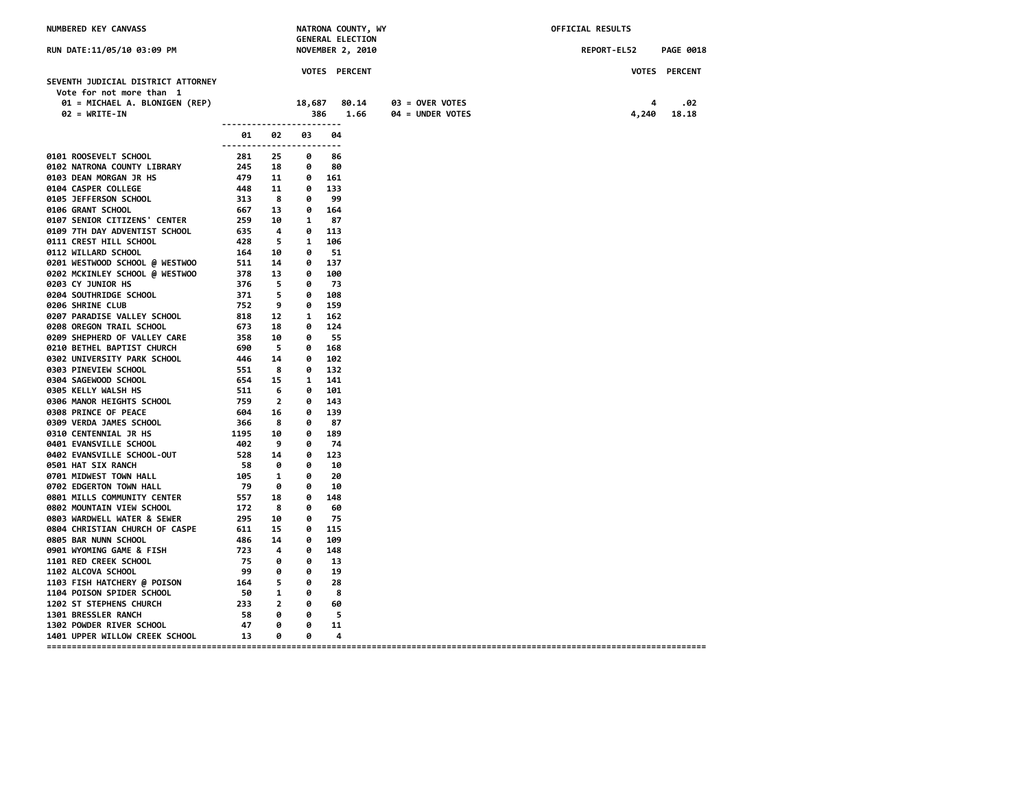NUMBERED KEY CANVASS — NATRONA COUNTY, WY — GENERAL ELECTION — NOVEMBER 2, 2010 — OFFICIAL RESULTS

RUN DATE:11/05/10 03:09 PM — REPORT-EL52

## SEVENTH JUDICIAL DISTRICT ATTORNEY

Vote for not more than 1

| Key | Candidate | Votes | Percent |
|---|---|---|---|
| 01 | MICHAEL A. BLONIGEN (REP) | 18,687 | 80.14 |
| 02 | WRITE-IN | 386 | 1.66 |
| 03 | OVER VOTES | 4 | .02 |
| 04 | UNDER VOTES | 4,240 | 18.18 |

| Precinct | 01 | 02 | 03 | 04 |
|---|---|---|---|---|
| 0101 ROOSEVELT SCHOOL | 281 | 25 | 0 | 86 |
| 0102 NATRONA COUNTY LIBRARY | 245 | 18 | 0 | 80 |
| 0103 DEAN MORGAN JR HS | 479 | 11 | 0 | 161 |
| 0104 CASPER COLLEGE | 448 | 11 | 0 | 133 |
| 0105 JEFFERSON SCHOOL | 313 | 8 | 0 | 99 |
| 0106 GRANT SCHOOL | 667 | 13 | 0 | 164 |
| 0107 SENIOR CITIZENS' CENTER | 259 | 10 | 1 | 87 |
| 0109 7TH DAY ADVENTIST SCHOOL | 635 | 4 | 0 | 113 |
| 0111 CREST HILL SCHOOL | 428 | 5 | 1 | 106 |
| 0112 WILLARD SCHOOL | 164 | 10 | 0 | 51 |
| 0201 WESTWOOD SCHOOL @ WESTWOO | 511 | 14 | 0 | 137 |
| 0202 MCKINLEY SCHOOL @ WESTWOO | 378 | 13 | 0 | 100 |
| 0203 CY JUNIOR HS | 376 | 5 | 0 | 73 |
| 0204 SOUTHRIDGE SCHOOL | 371 | 5 | 0 | 108 |
| 0206 SHRINE CLUB | 752 | 9 | 0 | 159 |
| 0207 PARADISE VALLEY SCHOOL | 818 | 12 | 1 | 162 |
| 0208 OREGON TRAIL SCHOOL | 673 | 18 | 0 | 124 |
| 0209 SHEPHERD OF VALLEY CARE | 358 | 10 | 0 | 55 |
| 0210 BETHEL BAPTIST CHURCH | 690 | 5 | 0 | 168 |
| 0302 UNIVERSITY PARK SCHOOL | 446 | 14 | 0 | 102 |
| 0303 PINEVIEW SCHOOL | 551 | 8 | 0 | 132 |
| 0304 SAGEWOOD SCHOOL | 654 | 15 | 1 | 141 |
| 0305 KELLY WALSH HS | 511 | 6 | 0 | 101 |
| 0306 MANOR HEIGHTS SCHOOL | 759 | 2 | 0 | 143 |
| 0308 PRINCE OF PEACE | 604 | 16 | 0 | 139 |
| 0309 VERDA JAMES SCHOOL | 366 | 8 | 0 | 87 |
| 0310 CENTENNIAL JR HS | 1195 | 10 | 0 | 189 |
| 0401 EVANSVILLE SCHOOL | 402 | 9 | 0 | 74 |
| 0402 EVANSVILLE SCHOOL-OUT | 528 | 14 | 0 | 123 |
| 0501 HAT SIX RANCH | 58 | 0 | 0 | 10 |
| 0701 MIDWEST TOWN HALL | 105 | 1 | 0 | 20 |
| 0702 EDGERTON TOWN HALL | 79 | 0 | 0 | 10 |
| 0801 MILLS COMMUNITY CENTER | 557 | 18 | 0 | 148 |
| 0802 MOUNTAIN VIEW SCHOOL | 172 | 8 | 0 | 60 |
| 0803 WARDWELL WATER & SEWER | 295 | 10 | 0 | 75 |
| 0804 CHRISTIAN CHURCH OF CASPE | 611 | 15 | 0 | 115 |
| 0805 BAR NUNN SCHOOL | 486 | 14 | 0 | 109 |
| 0901 WYOMING GAME & FISH | 723 | 4 | 0 | 148 |
| 1101 RED CREEK SCHOOL | 75 | 0 | 0 | 13 |
| 1102 ALCOVA SCHOOL | 99 | 0 | 0 | 19 |
| 1103 FISH HATCHERY @ POISON | 164 | 5 | 0 | 28 |
| 1104 POISON SPIDER SCHOOL | 50 | 1 | 0 | 8 |
| 1202 ST STEPHENS CHURCH | 233 | 2 | 0 | 60 |
| 1301 BRESSLER RANCH | 58 | 0 | 0 | 5 |
| 1302 POWDER RIVER SCHOOL | 47 | 0 | 0 | 11 |
| 1401 UPPER WILLOW CREEK SCHOOL | 13 | 0 | 0 | 4 |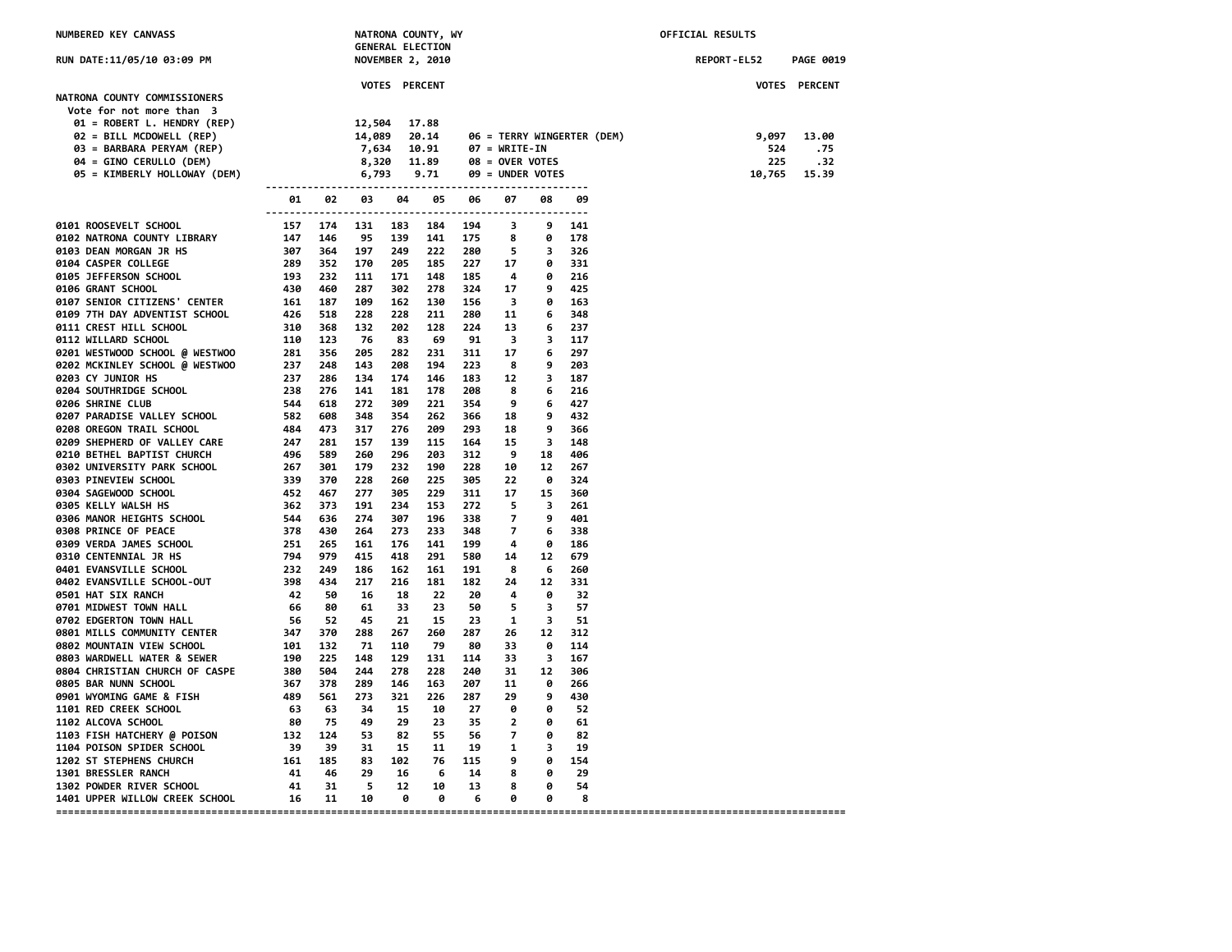NUMBERED KEY CANVASS — NATRONA COUNTY, WY — GENERAL ELECTION — NOVEMBER 2, 2010 — OFFICIAL RESULTS

RUN DATE:11/05/10 03:09 PM — REPORT-EL52

## NATRONA COUNTY COMMISSIONERS

Vote for not more than 3

| | VOTES | PERCENT |
|---|---|---|
| 01 = ROBERT L. HENDRY (REP) | 12,504 | 17.88 |
| 02 = BILL MCDOWELL (REP) | 14,089 | 20.14 |
| 03 = BARBARA PERYAM (REP) | 7,634 | 10.91 |
| 04 = GINO CERULLO (DEM) | 8,320 | 11.89 |
| 05 = KIMBERLY HOLLOWAY (DEM) | 6,793 | 9.71 |
| 06 = TERRY WINGERTER (DEM) | 9,097 | 13.00 |
| 07 = WRITE-IN | 524 | .75 |
| 08 = OVER VOTES | 225 | .32 |
| 09 = UNDER VOTES | 10,765 | 15.39 |

| | 01 | 02 | 03 | 04 | 05 | 06 | 07 | 08 | 09 |
|---|---|---|---|---|---|---|---|---|---|
| 0101 ROOSEVELT SCHOOL | 157 | 174 | 131 | 183 | 184 | 194 | 3 | 9 | 141 |
| 0102 NATRONA COUNTY LIBRARY | 147 | 146 | 95 | 139 | 141 | 175 | 8 | 0 | 178 |
| 0103 DEAN MORGAN JR HS | 307 | 364 | 197 | 249 | 222 | 280 | 5 | 3 | 326 |
| 0104 CASPER COLLEGE | 289 | 352 | 170 | 205 | 185 | 227 | 17 | 0 | 331 |
| 0105 JEFFERSON SCHOOL | 193 | 232 | 111 | 171 | 148 | 185 | 4 | 0 | 216 |
| 0106 GRANT SCHOOL | 430 | 460 | 287 | 302 | 278 | 324 | 17 | 9 | 425 |
| 0107 SENIOR CITIZENS' CENTER | 161 | 187 | 109 | 162 | 130 | 156 | 3 | 0 | 163 |
| 0109 7TH DAY ADVENTIST SCHOOL | 426 | 518 | 228 | 228 | 211 | 280 | 11 | 6 | 348 |
| 0111 CREST HILL SCHOOL | 310 | 368 | 132 | 202 | 128 | 224 | 13 | 6 | 237 |
| 0112 WILLARD SCHOOL | 110 | 123 | 76 | 83 | 69 | 91 | 3 | 3 | 117 |
| 0201 WESTWOOD SCHOOL @ WESTWOO | 281 | 356 | 205 | 282 | 231 | 311 | 17 | 6 | 297 |
| 0202 MCKINLEY SCHOOL @ WESTWOO | 237 | 248 | 143 | 208 | 194 | 223 | 8 | 9 | 203 |
| 0203 CY JUNIOR HS | 237 | 286 | 134 | 174 | 146 | 183 | 12 | 3 | 187 |
| 0204 SOUTHRIDGE SCHOOL | 238 | 276 | 141 | 181 | 178 | 208 | 8 | 6 | 216 |
| 0206 SHRINE CLUB | 544 | 618 | 272 | 309 | 221 | 354 | 9 | 6 | 427 |
| 0207 PARADISE VALLEY SCHOOL | 582 | 608 | 348 | 354 | 262 | 366 | 18 | 9 | 432 |
| 0208 OREGON TRAIL SCHOOL | 484 | 473 | 317 | 276 | 209 | 293 | 18 | 9 | 366 |
| 0209 SHEPHERD OF VALLEY CARE | 247 | 281 | 157 | 139 | 115 | 164 | 15 | 3 | 148 |
| 0210 BETHEL BAPTIST CHURCH | 496 | 589 | 260 | 296 | 203 | 312 | 9 | 18 | 406 |
| 0302 UNIVERSITY PARK SCHOOL | 267 | 301 | 179 | 232 | 190 | 228 | 10 | 12 | 267 |
| 0303 PINEVIEW SCHOOL | 339 | 370 | 228 | 260 | 225 | 305 | 22 | 0 | 324 |
| 0304 SAGEWOOD SCHOOL | 452 | 467 | 277 | 305 | 229 | 311 | 17 | 15 | 360 |
| 0305 KELLY WALSH HS | 362 | 373 | 191 | 234 | 153 | 272 | 5 | 3 | 261 |
| 0306 MANOR HEIGHTS SCHOOL | 544 | 636 | 274 | 307 | 196 | 338 | 7 | 9 | 401 |
| 0308 PRINCE OF PEACE | 378 | 430 | 264 | 273 | 233 | 348 | 7 | 6 | 338 |
| 0309 VERDA JAMES SCHOOL | 251 | 265 | 161 | 176 | 141 | 199 | 4 | 0 | 186 |
| 0310 CENTENNIAL JR HS | 794 | 979 | 415 | 418 | 291 | 580 | 14 | 12 | 679 |
| 0401 EVANSVILLE SCHOOL | 232 | 249 | 186 | 162 | 161 | 191 | 8 | 6 | 260 |
| 0402 EVANSVILLE SCHOOL-OUT | 398 | 434 | 217 | 216 | 181 | 182 | 24 | 12 | 331 |
| 0501 HAT SIX RANCH | 42 | 50 | 16 | 18 | 22 | 20 | 4 | 0 | 32 |
| 0701 MIDWEST TOWN HALL | 66 | 80 | 61 | 33 | 23 | 50 | 5 | 3 | 57 |
| 0702 EDGERTON TOWN HALL | 56 | 52 | 45 | 21 | 15 | 23 | 1 | 3 | 51 |
| 0801 MILLS COMMUNITY CENTER | 347 | 370 | 288 | 267 | 260 | 287 | 26 | 12 | 312 |
| 0802 MOUNTAIN VIEW SCHOOL | 101 | 132 | 71 | 110 | 79 | 80 | 33 | 0 | 114 |
| 0803 WARDWELL WATER & SEWER | 190 | 225 | 148 | 129 | 131 | 114 | 33 | 3 | 167 |
| 0804 CHRISTIAN CHURCH OF CASPE | 380 | 504 | 244 | 278 | 228 | 240 | 31 | 12 | 306 |
| 0805 BAR NUNN SCHOOL | 367 | 378 | 289 | 146 | 163 | 207 | 11 | 0 | 266 |
| 0901 WYOMING GAME & FISH | 489 | 561 | 273 | 321 | 226 | 287 | 29 | 9 | 430 |
| 1101 RED CREEK SCHOOL | 63 | 63 | 34 | 15 | 10 | 27 | 0 | 0 | 52 |
| 1102 ALCOVA SCHOOL | 80 | 75 | 49 | 29 | 23 | 35 | 2 | 0 | 61 |
| 1103 FISH HATCHERY @ POISON | 132 | 124 | 53 | 82 | 55 | 56 | 7 | 0 | 82 |
| 1104 POISON SPIDER SCHOOL | 39 | 39 | 31 | 15 | 11 | 19 | 1 | 3 | 19 |
| 1202 ST STEPHENS CHURCH | 161 | 185 | 83 | 102 | 76 | 115 | 9 | 0 | 154 |
| 1301 BRESSLER RANCH | 41 | 46 | 29 | 16 | 6 | 14 | 8 | 0 | 29 |
| 1302 POWDER RIVER SCHOOL | 41 | 31 | 5 | 12 | 10 | 13 | 8 | 0 | 54 |
| 1401 UPPER WILLOW CREEK SCHOOL | 16 | 11 | 10 | 0 | 0 | 6 | 0 | 0 | 8 |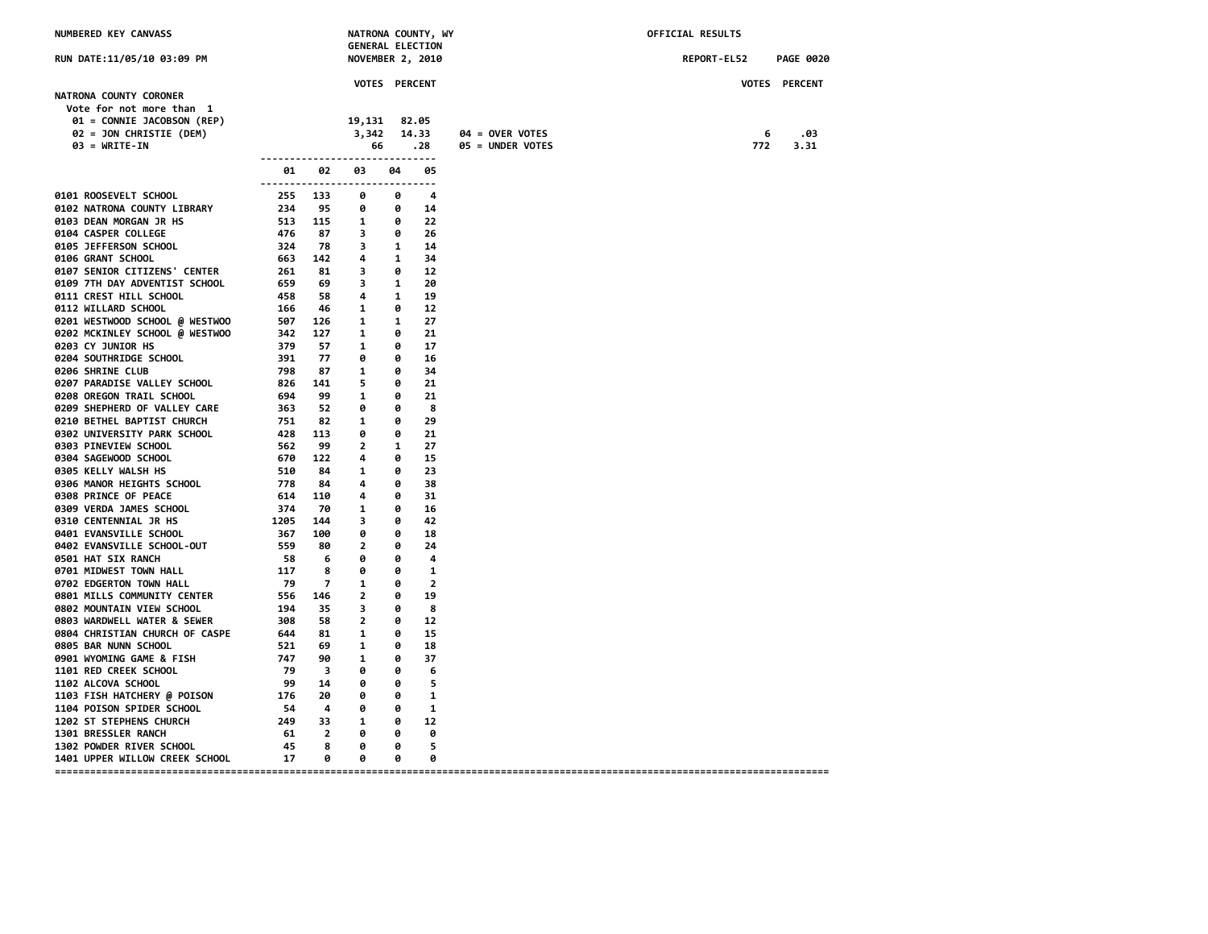NUMBERED KEY CANVASS — NATRONA COUNTY, WY — OFFICIAL RESULTS

GENERAL ELECTION

RUN DATE:11/05/10 03:09 PM — NOVEMBER 2, 2010 — REPORT-EL52

## NATRONA COUNTY CORONER

Vote for not more than 1

| | VOTES | PERCENT | | VOTES | PERCENT |
|---|---|---|---|---|---|
| 01 = CONNIE JACOBSON (REP) | 19,131 | 82.05 | | | |
| 02 = JON CHRISTIE (DEM) | 3,342 | 14.33 | 04 = OVER VOTES | 6 | .03 |
| 03 = WRITE-IN | 66 | .28 | 05 = UNDER VOTES | 772 | 3.31 |

| Precinct | 01 | 02 | 03 | 04 | 05 |
|---|---|---|---|---|---|
| 0101 ROOSEVELT SCHOOL | 255 | 133 | 0 | 0 | 4 |
| 0102 NATRONA COUNTY LIBRARY | 234 | 95 | 0 | 0 | 14 |
| 0103 DEAN MORGAN JR HS | 513 | 115 | 1 | 0 | 22 |
| 0104 CASPER COLLEGE | 476 | 87 | 3 | 0 | 26 |
| 0105 JEFFERSON SCHOOL | 324 | 78 | 3 | 1 | 14 |
| 0106 GRANT SCHOOL | 663 | 142 | 4 | 1 | 34 |
| 0107 SENIOR CITIZENS' CENTER | 261 | 81 | 3 | 0 | 12 |
| 0109 7TH DAY ADVENTIST SCHOOL | 659 | 69 | 3 | 1 | 20 |
| 0111 CREST HILL SCHOOL | 458 | 58 | 4 | 1 | 19 |
| 0112 WILLARD SCHOOL | 166 | 46 | 1 | 0 | 12 |
| 0201 WESTWOOD SCHOOL @ WESTWOO | 507 | 126 | 1 | 1 | 27 |
| 0202 MCKINLEY SCHOOL @ WESTWOO | 342 | 127 | 1 | 0 | 21 |
| 0203 CY JUNIOR HS | 379 | 57 | 1 | 0 | 17 |
| 0204 SOUTHRIDGE SCHOOL | 391 | 77 | 0 | 0 | 16 |
| 0206 SHRINE CLUB | 798 | 87 | 1 | 0 | 34 |
| 0207 PARADISE VALLEY SCHOOL | 826 | 141 | 5 | 0 | 21 |
| 0208 OREGON TRAIL SCHOOL | 694 | 99 | 1 | 0 | 21 |
| 0209 SHEPHERD OF VALLEY CARE | 363 | 52 | 0 | 0 | 8 |
| 0210 BETHEL BAPTIST CHURCH | 751 | 82 | 1 | 0 | 29 |
| 0302 UNIVERSITY PARK SCHOOL | 428 | 113 | 0 | 0 | 21 |
| 0303 PINEVIEW SCHOOL | 562 | 99 | 2 | 1 | 27 |
| 0304 SAGEWOOD SCHOOL | 670 | 122 | 4 | 0 | 15 |
| 0305 KELLY WALSH HS | 510 | 84 | 1 | 0 | 23 |
| 0306 MANOR HEIGHTS SCHOOL | 778 | 84 | 4 | 0 | 38 |
| 0308 PRINCE OF PEACE | 614 | 110 | 4 | 0 | 31 |
| 0309 VERDA JAMES SCHOOL | 374 | 70 | 1 | 0 | 16 |
| 0310 CENTENNIAL JR HS | 1205 | 144 | 3 | 0 | 42 |
| 0401 EVANSVILLE SCHOOL | 367 | 100 | 0 | 0 | 18 |
| 0402 EVANSVILLE SCHOOL-OUT | 559 | 80 | 2 | 0 | 24 |
| 0501 HAT SIX RANCH | 58 | 6 | 0 | 0 | 4 |
| 0701 MIDWEST TOWN HALL | 117 | 8 | 0 | 0 | 1 |
| 0702 EDGERTON TOWN HALL | 79 | 7 | 1 | 0 | 2 |
| 0801 MILLS COMMUNITY CENTER | 556 | 146 | 2 | 0 | 19 |
| 0802 MOUNTAIN VIEW SCHOOL | 194 | 35 | 3 | 0 | 8 |
| 0803 WARDWELL WATER & SEWER | 308 | 58 | 2 | 0 | 12 |
| 0804 CHRISTIAN CHURCH OF CASPE | 644 | 81 | 1 | 0 | 15 |
| 0805 BAR NUNN SCHOOL | 521 | 69 | 1 | 0 | 18 |
| 0901 WYOMING GAME & FISH | 747 | 90 | 1 | 0 | 37 |
| 1101 RED CREEK SCHOOL | 79 | 3 | 0 | 0 | 6 |
| 1102 ALCOVA SCHOOL | 99 | 14 | 0 | 0 | 5 |
| 1103 FISH HATCHERY @ POISON | 176 | 20 | 0 | 0 | 1 |
| 1104 POISON SPIDER SCHOOL | 54 | 4 | 0 | 0 | 1 |
| 1202 ST STEPHENS CHURCH | 249 | 33 | 1 | 0 | 12 |
| 1301 BRESSLER RANCH | 61 | 2 | 0 | 0 | 0 |
| 1302 POWDER RIVER SCHOOL | 45 | 8 | 0 | 0 | 5 |
| 1401 UPPER WILLOW CREEK SCHOOL | 17 | 0 | 0 | 0 | 0 |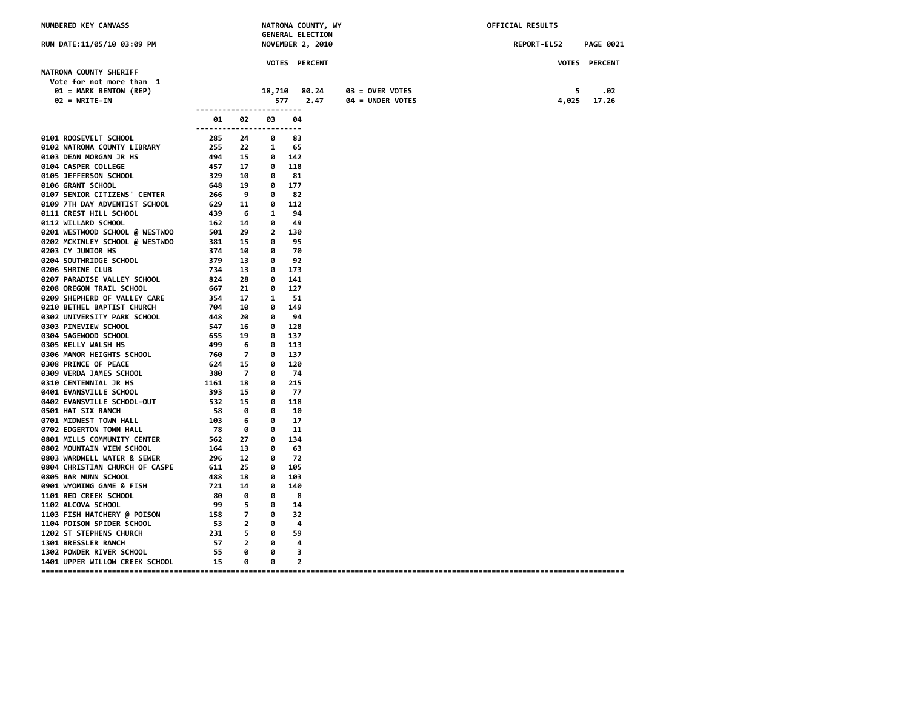NUMBERED KEY CANVASS — NATRONA COUNTY, WY — GENERAL ELECTION — NOVEMBER 2, 2010 — OFFICIAL RESULTS

RUN DATE:11/05/10 03:09 PM — REPORT-EL52

## NATRONA COUNTY SHERIFF

Vote for not more than 1

| | VOTES | PERCENT | | VOTES | PERCENT |
|---|---|---|---|---|---|
| 01 = MARK BENTON (REP) | 18,710 | 80.24 | 03 = OVER VOTES | 5 | .02 |
| 02 = WRITE-IN | 577 | 2.47 | 04 = UNDER VOTES | 4,025 | 17.26 |

| | 01 | 02 | 03 | 04 |
|---|---|---|---|---|
| 0101 ROOSEVELT SCHOOL | 285 | 24 | 0 | 83 |
| 0102 NATRONA COUNTY LIBRARY | 255 | 22 | 1 | 65 |
| 0103 DEAN MORGAN JR HS | 494 | 15 | 0 | 142 |
| 0104 CASPER COLLEGE | 457 | 17 | 0 | 118 |
| 0105 JEFFERSON SCHOOL | 329 | 10 | 0 | 81 |
| 0106 GRANT SCHOOL | 648 | 19 | 0 | 177 |
| 0107 SENIOR CITIZENS' CENTER | 266 | 9 | 0 | 82 |
| 0109 7TH DAY ADVENTIST SCHOOL | 629 | 11 | 0 | 112 |
| 0111 CREST HILL SCHOOL | 439 | 6 | 1 | 94 |
| 0112 WILLARD SCHOOL | 162 | 14 | 0 | 49 |
| 0201 WESTWOOD SCHOOL @ WESTWOO | 501 | 29 | 2 | 130 |
| 0202 MCKINLEY SCHOOL @ WESTWOO | 381 | 15 | 0 | 95 |
| 0203 CY JUNIOR HS | 374 | 10 | 0 | 70 |
| 0204 SOUTHRIDGE SCHOOL | 379 | 13 | 0 | 92 |
| 0206 SHRINE CLUB | 734 | 13 | 0 | 173 |
| 0207 PARADISE VALLEY SCHOOL | 824 | 28 | 0 | 141 |
| 0208 OREGON TRAIL SCHOOL | 667 | 21 | 0 | 127 |
| 0209 SHEPHERD OF VALLEY CARE | 354 | 17 | 1 | 51 |
| 0210 BETHEL BAPTIST CHURCH | 704 | 10 | 0 | 149 |
| 0302 UNIVERSITY PARK SCHOOL | 448 | 20 | 0 | 94 |
| 0303 PINEVIEW SCHOOL | 547 | 16 | 0 | 128 |
| 0304 SAGEWOOD SCHOOL | 655 | 19 | 0 | 137 |
| 0305 KELLY WALSH HS | 499 | 6 | 0 | 113 |
| 0306 MANOR HEIGHTS SCHOOL | 760 | 7 | 0 | 137 |
| 0308 PRINCE OF PEACE | 624 | 15 | 0 | 120 |
| 0309 VERDA JAMES SCHOOL | 380 | 7 | 0 | 74 |
| 0310 CENTENNIAL JR HS | 1161 | 18 | 0 | 215 |
| 0401 EVANSVILLE SCHOOL | 393 | 15 | 0 | 77 |
| 0402 EVANSVILLE SCHOOL-OUT | 532 | 15 | 0 | 118 |
| 0501 HAT SIX RANCH | 58 | 0 | 0 | 10 |
| 0701 MIDWEST TOWN HALL | 103 | 6 | 0 | 17 |
| 0702 EDGERTON TOWN HALL | 78 | 0 | 0 | 11 |
| 0801 MILLS COMMUNITY CENTER | 562 | 27 | 0 | 134 |
| 0802 MOUNTAIN VIEW SCHOOL | 164 | 13 | 0 | 63 |
| 0803 WARDWELL WATER & SEWER | 296 | 12 | 0 | 72 |
| 0804 CHRISTIAN CHURCH OF CASPE | 611 | 25 | 0 | 105 |
| 0805 BAR NUNN SCHOOL | 488 | 18 | 0 | 103 |
| 0901 WYOMING GAME & FISH | 721 | 14 | 0 | 140 |
| 1101 RED CREEK SCHOOL | 80 | 0 | 0 | 8 |
| 1102 ALCOVA SCHOOL | 99 | 5 | 0 | 14 |
| 1103 FISH HATCHERY @ POISON | 158 | 7 | 0 | 32 |
| 1104 POISON SPIDER SCHOOL | 53 | 2 | 0 | 4 |
| 1202 ST STEPHENS CHURCH | 231 | 5 | 0 | 59 |
| 1301 BRESSLER RANCH | 57 | 2 | 0 | 4 |
| 1302 POWDER RIVER SCHOOL | 55 | 0 | 0 | 3 |
| 1401 UPPER WILLOW CREEK SCHOOL | 15 | 0 | 0 | 2 |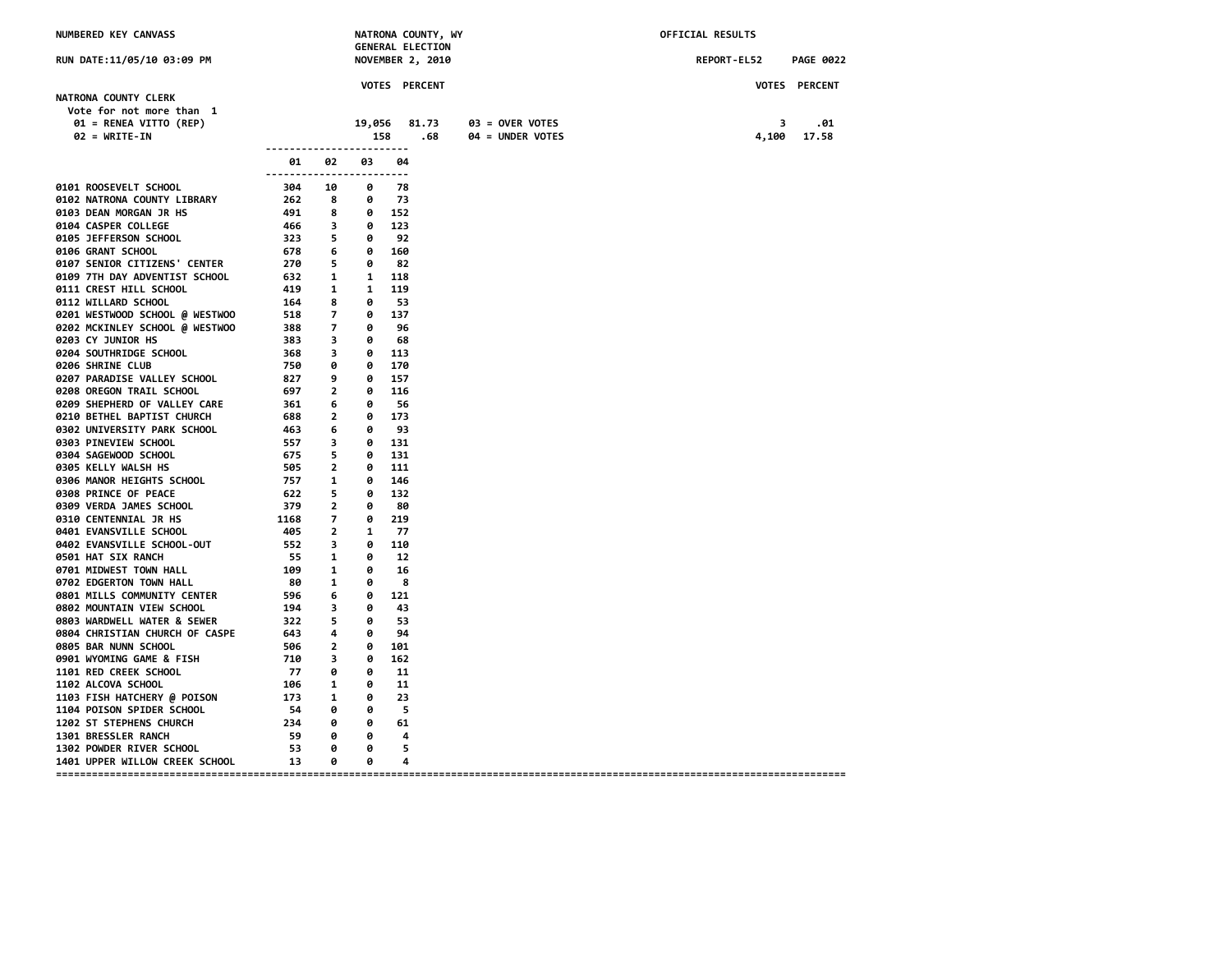NUMBERED KEY CANVASS

NATRONA COUNTY, WY
GENERAL ELECTION
NOVEMBER 2, 2010

OFFICIAL RESULTS

RUN DATE:11/05/10 03:09 PM

REPORT-EL52 PAGE 0022

## NATRONA COUNTY CLERK

Vote for not more than 1

| | VOTES | PERCENT | | VOTES | PERCENT |
|---|---|---|---|---|---|
| 01 = RENEA VITTO (REP) | 19,056 | 81.73 | 03 = OVER VOTES | 3 | .01 |
| 02 = WRITE-IN | 158 | .68 | 04 = UNDER VOTES | 4,100 | 17.58 |

| | 01 | 02 | 03 | 04 |
|---|---|---|---|---|
| 0101 ROOSEVELT SCHOOL | 304 | 10 | 0 | 78 |
| 0102 NATRONA COUNTY LIBRARY | 262 | 8 | 0 | 73 |
| 0103 DEAN MORGAN JR HS | 491 | 8 | 0 | 152 |
| 0104 CASPER COLLEGE | 466 | 3 | 0 | 123 |
| 0105 JEFFERSON SCHOOL | 323 | 5 | 0 | 92 |
| 0106 GRANT SCHOOL | 678 | 6 | 0 | 160 |
| 0107 SENIOR CITIZENS' CENTER | 270 | 5 | 0 | 82 |
| 0109 7TH DAY ADVENTIST SCHOOL | 632 | 1 | 1 | 118 |
| 0111 CREST HILL SCHOOL | 419 | 1 | 1 | 119 |
| 0112 WILLARD SCHOOL | 164 | 8 | 0 | 53 |
| 0201 WESTWOOD SCHOOL @ WESTWOO | 518 | 7 | 0 | 137 |
| 0202 MCKINLEY SCHOOL @ WESTWOO | 388 | 7 | 0 | 96 |
| 0203 CY JUNIOR HS | 383 | 3 | 0 | 68 |
| 0204 SOUTHRIDGE SCHOOL | 368 | 3 | 0 | 113 |
| 0206 SHRINE CLUB | 750 | 0 | 0 | 170 |
| 0207 PARADISE VALLEY SCHOOL | 827 | 9 | 0 | 157 |
| 0208 OREGON TRAIL SCHOOL | 697 | 2 | 0 | 116 |
| 0209 SHEPHERD OF VALLEY CARE | 361 | 6 | 0 | 56 |
| 0210 BETHEL BAPTIST CHURCH | 688 | 2 | 0 | 173 |
| 0302 UNIVERSITY PARK SCHOOL | 463 | 6 | 0 | 93 |
| 0303 PINEVIEW SCHOOL | 557 | 3 | 0 | 131 |
| 0304 SAGEWOOD SCHOOL | 675 | 5 | 0 | 131 |
| 0305 KELLY WALSH HS | 505 | 2 | 0 | 111 |
| 0306 MANOR HEIGHTS SCHOOL | 757 | 1 | 0 | 146 |
| 0308 PRINCE OF PEACE | 622 | 5 | 0 | 132 |
| 0309 VERDA JAMES SCHOOL | 379 | 2 | 0 | 80 |
| 0310 CENTENNIAL JR HS | 1168 | 7 | 0 | 219 |
| 0401 EVANSVILLE SCHOOL | 405 | 2 | 1 | 77 |
| 0402 EVANSVILLE SCHOOL-OUT | 552 | 3 | 0 | 110 |
| 0501 HAT SIX RANCH | 55 | 1 | 0 | 12 |
| 0701 MIDWEST TOWN HALL | 109 | 1 | 0 | 16 |
| 0702 EDGERTON TOWN HALL | 80 | 1 | 0 | 8 |
| 0801 MILLS COMMUNITY CENTER | 596 | 6 | 0 | 121 |
| 0802 MOUNTAIN VIEW SCHOOL | 194 | 3 | 0 | 43 |
| 0803 WARDWELL WATER & SEWER | 322 | 5 | 0 | 53 |
| 0804 CHRISTIAN CHURCH OF CASPE | 643 | 4 | 0 | 94 |
| 0805 BAR NUNN SCHOOL | 506 | 2 | 0 | 101 |
| 0901 WYOMING GAME & FISH | 710 | 3 | 0 | 162 |
| 1101 RED CREEK SCHOOL | 77 | 0 | 0 | 11 |
| 1102 ALCOVA SCHOOL | 106 | 1 | 0 | 11 |
| 1103 FISH HATCHERY @ POISON | 173 | 1 | 0 | 23 |
| 1104 POISON SPIDER SCHOOL | 54 | 0 | 0 | 5 |
| 1202 ST STEPHENS CHURCH | 234 | 0 | 0 | 61 |
| 1301 BRESSLER RANCH | 59 | 0 | 0 | 4 |
| 1302 POWDER RIVER SCHOOL | 53 | 0 | 0 | 5 |
| 1401 UPPER WILLOW CREEK SCHOOL | 13 | 0 | 0 | 4 |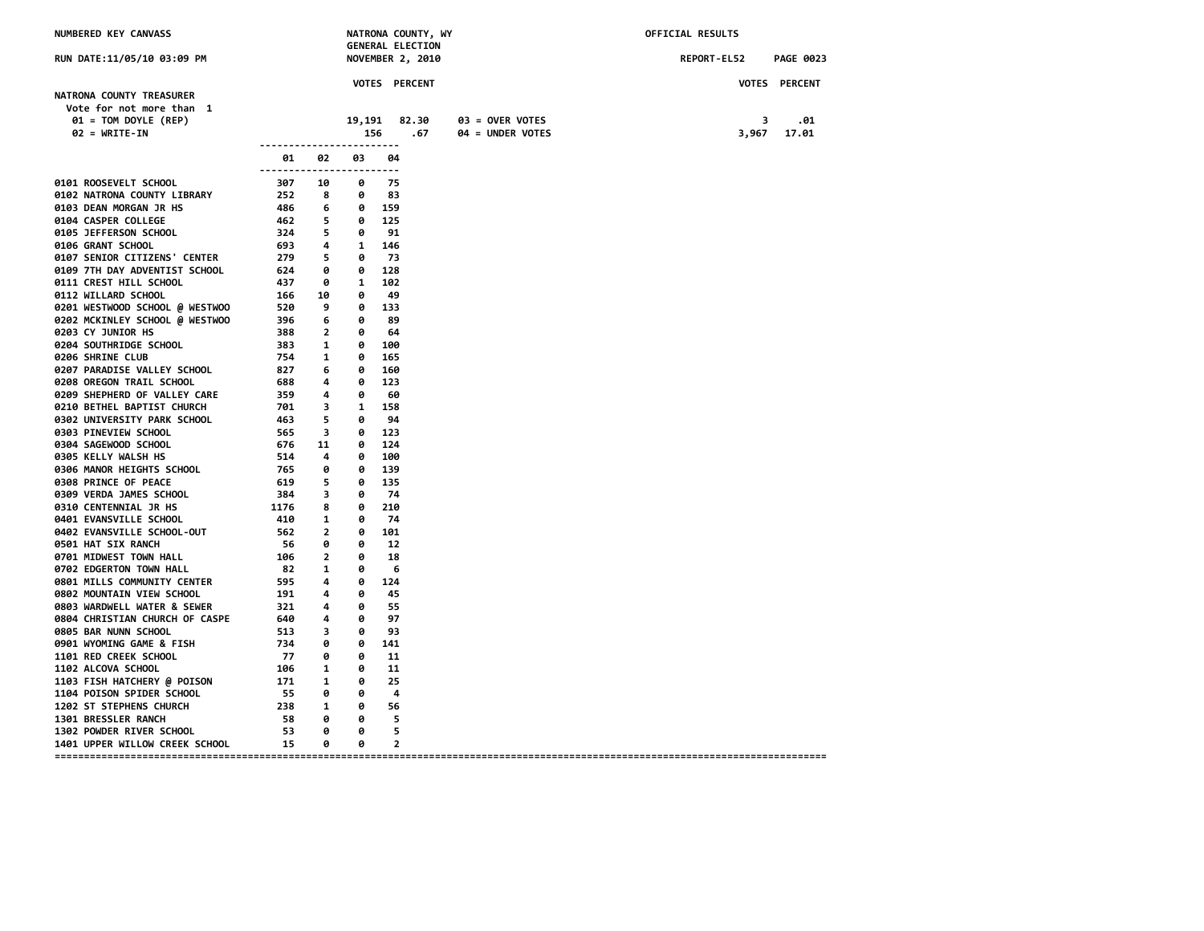NUMBERED KEY CANVASS — NATRONA COUNTY, WY — GENERAL ELECTION — NOVEMBER 2, 2010 — OFFICIAL RESULTS

RUN DATE:11/05/10 03:09 PM — REPORT-EL52

## NATRONA COUNTY TREASURER

Vote for not more than 1

| | VOTES | PERCENT | | VOTES | PERCENT |
|---|---|---|---|---|---|
| 01 = TOM DOYLE (REP) | 19,191 | 82.30 | 03 = OVER VOTES | 3 | .01 |
| 02 = WRITE-IN | 156 | .67 | 04 = UNDER VOTES | 3,967 | 17.01 |

| Precinct | 01 | 02 | 03 | 04 |
|---|---|---|---|---|
| 0101 ROOSEVELT SCHOOL | 307 | 10 | 0 | 75 |
| 0102 NATRONA COUNTY LIBRARY | 252 | 8 | 0 | 83 |
| 0103 DEAN MORGAN JR HS | 486 | 6 | 0 | 159 |
| 0104 CASPER COLLEGE | 462 | 5 | 0 | 125 |
| 0105 JEFFERSON SCHOOL | 324 | 5 | 0 | 91 |
| 0106 GRANT SCHOOL | 693 | 4 | 1 | 146 |
| 0107 SENIOR CITIZENS' CENTER | 279 | 5 | 0 | 73 |
| 0109 7TH DAY ADVENTIST SCHOOL | 624 | 0 | 0 | 128 |
| 0111 CREST HILL SCHOOL | 437 | 0 | 1 | 102 |
| 0112 WILLARD SCHOOL | 166 | 10 | 0 | 49 |
| 0201 WESTWOOD SCHOOL @ WESTWOO | 520 | 9 | 0 | 133 |
| 0202 MCKINLEY SCHOOL @ WESTWOO | 396 | 6 | 0 | 89 |
| 0203 CY JUNIOR HS | 388 | 2 | 0 | 64 |
| 0204 SOUTHRIDGE SCHOOL | 383 | 1 | 0 | 100 |
| 0206 SHRINE CLUB | 754 | 1 | 0 | 165 |
| 0207 PARADISE VALLEY SCHOOL | 827 | 6 | 0 | 160 |
| 0208 OREGON TRAIL SCHOOL | 688 | 4 | 0 | 123 |
| 0209 SHEPHERD OF VALLEY CARE | 359 | 4 | 0 | 60 |
| 0210 BETHEL BAPTIST CHURCH | 701 | 3 | 1 | 158 |
| 0302 UNIVERSITY PARK SCHOOL | 463 | 5 | 0 | 94 |
| 0303 PINEVIEW SCHOOL | 565 | 3 | 0 | 123 |
| 0304 SAGEWOOD SCHOOL | 676 | 11 | 0 | 124 |
| 0305 KELLY WALSH HS | 514 | 4 | 0 | 100 |
| 0306 MANOR HEIGHTS SCHOOL | 765 | 0 | 0 | 139 |
| 0308 PRINCE OF PEACE | 619 | 5 | 0 | 135 |
| 0309 VERDA JAMES SCHOOL | 384 | 3 | 0 | 74 |
| 0310 CENTENNIAL JR HS | 1176 | 8 | 0 | 210 |
| 0401 EVANSVILLE SCHOOL | 410 | 1 | 0 | 74 |
| 0402 EVANSVILLE SCHOOL-OUT | 562 | 2 | 0 | 101 |
| 0501 HAT SIX RANCH | 56 | 0 | 0 | 12 |
| 0701 MIDWEST TOWN HALL | 106 | 2 | 0 | 18 |
| 0702 EDGERTON TOWN HALL | 82 | 1 | 0 | 6 |
| 0801 MILLS COMMUNITY CENTER | 595 | 4 | 0 | 124 |
| 0802 MOUNTAIN VIEW SCHOOL | 191 | 4 | 0 | 45 |
| 0803 WARDWELL WATER & SEWER | 321 | 4 | 0 | 55 |
| 0804 CHRISTIAN CHURCH OF CASPE | 640 | 4 | 0 | 97 |
| 0805 BAR NUNN SCHOOL | 513 | 3 | 0 | 93 |
| 0901 WYOMING GAME & FISH | 734 | 0 | 0 | 141 |
| 1101 RED CREEK SCHOOL | 77 | 0 | 0 | 11 |
| 1102 ALCOVA SCHOOL | 106 | 1 | 0 | 11 |
| 1103 FISH HATCHERY @ POISON | 171 | 1 | 0 | 25 |
| 1104 POISON SPIDER SCHOOL | 55 | 0 | 0 | 4 |
| 1202 ST STEPHENS CHURCH | 238 | 1 | 0 | 56 |
| 1301 BRESSLER RANCH | 58 | 0 | 0 | 5 |
| 1302 POWDER RIVER SCHOOL | 53 | 0 | 0 | 5 |
| 1401 UPPER WILLOW CREEK SCHOOL | 15 | 0 | 0 | 2 |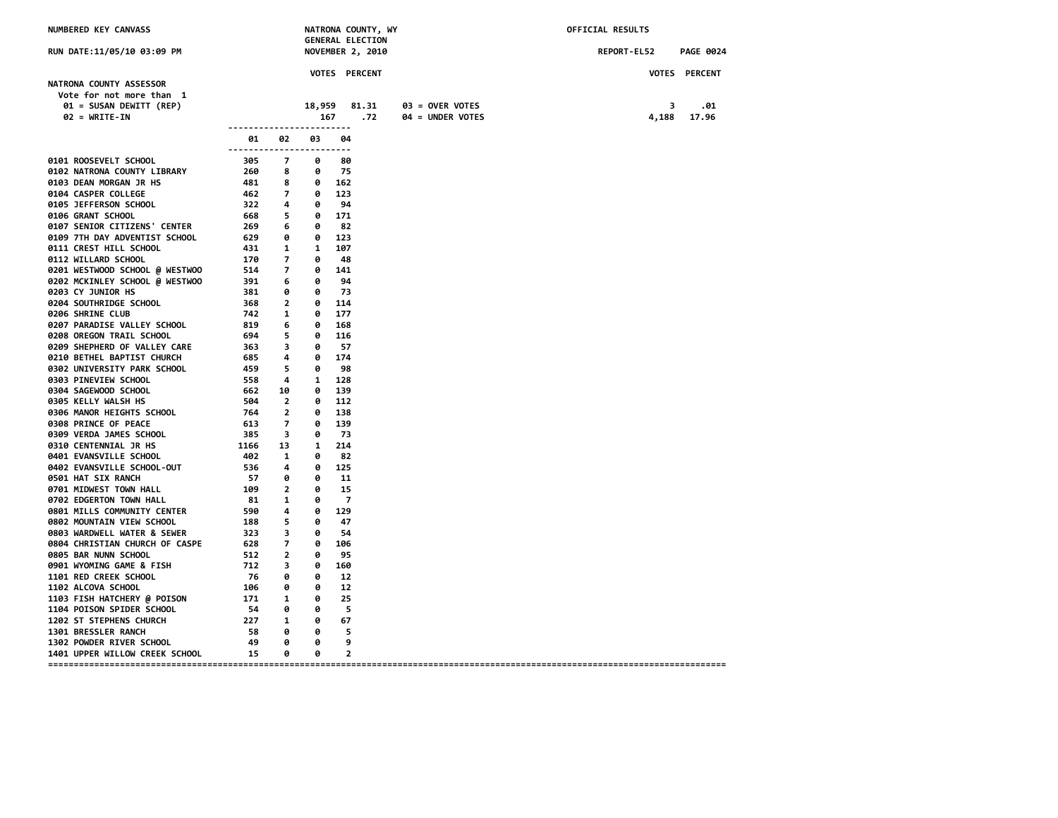NUMBERED KEY CANVASS — NATRONA COUNTY, WY — GENERAL ELECTION — NOVEMBER 2, 2010 — OFFICIAL RESULTS

RUN DATE:11/05/10 03:09 PM — REPORT-EL52

## NATRONA COUNTY ASSESSOR

Vote for not more than 1

| Candidate | VOTES | PERCENT |
|---|---|---|
| 01 = SUSAN DEWITT (REP) | 18,959 | 81.31 |
| 02 = WRITE-IN | 167 | .72 |
| 03 = OVER VOTES | 3 | .01 |
| 04 = UNDER VOTES | 4,188 | 17.96 |

| Precinct | 01 | 02 | 03 | 04 |
|---|---|---|---|---|
| 0101 ROOSEVELT SCHOOL | 305 | 7 | 0 | 80 |
| 0102 NATRONA COUNTY LIBRARY | 260 | 8 | 0 | 75 |
| 0103 DEAN MORGAN JR HS | 481 | 8 | 0 | 162 |
| 0104 CASPER COLLEGE | 462 | 7 | 0 | 123 |
| 0105 JEFFERSON SCHOOL | 322 | 4 | 0 | 94 |
| 0106 GRANT SCHOOL | 668 | 5 | 0 | 171 |
| 0107 SENIOR CITIZENS' CENTER | 269 | 6 | 0 | 82 |
| 0109 7TH DAY ADVENTIST SCHOOL | 629 | 0 | 0 | 123 |
| 0111 CREST HILL SCHOOL | 431 | 1 | 1 | 107 |
| 0112 WILLARD SCHOOL | 170 | 7 | 0 | 48 |
| 0201 WESTWOOD SCHOOL @ WESTWOO | 514 | 7 | 0 | 141 |
| 0202 MCKINLEY SCHOOL @ WESTWOO | 391 | 6 | 0 | 94 |
| 0203 CY JUNIOR HS | 381 | 0 | 0 | 73 |
| 0204 SOUTHRIDGE SCHOOL | 368 | 2 | 0 | 114 |
| 0206 SHRINE CLUB | 742 | 1 | 0 | 177 |
| 0207 PARADISE VALLEY SCHOOL | 819 | 6 | 0 | 168 |
| 0208 OREGON TRAIL SCHOOL | 694 | 5 | 0 | 116 |
| 0209 SHEPHERD OF VALLEY CARE | 363 | 3 | 0 | 57 |
| 0210 BETHEL BAPTIST CHURCH | 685 | 4 | 0 | 174 |
| 0302 UNIVERSITY PARK SCHOOL | 459 | 5 | 0 | 98 |
| 0303 PINEVIEW SCHOOL | 558 | 4 | 1 | 128 |
| 0304 SAGEWOOD SCHOOL | 662 | 10 | 0 | 139 |
| 0305 KELLY WALSH HS | 504 | 2 | 0 | 112 |
| 0306 MANOR HEIGHTS SCHOOL | 764 | 2 | 0 | 138 |
| 0308 PRINCE OF PEACE | 613 | 7 | 0 | 139 |
| 0309 VERDA JAMES SCHOOL | 385 | 3 | 0 | 73 |
| 0310 CENTENNIAL JR HS | 1166 | 13 | 1 | 214 |
| 0401 EVANSVILLE SCHOOL | 402 | 1 | 0 | 82 |
| 0402 EVANSVILLE SCHOOL-OUT | 536 | 4 | 0 | 125 |
| 0501 HAT SIX RANCH | 57 | 0 | 0 | 11 |
| 0701 MIDWEST TOWN HALL | 109 | 2 | 0 | 15 |
| 0702 EDGERTON TOWN HALL | 81 | 1 | 0 | 7 |
| 0801 MILLS COMMUNITY CENTER | 590 | 4 | 0 | 129 |
| 0802 MOUNTAIN VIEW SCHOOL | 188 | 5 | 0 | 47 |
| 0803 WARDWELL WATER & SEWER | 323 | 3 | 0 | 54 |
| 0804 CHRISTIAN CHURCH OF CASPE | 628 | 7 | 0 | 106 |
| 0805 BAR NUNN SCHOOL | 512 | 2 | 0 | 95 |
| 0901 WYOMING GAME & FISH | 712 | 3 | 0 | 160 |
| 1101 RED CREEK SCHOOL | 76 | 0 | 0 | 12 |
| 1102 ALCOVA SCHOOL | 106 | 0 | 0 | 12 |
| 1103 FISH HATCHERY @ POISON | 171 | 1 | 0 | 25 |
| 1104 POISON SPIDER SCHOOL | 54 | 0 | 0 | 5 |
| 1202 ST STEPHENS CHURCH | 227 | 1 | 0 | 67 |
| 1301 BRESSLER RANCH | 58 | 0 | 0 | 5 |
| 1302 POWDER RIVER SCHOOL | 49 | 0 | 0 | 9 |
| 1401 UPPER WILLOW CREEK SCHOOL | 15 | 0 | 0 | 2 |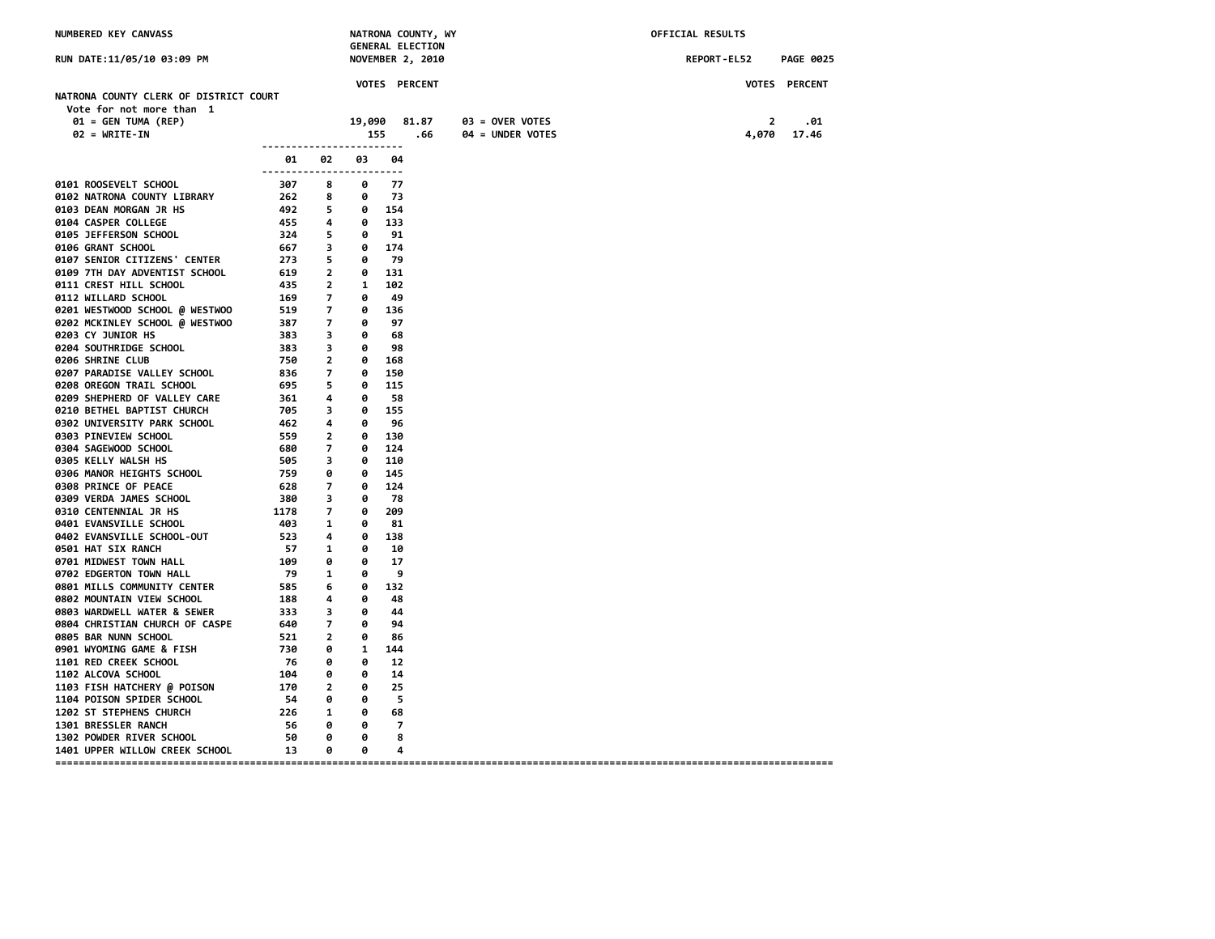NUMBERED KEY CANVASS

NATRONA COUNTY, WY
GENERAL ELECTION
NOVEMBER 2, 2010

OFFICIAL RESULTS

RUN DATE:11/05/10 03:09 PM

REPORT-EL52 PAGE 0025

## NATRONA COUNTY CLERK OF DISTRICT COURT

Vote for not more than 1

| | VOTES | PERCENT | | VOTES | PERCENT |
|---|---|---|---|---|---|
| 01 = GEN TUMA (REP) | 19,090 | 81.87 | 03 = OVER VOTES | 2 | .01 |
| 02 = WRITE-IN | 155 | .66 | 04 = UNDER VOTES | 4,070 | 17.46 |

| | 01 | 02 | 03 | 04 |
|---|---|---|---|---|
| 0101 ROOSEVELT SCHOOL | 307 | 8 | 0 | 77 |
| 0102 NATRONA COUNTY LIBRARY | 262 | 8 | 0 | 73 |
| 0103 DEAN MORGAN JR HS | 492 | 5 | 0 | 154 |
| 0104 CASPER COLLEGE | 455 | 4 | 0 | 133 |
| 0105 JEFFERSON SCHOOL | 324 | 5 | 0 | 91 |
| 0106 GRANT SCHOOL | 667 | 3 | 0 | 174 |
| 0107 SENIOR CITIZENS' CENTER | 273 | 5 | 0 | 79 |
| 0109 7TH DAY ADVENTIST SCHOOL | 619 | 2 | 0 | 131 |
| 0111 CREST HILL SCHOOL | 435 | 2 | 1 | 102 |
| 0112 WILLARD SCHOOL | 169 | 7 | 0 | 49 |
| 0201 WESTWOOD SCHOOL @ WESTWOO | 519 | 7 | 0 | 136 |
| 0202 MCKINLEY SCHOOL @ WESTWOO | 387 | 7 | 0 | 97 |
| 0203 CY JUNIOR HS | 383 | 3 | 0 | 68 |
| 0204 SOUTHRIDGE SCHOOL | 383 | 3 | 0 | 98 |
| 0206 SHRINE CLUB | 750 | 2 | 0 | 168 |
| 0207 PARADISE VALLEY SCHOOL | 836 | 7 | 0 | 150 |
| 0208 OREGON TRAIL SCHOOL | 695 | 5 | 0 | 115 |
| 0209 SHEPHERD OF VALLEY CARE | 361 | 4 | 0 | 58 |
| 0210 BETHEL BAPTIST CHURCH | 705 | 3 | 0 | 155 |
| 0302 UNIVERSITY PARK SCHOOL | 462 | 4 | 0 | 96 |
| 0303 PINEVIEW SCHOOL | 559 | 2 | 0 | 130 |
| 0304 SAGEWOOD SCHOOL | 680 | 7 | 0 | 124 |
| 0305 KELLY WALSH HS | 505 | 3 | 0 | 110 |
| 0306 MANOR HEIGHTS SCHOOL | 759 | 0 | 0 | 145 |
| 0308 PRINCE OF PEACE | 628 | 7 | 0 | 124 |
| 0309 VERDA JAMES SCHOOL | 380 | 3 | 0 | 78 |
| 0310 CENTENNIAL JR HS | 1178 | 7 | 0 | 209 |
| 0401 EVANSVILLE SCHOOL | 403 | 1 | 0 | 81 |
| 0402 EVANSVILLE SCHOOL-OUT | 523 | 4 | 0 | 138 |
| 0501 HAT SIX RANCH | 57 | 1 | 0 | 10 |
| 0701 MIDWEST TOWN HALL | 109 | 0 | 0 | 17 |
| 0702 EDGERTON TOWN HALL | 79 | 1 | 0 | 9 |
| 0801 MILLS COMMUNITY CENTER | 585 | 6 | 0 | 132 |
| 0802 MOUNTAIN VIEW SCHOOL | 188 | 4 | 0 | 48 |
| 0803 WARDWELL WATER & SEWER | 333 | 3 | 0 | 44 |
| 0804 CHRISTIAN CHURCH OF CASPE | 640 | 7 | 0 | 94 |
| 0805 BAR NUNN SCHOOL | 521 | 2 | 0 | 86 |
| 0901 WYOMING GAME & FISH | 730 | 0 | 1 | 144 |
| 1101 RED CREEK SCHOOL | 76 | 0 | 0 | 12 |
| 1102 ALCOVA SCHOOL | 104 | 0 | 0 | 14 |
| 1103 FISH HATCHERY @ POISON | 170 | 2 | 0 | 25 |
| 1104 POISON SPIDER SCHOOL | 54 | 0 | 0 | 5 |
| 1202 ST STEPHENS CHURCH | 226 | 1 | 0 | 68 |
| 1301 BRESSLER RANCH | 56 | 0 | 0 | 7 |
| 1302 POWDER RIVER SCHOOL | 50 | 0 | 0 | 8 |
| 1401 UPPER WILLOW CREEK SCHOOL | 13 | 0 | 0 | 4 |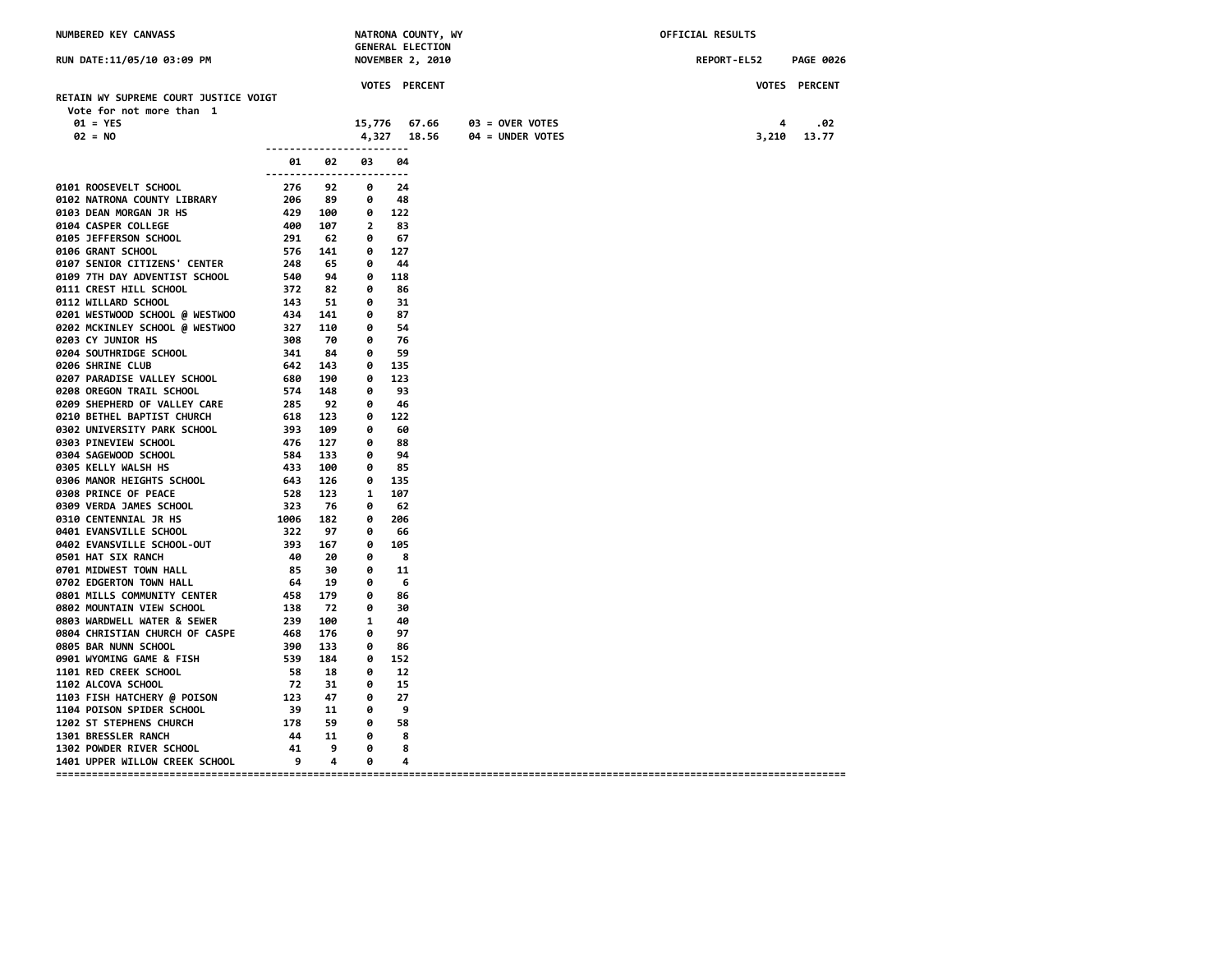NUMBERED KEY CANVASS

NATRONA COUNTY, WY
GENERAL ELECTION
NOVEMBER 2, 2010

OFFICIAL RESULTS

RUN DATE:11/05/10 03:09 PM

REPORT-EL52 PAGE 0026

## RETAIN WY SUPREME COURT JUSTICE VOIGT

Vote for not more than 1

| | VOTES | PERCENT |
|---|---|---|
| 01 = YES | 15,776 | 67.66 |
| 02 = NO | 4,327 | 18.56 |
| 03 = OVER VOTES | 4 | .02 |
| 04 = UNDER VOTES | 3,210 | 13.77 |

| | 01 | 02 | 03 | 04 |
|---|---|---|---|---|
| 0101 ROOSEVELT SCHOOL | 276 | 92 | 0 | 24 |
| 0102 NATRONA COUNTY LIBRARY | 206 | 89 | 0 | 48 |
| 0103 DEAN MORGAN JR HS | 429 | 100 | 0 | 122 |
| 0104 CASPER COLLEGE | 400 | 107 | 2 | 83 |
| 0105 JEFFERSON SCHOOL | 291 | 62 | 0 | 67 |
| 0106 GRANT SCHOOL | 576 | 141 | 0 | 127 |
| 0107 SENIOR CITIZENS' CENTER | 248 | 65 | 0 | 44 |
| 0109 7TH DAY ADVENTIST SCHOOL | 540 | 94 | 0 | 118 |
| 0111 CREST HILL SCHOOL | 372 | 82 | 0 | 86 |
| 0112 WILLARD SCHOOL | 143 | 51 | 0 | 31 |
| 0201 WESTWOOD SCHOOL @ WESTWOO | 434 | 141 | 0 | 87 |
| 0202 MCKINLEY SCHOOL @ WESTWOO | 327 | 110 | 0 | 54 |
| 0203 CY JUNIOR HS | 308 | 70 | 0 | 76 |
| 0204 SOUTHRIDGE SCHOOL | 341 | 84 | 0 | 59 |
| 0206 SHRINE CLUB | 642 | 143 | 0 | 135 |
| 0207 PARADISE VALLEY SCHOOL | 680 | 190 | 0 | 123 |
| 0208 OREGON TRAIL SCHOOL | 574 | 148 | 0 | 93 |
| 0209 SHEPHERD OF VALLEY CARE | 285 | 92 | 0 | 46 |
| 0210 BETHEL BAPTIST CHURCH | 618 | 123 | 0 | 122 |
| 0302 UNIVERSITY PARK SCHOOL | 393 | 109 | 0 | 60 |
| 0303 PINEVIEW SCHOOL | 476 | 127 | 0 | 88 |
| 0304 SAGEWOOD SCHOOL | 584 | 133 | 0 | 94 |
| 0305 KELLY WALSH HS | 433 | 100 | 0 | 85 |
| 0306 MANOR HEIGHTS SCHOOL | 643 | 126 | 0 | 135 |
| 0308 PRINCE OF PEACE | 528 | 123 | 1 | 107 |
| 0309 VERDA JAMES SCHOOL | 323 | 76 | 0 | 62 |
| 0310 CENTENNIAL JR HS | 1006 | 182 | 0 | 206 |
| 0401 EVANSVILLE SCHOOL | 322 | 97 | 0 | 66 |
| 0402 EVANSVILLE SCHOOL-OUT | 393 | 167 | 0 | 105 |
| 0501 HAT SIX RANCH | 40 | 20 | 0 | 8 |
| 0701 MIDWEST TOWN HALL | 85 | 30 | 0 | 11 |
| 0702 EDGERTON TOWN HALL | 64 | 19 | 0 | 6 |
| 0801 MILLS COMMUNITY CENTER | 458 | 179 | 0 | 86 |
| 0802 MOUNTAIN VIEW SCHOOL | 138 | 72 | 0 | 30 |
| 0803 WARDWELL WATER & SEWER | 239 | 100 | 1 | 40 |
| 0804 CHRISTIAN CHURCH OF CASPE | 468 | 176 | 0 | 97 |
| 0805 BAR NUNN SCHOOL | 390 | 133 | 0 | 86 |
| 0901 WYOMING GAME & FISH | 539 | 184 | 0 | 152 |
| 1101 RED CREEK SCHOOL | 58 | 18 | 0 | 12 |
| 1102 ALCOVA SCHOOL | 72 | 31 | 0 | 15 |
| 1103 FISH HATCHERY @ POISON | 123 | 47 | 0 | 27 |
| 1104 POISON SPIDER SCHOOL | 39 | 11 | 0 | 9 |
| 1202 ST STEPHENS CHURCH | 178 | 59 | 0 | 58 |
| 1301 BRESSLER RANCH | 44 | 11 | 0 | 8 |
| 1302 POWDER RIVER SCHOOL | 41 | 9 | 0 | 8 |
| 1401 UPPER WILLOW CREEK SCHOOL | 9 | 4 | 0 | 4 |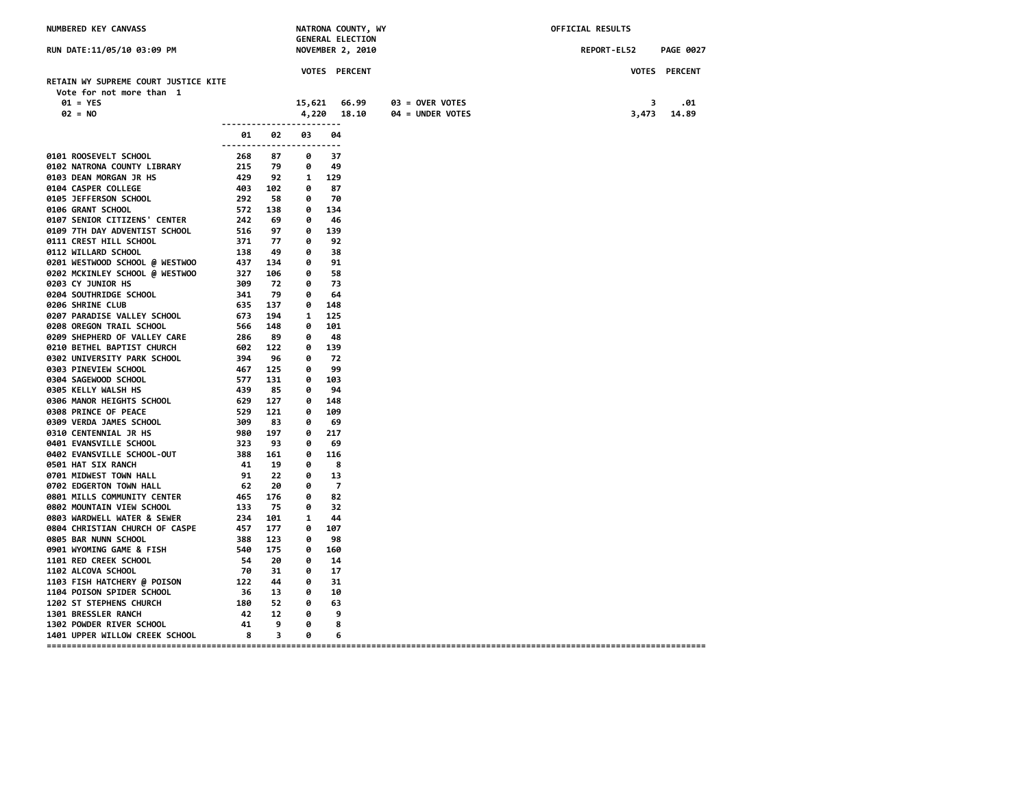NUMBERED KEY CANVASS — NATRONA COUNTY, WY — GENERAL ELECTION — NOVEMBER 2, 2010 — OFFICIAL RESULTS

RUN DATE:11/05/10 03:09 PM — REPORT-EL52

## RETAIN WY SUPREME COURT JUSTICE KITE

Vote for not more than 1

| | VOTES | PERCENT | | VOTES | PERCENT |
|---|---|---|---|---|---|
| 01 = YES | 15,621 | 66.99 | 03 = OVER VOTES | 3 | .01 |
| 02 = NO | 4,220 | 18.10 | 04 = UNDER VOTES | 3,473 | 14.89 |

| Precinct | 01 | 02 | 03 | 04 |
|---|---|---|---|---|
| 0101 ROOSEVELT SCHOOL | 268 | 87 | 0 | 37 |
| 0102 NATRONA COUNTY LIBRARY | 215 | 79 | 0 | 49 |
| 0103 DEAN MORGAN JR HS | 429 | 92 | 1 | 129 |
| 0104 CASPER COLLEGE | 403 | 102 | 0 | 87 |
| 0105 JEFFERSON SCHOOL | 292 | 58 | 0 | 70 |
| 0106 GRANT SCHOOL | 572 | 138 | 0 | 134 |
| 0107 SENIOR CITIZENS' CENTER | 242 | 69 | 0 | 46 |
| 0109 7TH DAY ADVENTIST SCHOOL | 516 | 97 | 0 | 139 |
| 0111 CREST HILL SCHOOL | 371 | 77 | 0 | 92 |
| 0112 WILLARD SCHOOL | 138 | 49 | 0 | 38 |
| 0201 WESTWOOD SCHOOL @ WESTWOO | 437 | 134 | 0 | 91 |
| 0202 MCKINLEY SCHOOL @ WESTWOO | 327 | 106 | 0 | 58 |
| 0203 CY JUNIOR HS | 309 | 72 | 0 | 73 |
| 0204 SOUTHRIDGE SCHOOL | 341 | 79 | 0 | 64 |
| 0206 SHRINE CLUB | 635 | 137 | 0 | 148 |
| 0207 PARADISE VALLEY SCHOOL | 673 | 194 | 1 | 125 |
| 0208 OREGON TRAIL SCHOOL | 566 | 148 | 0 | 101 |
| 0209 SHEPHERD OF VALLEY CARE | 286 | 89 | 0 | 48 |
| 0210 BETHEL BAPTIST CHURCH | 602 | 122 | 0 | 139 |
| 0302 UNIVERSITY PARK SCHOOL | 394 | 96 | 0 | 72 |
| 0303 PINEVIEW SCHOOL | 467 | 125 | 0 | 99 |
| 0304 SAGEWOOD SCHOOL | 577 | 131 | 0 | 103 |
| 0305 KELLY WALSH HS | 439 | 85 | 0 | 94 |
| 0306 MANOR HEIGHTS SCHOOL | 629 | 127 | 0 | 148 |
| 0308 PRINCE OF PEACE | 529 | 121 | 0 | 109 |
| 0309 VERDA JAMES SCHOOL | 309 | 83 | 0 | 69 |
| 0310 CENTENNIAL JR HS | 980 | 197 | 0 | 217 |
| 0401 EVANSVILLE SCHOOL | 323 | 93 | 0 | 69 |
| 0402 EVANSVILLE SCHOOL-OUT | 388 | 161 | 0 | 116 |
| 0501 HAT SIX RANCH | 41 | 19 | 0 | 8 |
| 0701 MIDWEST TOWN HALL | 91 | 22 | 0 | 13 |
| 0702 EDGERTON TOWN HALL | 62 | 20 | 0 | 7 |
| 0801 MILLS COMMUNITY CENTER | 465 | 176 | 0 | 82 |
| 0802 MOUNTAIN VIEW SCHOOL | 133 | 75 | 0 | 32 |
| 0803 WARDWELL WATER & SEWER | 234 | 101 | 1 | 44 |
| 0804 CHRISTIAN CHURCH OF CASPE | 457 | 177 | 0 | 107 |
| 0805 BAR NUNN SCHOOL | 388 | 123 | 0 | 98 |
| 0901 WYOMING GAME & FISH | 540 | 175 | 0 | 160 |
| 1101 RED CREEK SCHOOL | 54 | 20 | 0 | 14 |
| 1102 ALCOVA SCHOOL | 70 | 31 | 0 | 17 |
| 1103 FISH HATCHERY @ POISON | 122 | 44 | 0 | 31 |
| 1104 POISON SPIDER SCHOOL | 36 | 13 | 0 | 10 |
| 1202 ST STEPHENS CHURCH | 180 | 52 | 0 | 63 |
| 1301 BRESSLER RANCH | 42 | 12 | 0 | 9 |
| 1302 POWDER RIVER SCHOOL | 41 | 9 | 0 | 8 |
| 1401 UPPER WILLOW CREEK SCHOOL | 8 | 3 | 0 | 6 |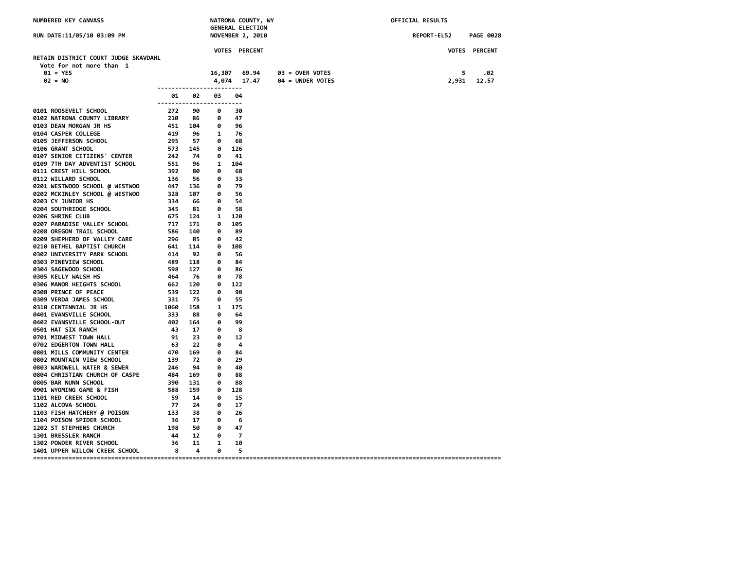NUMBERED KEY CANVASS

NATRONA COUNTY, WY
GENERAL ELECTION
NOVEMBER 2, 2010

OFFICIAL RESULTS

RUN DATE:11/05/10 03:09 PM

REPORT-EL52

## RETAIN DISTRICT COURT JUDGE SKAVDAHL

Vote for not more than 1

| | VOTES | PERCENT | | VOTES | PERCENT |
|---|---|---|---|---|---|
| 01 = YES | 16,307 | 69.94 | 03 = OVER VOTES | 5 | .02 |
| 02 = NO | 4,074 | 17.47 | 04 = UNDER VOTES | 2,931 | 12.57 |

| | 01 | 02 | 03 | 04 |
|---|---|---|---|---|
| 0101 ROOSEVELT SCHOOL | 272 | 90 | 0 | 30 |
| 0102 NATRONA COUNTY LIBRARY | 210 | 86 | 0 | 47 |
| 0103 DEAN MORGAN JR HS | 451 | 104 | 0 | 96 |
| 0104 CASPER COLLEGE | 419 | 96 | 1 | 76 |
| 0105 JEFFERSON SCHOOL | 295 | 57 | 0 | 68 |
| 0106 GRANT SCHOOL | 573 | 145 | 0 | 126 |
| 0107 SENIOR CITIZENS' CENTER | 242 | 74 | 0 | 41 |
| 0109 7TH DAY ADVENTIST SCHOOL | 551 | 96 | 1 | 104 |
| 0111 CREST HILL SCHOOL | 392 | 80 | 0 | 68 |
| 0112 WILLARD SCHOOL | 136 | 56 | 0 | 33 |
| 0201 WESTWOOD SCHOOL @ WESTWOO | 447 | 136 | 0 | 79 |
| 0202 MCKINLEY SCHOOL @ WESTWOO | 328 | 107 | 0 | 56 |
| 0203 CY JUNIOR HS | 334 | 66 | 0 | 54 |
| 0204 SOUTHRIDGE SCHOOL | 345 | 81 | 0 | 58 |
| 0206 SHRINE CLUB | 675 | 124 | 1 | 120 |
| 0207 PARADISE VALLEY SCHOOL | 717 | 171 | 0 | 105 |
| 0208 OREGON TRAIL SCHOOL | 586 | 140 | 0 | 89 |
| 0209 SHEPHERD OF VALLEY CARE | 296 | 85 | 0 | 42 |
| 0210 BETHEL BAPTIST CHURCH | 641 | 114 | 0 | 108 |
| 0302 UNIVERSITY PARK SCHOOL | 414 | 92 | 0 | 56 |
| 0303 PINEVIEW SCHOOL | 489 | 118 | 0 | 84 |
| 0304 SAGEWOOD SCHOOL | 598 | 127 | 0 | 86 |
| 0305 KELLY WALSH HS | 464 | 76 | 0 | 78 |
| 0306 MANOR HEIGHTS SCHOOL | 662 | 120 | 0 | 122 |
| 0308 PRINCE OF PEACE | 539 | 122 | 0 | 98 |
| 0309 VERDA JAMES SCHOOL | 331 | 75 | 0 | 55 |
| 0310 CENTENNIAL JR HS | 1060 | 158 | 1 | 175 |
| 0401 EVANSVILLE SCHOOL | 333 | 88 | 0 | 64 |
| 0402 EVANSVILLE SCHOOL-OUT | 402 | 164 | 0 | 99 |
| 0501 HAT SIX RANCH | 43 | 17 | 0 | 8 |
| 0701 MIDWEST TOWN HALL | 91 | 23 | 0 | 12 |
| 0702 EDGERTON TOWN HALL | 63 | 22 | 0 | 4 |
| 0801 MILLS COMMUNITY CENTER | 470 | 169 | 0 | 84 |
| 0802 MOUNTAIN VIEW SCHOOL | 139 | 72 | 0 | 29 |
| 0803 WARDWELL WATER & SEWER | 246 | 94 | 0 | 40 |
| 0804 CHRISTIAN CHURCH OF CASPE | 484 | 169 | 0 | 88 |
| 0805 BAR NUNN SCHOOL | 390 | 131 | 0 | 88 |
| 0901 WYOMING GAME & FISH | 588 | 159 | 0 | 128 |
| 1101 RED CREEK SCHOOL | 59 | 14 | 0 | 15 |
| 1102 ALCOVA SCHOOL | 77 | 24 | 0 | 17 |
| 1103 FISH HATCHERY @ POISON | 133 | 38 | 0 | 26 |
| 1104 POISON SPIDER SCHOOL | 36 | 17 | 0 | 6 |
| 1202 ST STEPHENS CHURCH | 198 | 50 | 0 | 47 |
| 1301 BRESSLER RANCH | 44 | 12 | 0 | 7 |
| 1302 POWDER RIVER SCHOOL | 36 | 11 | 1 | 10 |
| 1401 UPPER WILLOW CREEK SCHOOL | 8 | 4 | 0 | 5 |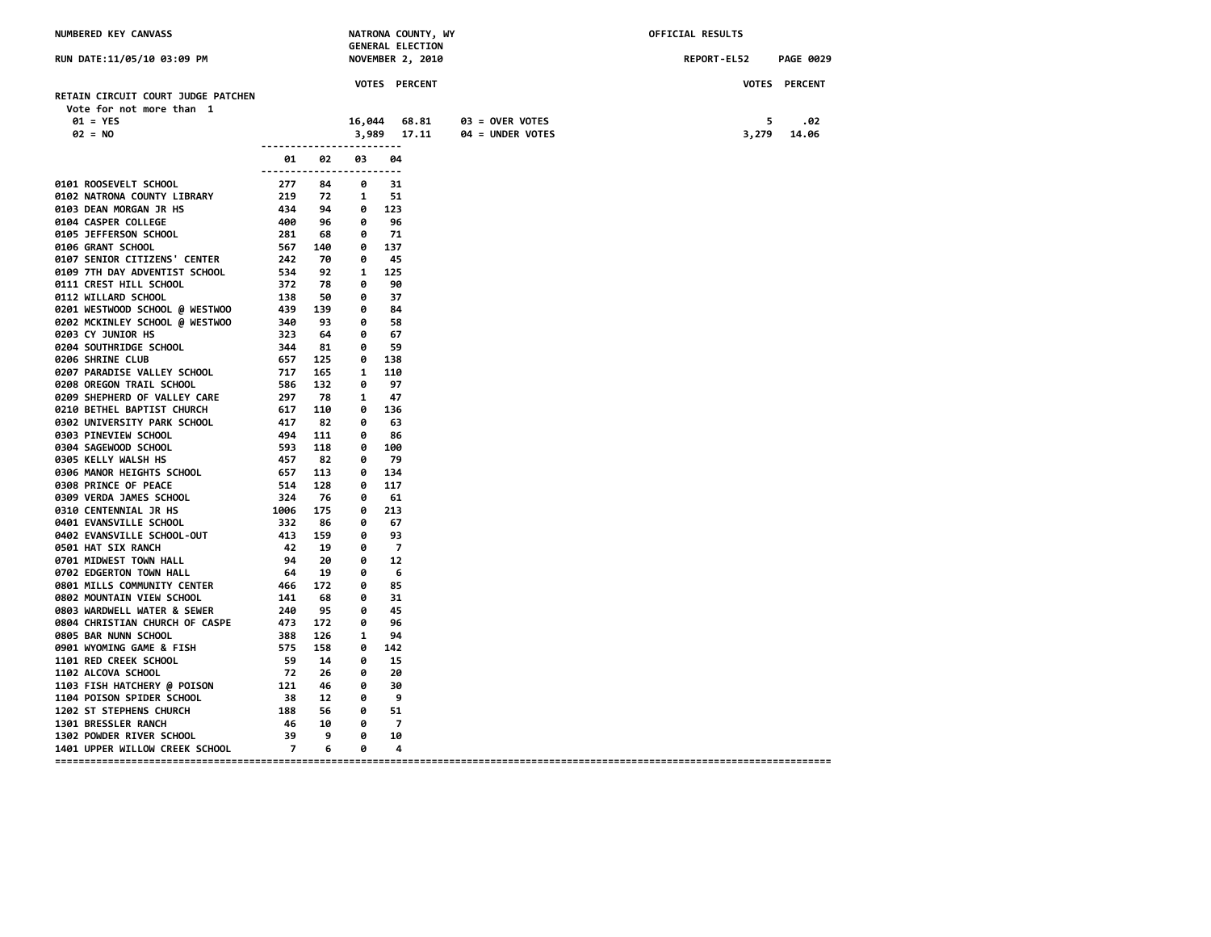NUMBERED KEY CANVASS — NATRONA COUNTY, WY — GENERAL ELECTION — NOVEMBER 2, 2010 — OFFICIAL RESULTS

RUN DATE:11/05/10 03:09 PM — REPORT-EL52

## RETAIN CIRCUIT COURT JUDGE PATCHEN

Vote for not more than 1

| | VOTES | PERCENT | | VOTES | PERCENT |
|---|---|---|---|---|---|
| 01 = YES | 16,044 | 68.81 | 03 = OVER VOTES | 5 | .02 |
| 02 = NO | 3,989 | 17.11 | 04 = UNDER VOTES | 3,279 | 14.06 |

| Precinct | 01 | 02 | 03 | 04 |
|---|---|---|---|---|
| 0101 ROOSEVELT SCHOOL | 277 | 84 | 0 | 31 |
| 0102 NATRONA COUNTY LIBRARY | 219 | 72 | 1 | 51 |
| 0103 DEAN MORGAN JR HS | 434 | 94 | 0 | 123 |
| 0104 CASPER COLLEGE | 400 | 96 | 0 | 96 |
| 0105 JEFFERSON SCHOOL | 281 | 68 | 0 | 71 |
| 0106 GRANT SCHOOL | 567 | 140 | 0 | 137 |
| 0107 SENIOR CITIZENS' CENTER | 242 | 70 | 0 | 45 |
| 0109 7TH DAY ADVENTIST SCHOOL | 534 | 92 | 1 | 125 |
| 0111 CREST HILL SCHOOL | 372 | 78 | 0 | 90 |
| 0112 WILLARD SCHOOL | 138 | 50 | 0 | 37 |
| 0201 WESTWOOD SCHOOL @ WESTWOO | 439 | 139 | 0 | 84 |
| 0202 MCKINLEY SCHOOL @ WESTWOO | 340 | 93 | 0 | 58 |
| 0203 CY JUNIOR HS | 323 | 64 | 0 | 67 |
| 0204 SOUTHRIDGE SCHOOL | 344 | 81 | 0 | 59 |
| 0206 SHRINE CLUB | 657 | 125 | 0 | 138 |
| 0207 PARADISE VALLEY SCHOOL | 717 | 165 | 1 | 110 |
| 0208 OREGON TRAIL SCHOOL | 586 | 132 | 0 | 97 |
| 0209 SHEPHERD OF VALLEY CARE | 297 | 78 | 1 | 47 |
| 0210 BETHEL BAPTIST CHURCH | 617 | 110 | 0 | 136 |
| 0302 UNIVERSITY PARK SCHOOL | 417 | 82 | 0 | 63 |
| 0303 PINEVIEW SCHOOL | 494 | 111 | 0 | 86 |
| 0304 SAGEWOOD SCHOOL | 593 | 118 | 0 | 100 |
| 0305 KELLY WALSH HS | 457 | 82 | 0 | 79 |
| 0306 MANOR HEIGHTS SCHOOL | 657 | 113 | 0 | 134 |
| 0308 PRINCE OF PEACE | 514 | 128 | 0 | 117 |
| 0309 VERDA JAMES SCHOOL | 324 | 76 | 0 | 61 |
| 0310 CENTENNIAL JR HS | 1006 | 175 | 0 | 213 |
| 0401 EVANSVILLE SCHOOL | 332 | 86 | 0 | 67 |
| 0402 EVANSVILLE SCHOOL-OUT | 413 | 159 | 0 | 93 |
| 0501 HAT SIX RANCH | 42 | 19 | 0 | 7 |
| 0701 MIDWEST TOWN HALL | 94 | 20 | 0 | 12 |
| 0702 EDGERTON TOWN HALL | 64 | 19 | 0 | 6 |
| 0801 MILLS COMMUNITY CENTER | 466 | 172 | 0 | 85 |
| 0802 MOUNTAIN VIEW SCHOOL | 141 | 68 | 0 | 31 |
| 0803 WARDWELL WATER & SEWER | 240 | 95 | 0 | 45 |
| 0804 CHRISTIAN CHURCH OF CASPE | 473 | 172 | 0 | 96 |
| 0805 BAR NUNN SCHOOL | 388 | 126 | 1 | 94 |
| 0901 WYOMING GAME & FISH | 575 | 158 | 0 | 142 |
| 1101 RED CREEK SCHOOL | 59 | 14 | 0 | 15 |
| 1102 ALCOVA SCHOOL | 72 | 26 | 0 | 20 |
| 1103 FISH HATCHERY @ POISON | 121 | 46 | 0 | 30 |
| 1104 POISON SPIDER SCHOOL | 38 | 12 | 0 | 9 |
| 1202 ST STEPHENS CHURCH | 188 | 56 | 0 | 51 |
| 1301 BRESSLER RANCH | 46 | 10 | 0 | 7 |
| 1302 POWDER RIVER SCHOOL | 39 | 9 | 0 | 10 |
| 1401 UPPER WILLOW CREEK SCHOOL | 7 | 6 | 0 | 4 |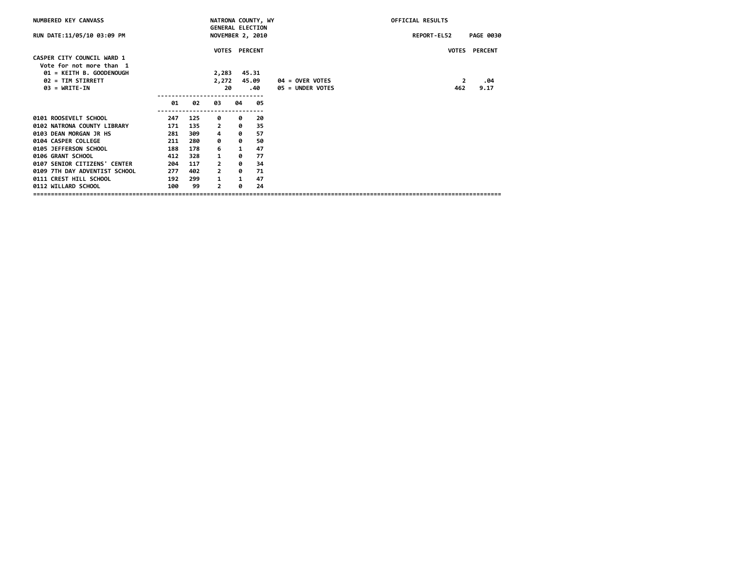NUMBERED KEY CANVASS | NATRONA COUNTY, WY GENERAL ELECTION NOVEMBER 2, 2010 | OFFICIAL RESULTS

RUN DATE:11/05/10 03:09 PM | REPORT-EL52 PAGE 0030

**CASPER CITY COUNCIL WARD 1**
Vote for not more than 1

| | VOTES | PERCENT |
|---|---|---|
| 01 = KEITH B. GOODENOUGH | 2,283 | 45.31 |
| 02 = TIM STIRRETT | 2,272 | 45.09 |
| 03 = WRITE-IN | 20 | .40 |

| | VOTES | PERCENT |
|---|---|---|
| 04 = OVER VOTES | 2 | .04 |
| 05 = UNDER VOTES | 462 | 9.17 |

| | 01 | 02 | 03 | 04 | 05 |
|---|---|---|---|---|---|
| 0101 ROOSEVELT SCHOOL | 247 | 125 | 0 | 0 | 20 |
| 0102 NATRONA COUNTY LIBRARY | 171 | 135 | 2 | 0 | 35 |
| 0103 DEAN MORGAN JR HS | 281 | 309 | 4 | 0 | 57 |
| 0104 CASPER COLLEGE | 211 | 280 | 0 | 0 | 50 |
| 0105 JEFFERSON SCHOOL | 188 | 178 | 6 | 1 | 47 |
| 0106 GRANT SCHOOL | 412 | 328 | 1 | 0 | 77 |
| 0107 SENIOR CITIZENS' CENTER | 204 | 117 | 2 | 0 | 34 |
| 0109 7TH DAY ADVENTIST SCHOOL | 277 | 402 | 2 | 0 | 71 |
| 0111 CREST HILL SCHOOL | 192 | 299 | 1 | 1 | 47 |
| 0112 WILLARD SCHOOL | 100 | 99 | 2 | 0 | 24 |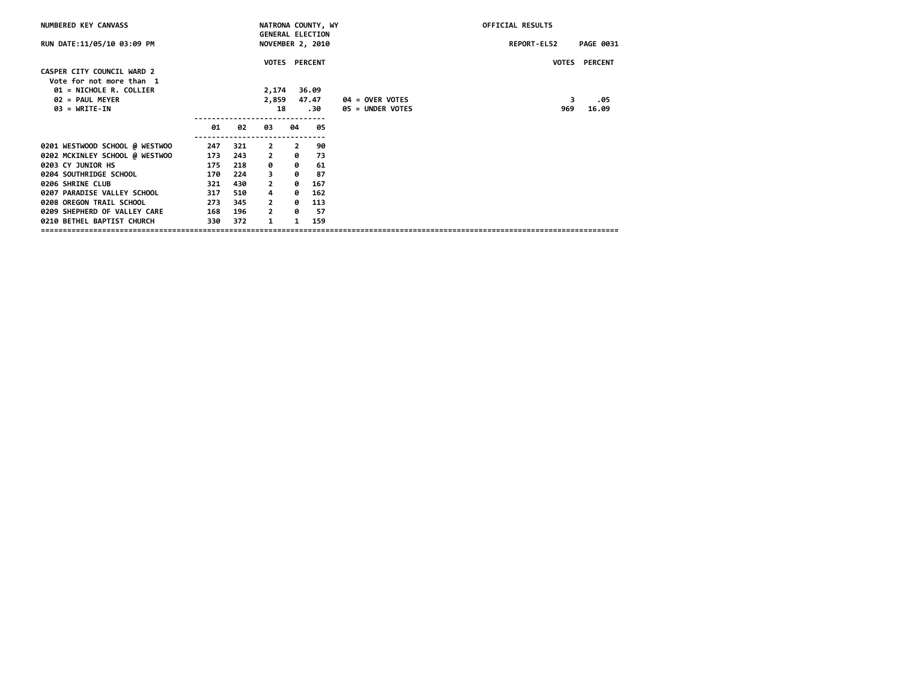NUMBERED KEY CANVASS — NATRONA COUNTY, WY — GENERAL ELECTION — NOVEMBER 2, 2010 — OFFICIAL RESULTS

RUN DATE:11/05/10 03:09 PM — REPORT-EL52

## CASPER CITY COUNCIL WARD 2

Vote for not more than 1

| | VOTES | PERCENT |
|---|---|---|
| 01 = NICHOLE R. COLLIER | 2,174 | 36.09 |
| 02 = PAUL MEYER | 2,859 | 47.47 |
| 03 = WRITE-IN | 18 | .30 |
| 04 = OVER VOTES | 3 | .05 |
| 05 = UNDER VOTES | 969 | 16.09 |

| | 01 | 02 | 03 | 04 | 05 |
|---|---|---|---|---|---|
| 0201 WESTWOOD SCHOOL @ WESTWOO | 247 | 321 | 2 | 2 | 90 |
| 0202 MCKINLEY SCHOOL @ WESTWOO | 173 | 243 | 2 | 0 | 73 |
| 0203 CY JUNIOR HS | 175 | 218 | 0 | 0 | 61 |
| 0204 SOUTHRIDGE SCHOOL | 170 | 224 | 3 | 0 | 87 |
| 0206 SHRINE CLUB | 321 | 430 | 2 | 0 | 167 |
| 0207 PARADISE VALLEY SCHOOL | 317 | 510 | 4 | 0 | 162 |
| 0208 OREGON TRAIL SCHOOL | 273 | 345 | 2 | 0 | 113 |
| 0209 SHEPHERD OF VALLEY CARE | 168 | 196 | 2 | 0 | 57 |
| 0210 BETHEL BAPTIST CHURCH | 330 | 372 | 1 | 1 | 159 |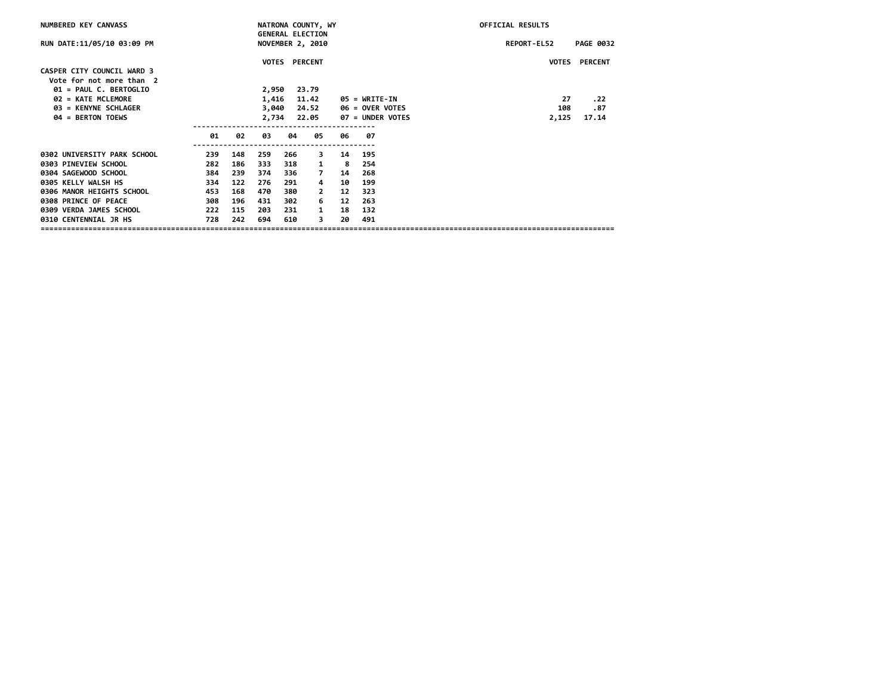NUMBERED KEY CANVASS — NATRONA COUNTY, WY — GENERAL ELECTION — NOVEMBER 2, 2010 — OFFICIAL RESULTS

RUN DATE:11/05/10 03:09 PM — REPORT-EL52

## CASPER CITY COUNCIL WARD 3

Vote for not more than 2

| | VOTES | PERCENT |
|---|---|---|
| 01 = PAUL C. BERTOGLIO | 2,950 | 23.79 |
| 02 = KATE MCLEMORE | 1,416 | 11.42 |
| 03 = KENYNE SCHLAGER | 3,040 | 24.52 |
| 04 = BERTON TOEWS | 2,734 | 22.05 |
| 05 = WRITE-IN | 27 | .22 |
| 06 = OVER VOTES | 108 | .87 |
| 07 = UNDER VOTES | 2,125 | 17.14 |

| | 01 | 02 | 03 | 04 | 05 | 06 | 07 |
|---|---|---|---|---|---|---|---|
| 0302 UNIVERSITY PARK SCHOOL | 239 | 148 | 259 | 266 | 3 | 14 | 195 |
| 0303 PINEVIEW SCHOOL | 282 | 186 | 333 | 318 | 1 | 8 | 254 |
| 0304 SAGEWOOD SCHOOL | 384 | 239 | 374 | 336 | 7 | 14 | 268 |
| 0305 KELLY WALSH HS | 334 | 122 | 276 | 291 | 4 | 10 | 199 |
| 0306 MANOR HEIGHTS SCHOOL | 453 | 168 | 470 | 380 | 2 | 12 | 323 |
| 0308 PRINCE OF PEACE | 308 | 196 | 431 | 302 | 6 | 12 | 263 |
| 0309 VERDA JAMES SCHOOL | 222 | 115 | 203 | 231 | 1 | 18 | 132 |
| 0310 CENTENNIAL JR HS | 728 | 242 | 694 | 610 | 3 | 20 | 491 |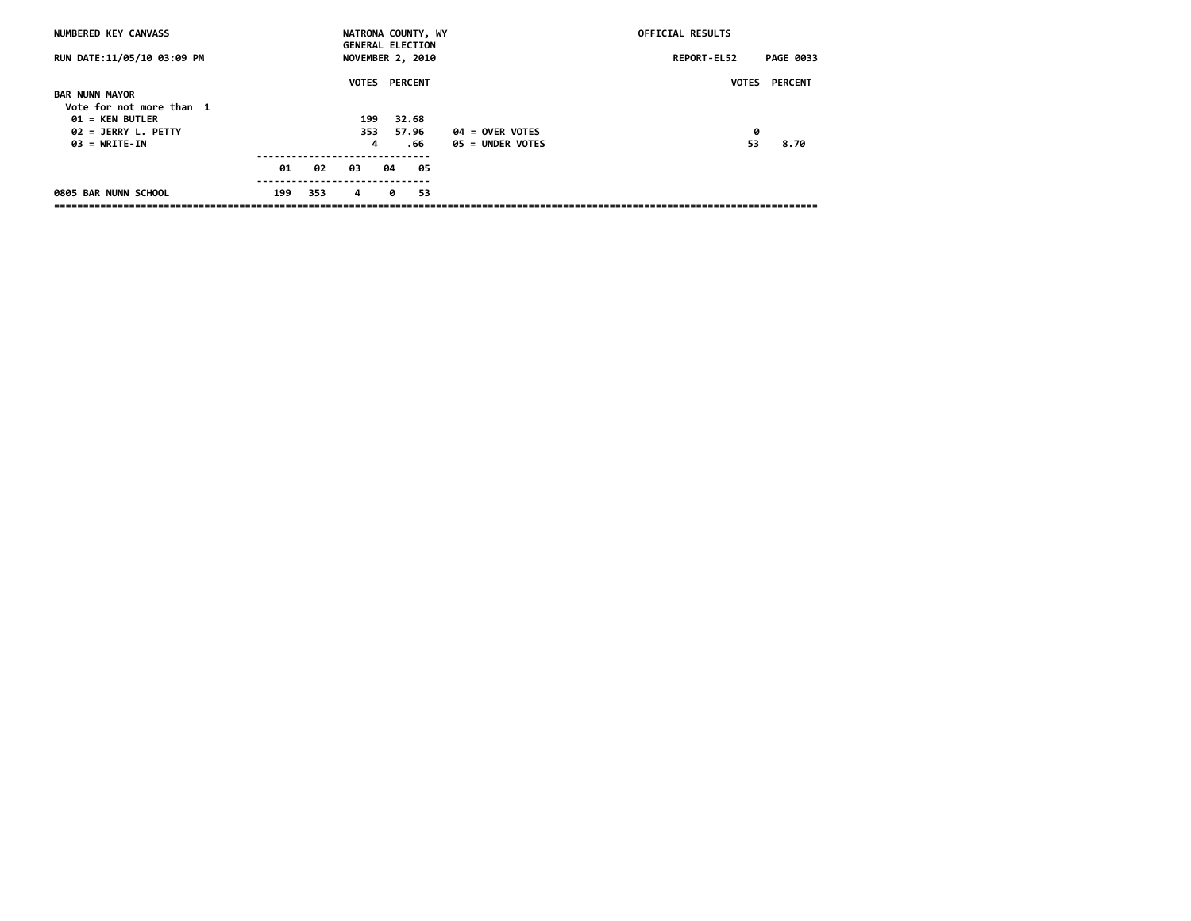NUMBERED KEY CANVASS — NATRONA COUNTY, WY — GENERAL ELECTION — NOVEMBER 2, 2010 — OFFICIAL RESULTS

RUN DATE:11/05/10 03:09 PM — REPORT-EL52

## BAR NUNN MAYOR

Vote for not more than 1

| | VOTES | PERCENT |
|---|---|---|
| 01 = KEN BUTLER | 199 | 32.68 |
| 02 = JERRY L. PETTY | 353 | 57.96 |
| 03 = WRITE-IN | 4 | .66 |
| 04 = OVER VOTES | 0 | |
| 05 = UNDER VOTES | 53 | 8.70 |

| | 01 | 02 | 03 | 04 | 05 |
|---|---|---|---|---|---|
| 0805 BAR NUNN SCHOOL | 199 | 353 | 4 | 0 | 53 |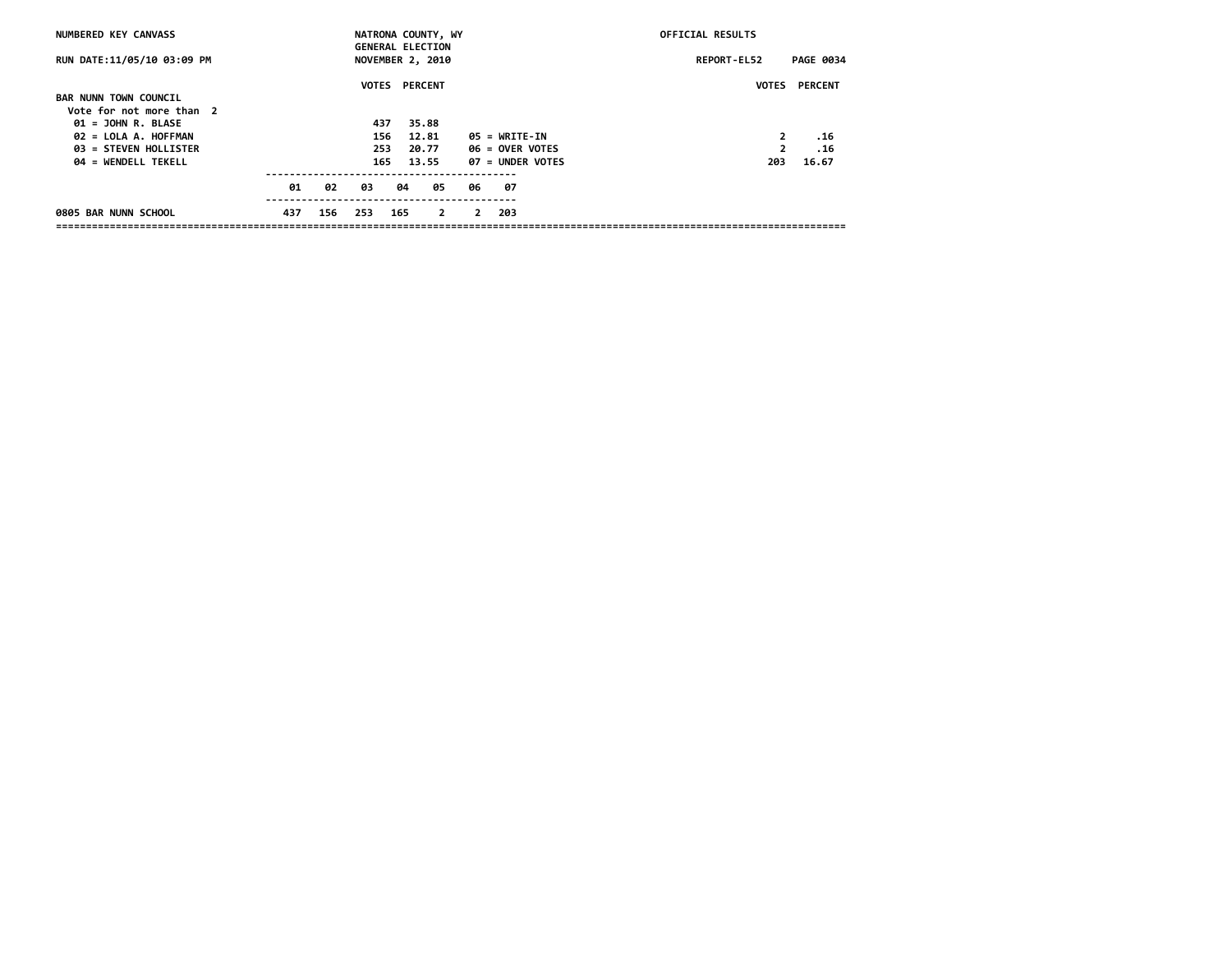NUMBERED KEY CANVASS — NATRONA COUNTY, WY — OFFICIAL RESULTS

RUN DATE:11/05/10 03:09 PM — GENERAL ELECTION NOVEMBER 2, 2010 — REPORT-EL52 PAGE 0034

## BAR NUNN TOWN COUNCIL

Vote for not more than 2

| | VOTES | PERCENT |
|---|---|---|
| 01 = JOHN R. BLASE | 437 | 35.88 |
| 02 = LOLA A. HOFFMAN | 156 | 12.81 |
| 03 = STEVEN HOLLISTER | 253 | 20.77 |
| 04 = WENDELL TEKELL | 165 | 13.55 |
| 05 = WRITE-IN | 2 | .16 |
| 06 = OVER VOTES | 2 | .16 |
| 07 = UNDER VOTES | 203 | 16.67 |

| | 01 | 02 | 03 | 04 | 05 | 06 | 07 |
|---|---|---|---|---|---|---|---|
| 0805 BAR NUNN SCHOOL | 437 | 156 | 253 | 165 | 2 | 2 | 203 |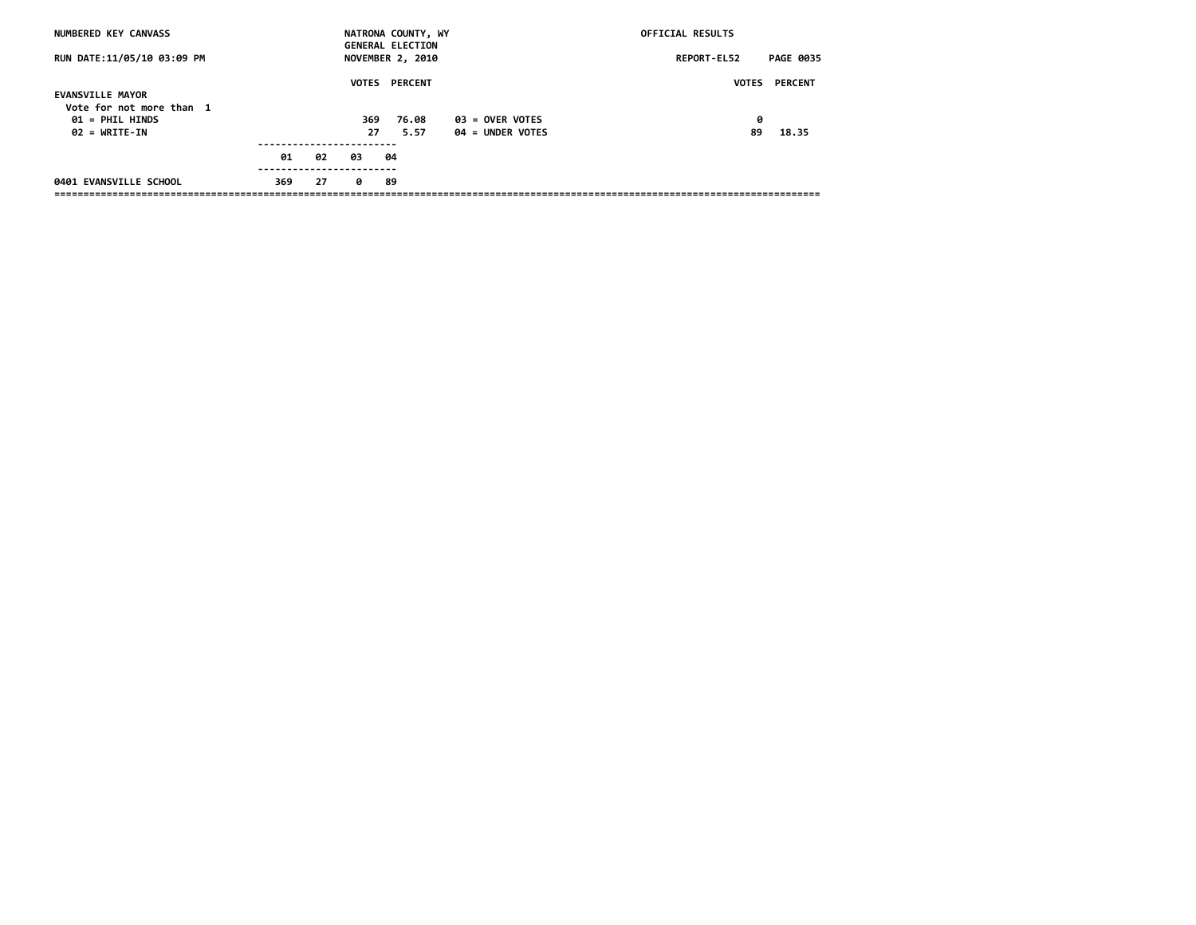NUMBERED KEY CANVASS — NATRONA COUNTY, WY — GENERAL ELECTION — NOVEMBER 2, 2010 — OFFICIAL RESULTS

RUN DATE:11/05/10 03:09 PM — REPORT-EL52

## EVANSVILLE MAYOR

Vote for not more than 1

| | VOTES | PERCENT | | VOTES | PERCENT |
|---|---|---|---|---|---|
| 01 = PHIL HINDS | 369 | 76.08 | 03 = OVER VOTES | 0 | |
| 02 = WRITE-IN | 27 | 5.57 | 04 = UNDER VOTES | 89 | 18.35 |

| | 01 | 02 | 03 | 04 |
|---|---|---|---|---|
| 0401 EVANSVILLE SCHOOL | 369 | 27 | 0 | 89 |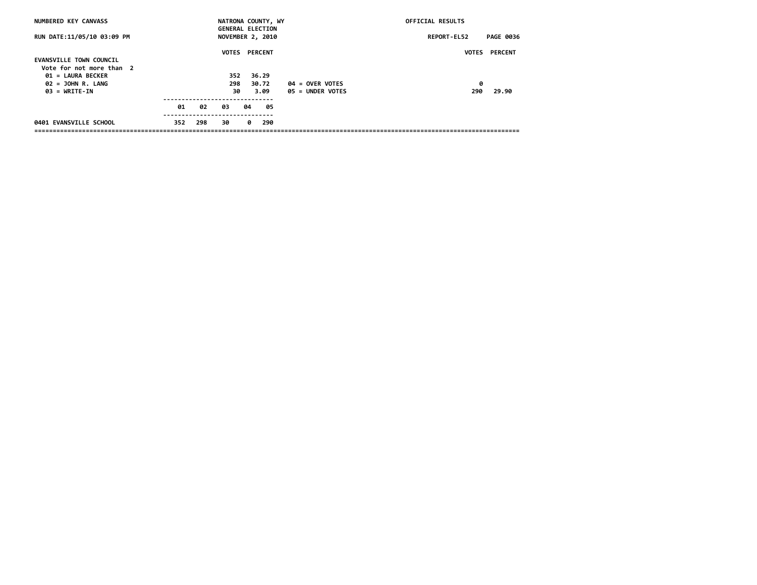NUMBERED KEY CANVASS — NATRONA COUNTY, WY — GENERAL ELECTION — NOVEMBER 2, 2010 — OFFICIAL RESULTS

RUN DATE:11/05/10 03:09 PM — REPORT-EL52

## EVANSVILLE TOWN COUNCIL

Vote for not more than 2

| | VOTES | PERCENT |
|---|---|---|
| 01 = LAURA BECKER | 352 | 36.29 |
| 02 = JOHN R. LANG | 298 | 30.72 |
| 03 = WRITE-IN | 30 | 3.09 |
| 04 = OVER VOTES | 0 | |
| 05 = UNDER VOTES | 290 | 29.90 |

| | 01 | 02 | 03 | 04 | 05 |
|---|---|---|---|---|---|
| 0401 EVANSVILLE SCHOOL | 352 | 298 | 30 | 0 | 290 |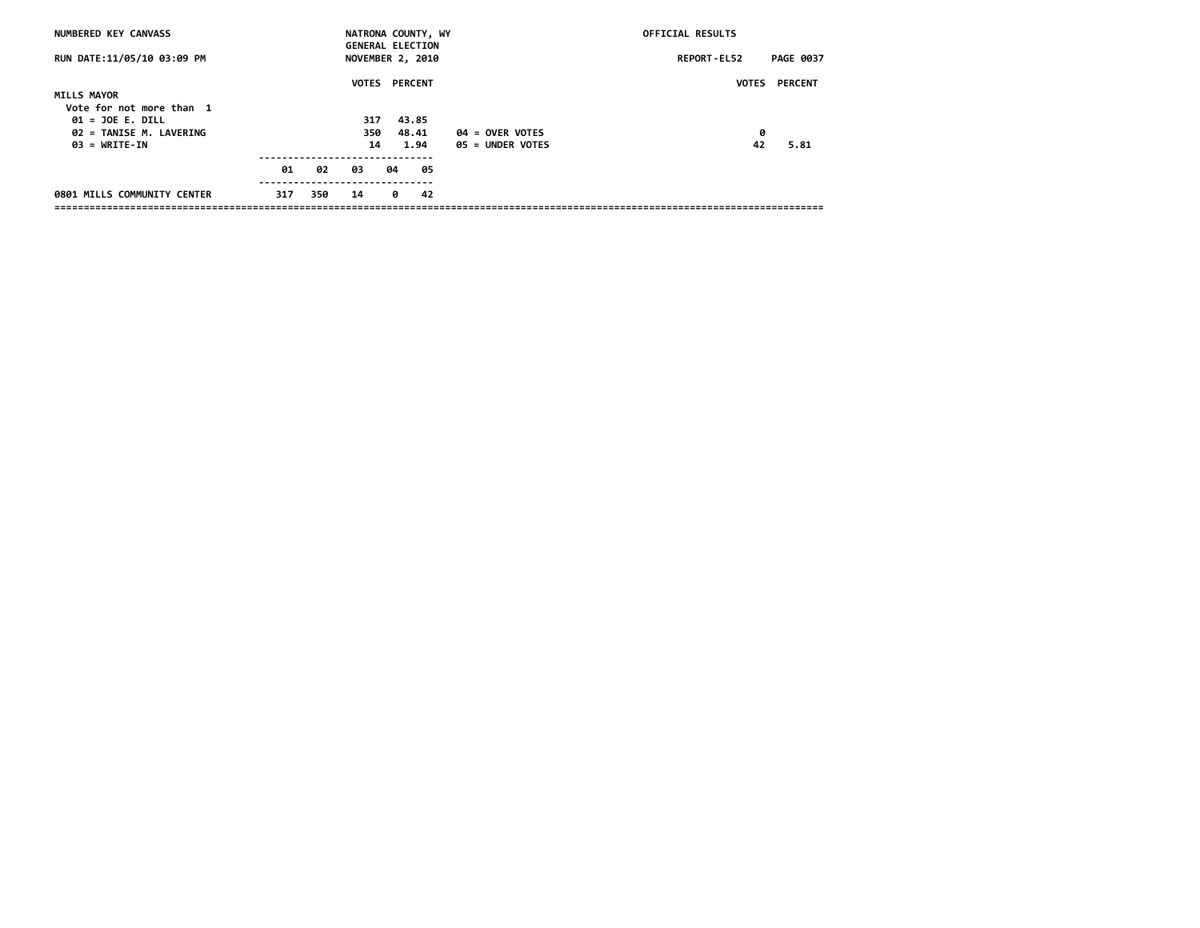NUMBERED KEY CANVASS — NATRONA COUNTY, WY — OFFICIAL RESULTS
GENERAL ELECTION
RUN DATE:11/05/10 03:09 PM — NOVEMBER 2, 2010 — REPORT-EL52

## MILLS MAYOR

Vote for not more than 1

| | VOTES | PERCENT |
|---|---|---|
| 01 = JOE E. DILL | 317 | 43.85 |
| 02 = TANISE M. LAVERING | 350 | 48.41 |
| 03 = WRITE-IN | 14 | 1.94 |

| | VOTES | PERCENT |
|---|---|---|
| 04 = OVER VOTES | 0 | |
| 05 = UNDER VOTES | 42 | 5.81 |

| | 01 | 02 | 03 | 04 | 05 |
|---|---|---|---|---|---|
| 0801 MILLS COMMUNITY CENTER | 317 | 350 | 14 | 0 | 42 |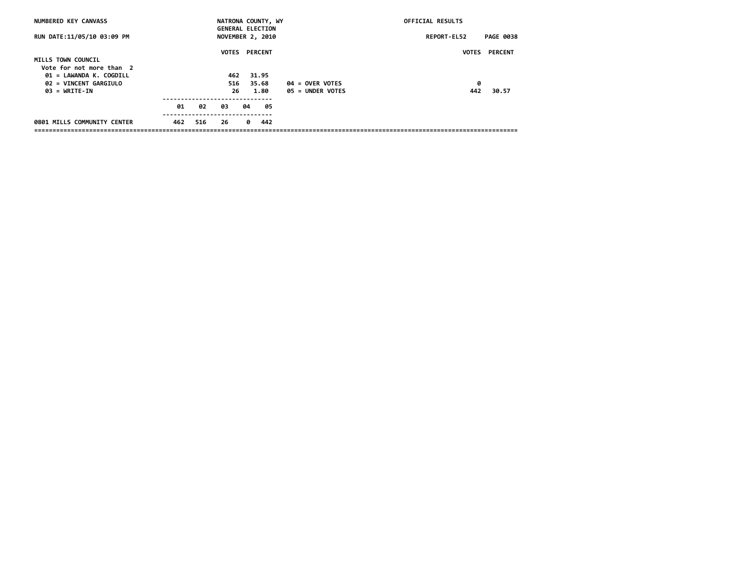NUMBERED KEY CANVASS — NATRONA COUNTY, WY — GENERAL ELECTION — NOVEMBER 2, 2010 — OFFICIAL RESULTS

RUN DATE:11/05/10 03:09 PM — REPORT-EL52

## MILLS TOWN COUNCIL

Vote for not more than 2

| | VOTES | PERCENT |
|---|---|---|
| 01 = LAWANDA K. COGDILL | 462 | 31.95 |
| 02 = VINCENT GARGIULO | 516 | 35.68 |
| 03 = WRITE-IN | 26 | 1.80 |

| | VOTES | PERCENT |
|---|---|---|
| 04 = OVER VOTES | 0 | |
| 05 = UNDER VOTES | 442 | 30.57 |

| | 01 | 02 | 03 | 04 | 05 |
|---|---|---|---|---|---|
| 0801 MILLS COMMUNITY CENTER | 462 | 516 | 26 | 0 | 442 |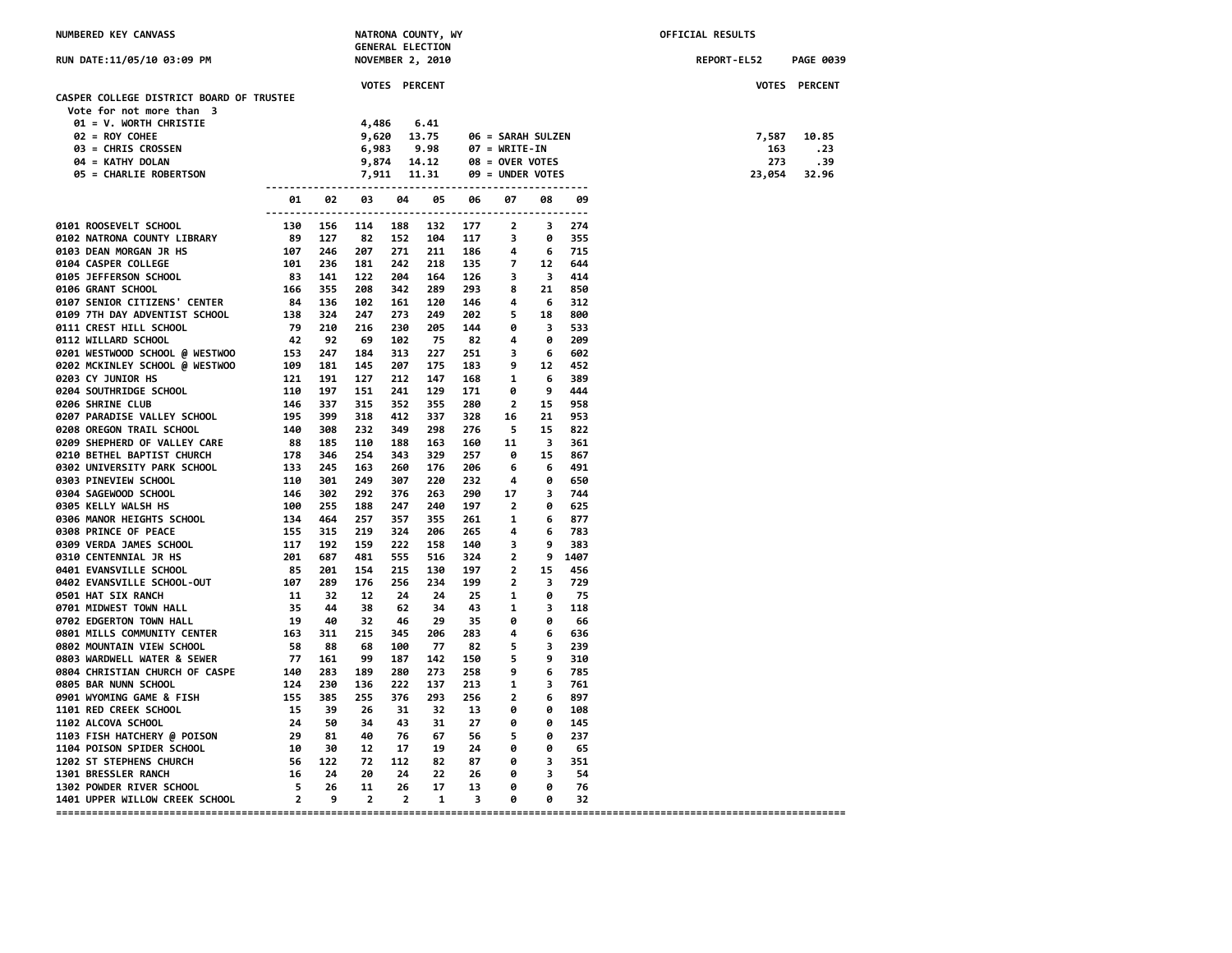NUMBERED KEY CANVASS

NATRONA COUNTY, WY
GENERAL ELECTION
NOVEMBER 2, 2010

OFFICIAL RESULTS

RUN DATE:11/05/10 03:09 PM

REPORT-EL52

## CASPER COLLEGE DISTRICT BOARD OF TRUSTEE

Vote for not more than 3

| | VOTES | PERCENT |
|---|---|---|
| 01 = V. WORTH CHRISTIE | 4,486 | 6.41 |
| 02 = ROY COHEE | 9,620 | 13.75 |
| 03 = CHRIS CROSSEN | 6,983 | 9.98 |
| 04 = KATHY DOLAN | 9,874 | 14.12 |
| 05 = CHARLIE ROBERTSON | 7,911 | 11.31 |
| 06 = SARAH SULZEN | 7,587 | 10.85 |
| 07 = WRITE-IN | 163 | .23 |
| 08 = OVER VOTES | 273 | .39 |
| 09 = UNDER VOTES | 23,054 | 32.96 |

| | 01 | 02 | 03 | 04 | 05 | 06 | 07 | 08 | 09 |
|---|---|---|---|---|---|---|---|---|---|
| 0101 ROOSEVELT SCHOOL | 130 | 156 | 114 | 188 | 132 | 177 | 2 | 3 | 274 |
| 0102 NATRONA COUNTY LIBRARY | 89 | 127 | 82 | 152 | 104 | 117 | 3 | 0 | 355 |
| 0103 DEAN MORGAN JR HS | 107 | 246 | 207 | 271 | 211 | 186 | 4 | 6 | 715 |
| 0104 CASPER COLLEGE | 101 | 236 | 181 | 242 | 218 | 135 | 7 | 12 | 644 |
| 0105 JEFFERSON SCHOOL | 83 | 141 | 122 | 204 | 164 | 126 | 3 | 3 | 414 |
| 0106 GRANT SCHOOL | 166 | 355 | 208 | 342 | 289 | 293 | 8 | 21 | 850 |
| 0107 SENIOR CITIZENS' CENTER | 84 | 136 | 102 | 161 | 120 | 146 | 4 | 6 | 312 |
| 0109 7TH DAY ADVENTIST SCHOOL | 138 | 324 | 247 | 273 | 249 | 202 | 5 | 18 | 800 |
| 0111 CREST HILL SCHOOL | 79 | 210 | 216 | 230 | 205 | 144 | 0 | 3 | 533 |
| 0112 WILLARD SCHOOL | 42 | 92 | 69 | 102 | 75 | 82 | 4 | 0 | 209 |
| 0201 WESTWOOD SCHOOL @ WESTWOO | 153 | 247 | 184 | 313 | 227 | 251 | 3 | 6 | 602 |
| 0202 MCKINLEY SCHOOL @ WESTWOO | 109 | 181 | 145 | 207 | 175 | 183 | 9 | 12 | 452 |
| 0203 CY JUNIOR HS | 121 | 191 | 127 | 212 | 147 | 168 | 1 | 6 | 389 |
| 0204 SOUTHRIDGE SCHOOL | 110 | 197 | 151 | 241 | 129 | 171 | 0 | 9 | 444 |
| 0206 SHRINE CLUB | 146 | 337 | 315 | 352 | 355 | 280 | 2 | 15 | 958 |
| 0207 PARADISE VALLEY SCHOOL | 195 | 399 | 318 | 412 | 337 | 328 | 16 | 21 | 953 |
| 0208 OREGON TRAIL SCHOOL | 140 | 308 | 232 | 349 | 298 | 276 | 5 | 15 | 822 |
| 0209 SHEPHERD OF VALLEY CARE | 88 | 185 | 110 | 188 | 163 | 160 | 11 | 3 | 361 |
| 0210 BETHEL BAPTIST CHURCH | 178 | 346 | 254 | 343 | 329 | 257 | 0 | 15 | 867 |
| 0302 UNIVERSITY PARK SCHOOL | 133 | 245 | 163 | 260 | 176 | 206 | 6 | 6 | 491 |
| 0303 PINEVIEW SCHOOL | 110 | 301 | 249 | 307 | 220 | 232 | 4 | 0 | 650 |
| 0304 SAGEWOOD SCHOOL | 146 | 302 | 292 | 376 | 263 | 290 | 17 | 3 | 744 |
| 0305 KELLY WALSH HS | 100 | 255 | 188 | 247 | 240 | 197 | 2 | 0 | 625 |
| 0306 MANOR HEIGHTS SCHOOL | 134 | 464 | 257 | 357 | 355 | 261 | 1 | 6 | 877 |
| 0308 PRINCE OF PEACE | 155 | 315 | 219 | 324 | 206 | 265 | 4 | 6 | 783 |
| 0309 VERDA JAMES SCHOOL | 117 | 192 | 159 | 222 | 158 | 140 | 3 | 9 | 383 |
| 0310 CENTENNIAL JR HS | 201 | 687 | 481 | 555 | 516 | 324 | 2 | 9 | 1407 |
| 0401 EVANSVILLE SCHOOL | 85 | 201 | 154 | 215 | 130 | 197 | 2 | 15 | 456 |
| 0402 EVANSVILLE SCHOOL-OUT | 107 | 289 | 176 | 256 | 234 | 199 | 2 | 3 | 729 |
| 0501 HAT SIX RANCH | 11 | 32 | 12 | 24 | 24 | 25 | 1 | 0 | 75 |
| 0701 MIDWEST TOWN HALL | 35 | 44 | 38 | 62 | 34 | 43 | 1 | 3 | 118 |
| 0702 EDGERTON TOWN HALL | 19 | 40 | 32 | 46 | 29 | 35 | 0 | 0 | 66 |
| 0801 MILLS COMMUNITY CENTER | 163 | 311 | 215 | 345 | 206 | 283 | 4 | 6 | 636 |
| 0802 MOUNTAIN VIEW SCHOOL | 58 | 88 | 68 | 100 | 77 | 82 | 5 | 3 | 239 |
| 0803 WARDWELL WATER & SEWER | 77 | 161 | 99 | 187 | 142 | 150 | 5 | 9 | 310 |
| 0804 CHRISTIAN CHURCH OF CASPE | 140 | 283 | 189 | 280 | 273 | 258 | 9 | 6 | 785 |
| 0805 BAR NUNN SCHOOL | 124 | 230 | 136 | 222 | 137 | 213 | 1 | 3 | 761 |
| 0901 WYOMING GAME & FISH | 155 | 385 | 255 | 376 | 293 | 256 | 2 | 6 | 897 |
| 1101 RED CREEK SCHOOL | 15 | 39 | 26 | 31 | 32 | 13 | 0 | 0 | 108 |
| 1102 ALCOVA SCHOOL | 24 | 50 | 34 | 43 | 31 | 27 | 0 | 0 | 145 |
| 1103 FISH HATCHERY @ POISON | 29 | 81 | 40 | 76 | 67 | 56 | 5 | 0 | 237 |
| 1104 POISON SPIDER SCHOOL | 10 | 30 | 12 | 17 | 19 | 24 | 0 | 0 | 65 |
| 1202 ST STEPHENS CHURCH | 56 | 122 | 72 | 112 | 82 | 87 | 0 | 3 | 351 |
| 1301 BRESSLER RANCH | 16 | 24 | 20 | 24 | 22 | 26 | 0 | 3 | 54 |
| 1302 POWDER RIVER SCHOOL | 5 | 26 | 11 | 26 | 17 | 13 | 0 | 0 | 76 |
| 1401 UPPER WILLOW CREEK SCHOOL | 2 | 9 | 2 | 2 | 1 | 3 | 0 | 0 | 32 |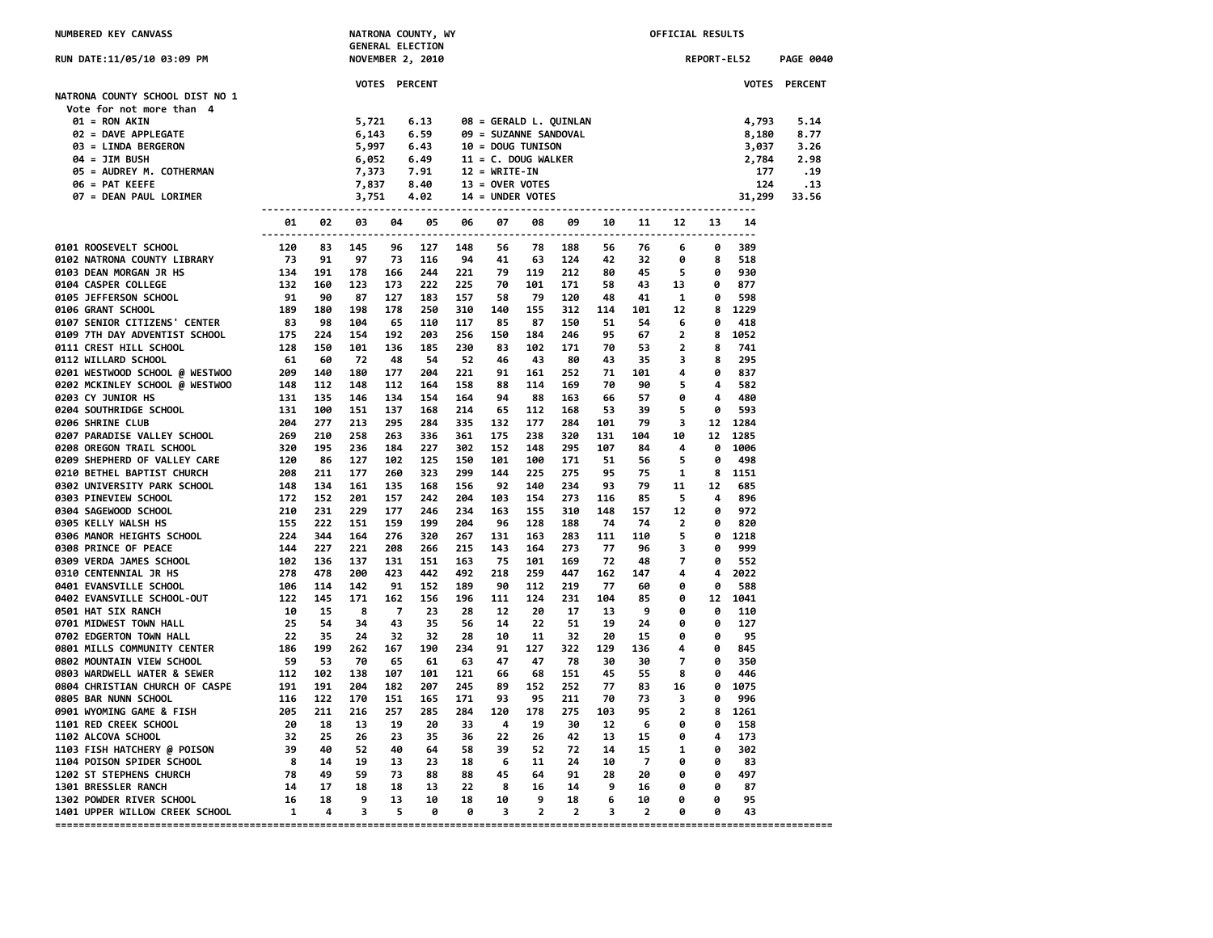NUMBERED KEY CANVASS — NATRONA COUNTY, WY — GENERAL ELECTION — NOVEMBER 2, 2010 — OFFICIAL RESULTS

RUN DATE:11/05/10 03:09 PM — REPORT-EL52

## NATRONA COUNTY SCHOOL DIST NO 1

Vote for not more than 4

| # | Candidate | VOTES | PERCENT | # | Candidate | VOTES | PERCENT |
|---|---|---|---|---|---|---|---|
| 01 | RON AKIN | 5,721 | 6.13 | 08 | GERALD L. QUINLAN | 4,793 | 5.14 |
| 02 | DAVE APPLEGATE | 6,143 | 6.59 | 09 | SUZANNE SANDOVAL | 8,180 | 8.77 |
| 03 | LINDA BERGERON | 5,997 | 6.43 | 10 | DOUG TUNISON | 3,037 | 3.26 |
| 04 | JIM BUSH | 6,052 | 6.49 | 11 | C. DOUG WALKER | 2,784 | 2.98 |
| 05 | AUDREY M. COTHERMAN | 7,373 | 7.91 | 12 | WRITE-IN | 177 | .19 |
| 06 | PAT KEEFE | 7,837 | 8.40 | 13 | OVER VOTES | 124 | .13 |
| 07 | DEAN PAUL LORIMER | 3,751 | 4.02 | 14 | UNDER VOTES | 31,299 | 33.56 |

| Precinct | 01 | 02 | 03 | 04 | 05 | 06 | 07 | 08 | 09 | 10 | 11 | 12 | 13 | 14 |
|---|---|---|---|---|---|---|---|---|---|---|---|---|---|---|
| 0101 ROOSEVELT SCHOOL | 120 | 83 | 145 | 96 | 127 | 148 | 56 | 78 | 188 | 56 | 76 | 6 | 0 | 389 |
| 0102 NATRONA COUNTY LIBRARY | 73 | 91 | 97 | 73 | 116 | 94 | 41 | 63 | 124 | 42 | 32 | 0 | 8 | 518 |
| 0103 DEAN MORGAN JR HS | 134 | 191 | 178 | 166 | 244 | 221 | 79 | 119 | 212 | 80 | 45 | 5 | 0 | 930 |
| 0104 CASPER COLLEGE | 132 | 160 | 123 | 173 | 222 | 225 | 70 | 101 | 171 | 58 | 43 | 13 | 0 | 877 |
| 0105 JEFFERSON SCHOOL | 91 | 90 | 87 | 127 | 183 | 157 | 58 | 79 | 120 | 48 | 41 | 1 | 0 | 598 |
| 0106 GRANT SCHOOL | 189 | 180 | 198 | 178 | 250 | 310 | 140 | 155 | 312 | 114 | 101 | 12 | 8 | 1229 |
| 0107 SENIOR CITIZENS' CENTER | 83 | 98 | 104 | 65 | 110 | 117 | 85 | 87 | 150 | 51 | 54 | 6 | 0 | 418 |
| 0109 7TH DAY ADVENTIST SCHOOL | 175 | 224 | 154 | 192 | 203 | 256 | 150 | 184 | 246 | 95 | 67 | 2 | 8 | 1052 |
| 0111 CREST HILL SCHOOL | 128 | 150 | 101 | 136 | 185 | 230 | 83 | 102 | 171 | 70 | 53 | 2 | 8 | 741 |
| 0112 WILLARD SCHOOL | 61 | 60 | 72 | 48 | 54 | 52 | 46 | 43 | 80 | 43 | 35 | 3 | 8 | 295 |
| 0201 WESTWOOD SCHOOL @ WESTWOO | 209 | 140 | 180 | 177 | 204 | 221 | 91 | 161 | 252 | 71 | 101 | 4 | 0 | 837 |
| 0202 MCKINLEY SCHOOL @ WESTWOO | 148 | 112 | 148 | 112 | 164 | 158 | 88 | 114 | 169 | 70 | 90 | 5 | 4 | 582 |
| 0203 CY JUNIOR HS | 131 | 135 | 146 | 134 | 154 | 164 | 94 | 88 | 163 | 66 | 57 | 0 | 4 | 480 |
| 0204 SOUTHRIDGE SCHOOL | 131 | 100 | 151 | 137 | 168 | 214 | 65 | 112 | 168 | 53 | 39 | 5 | 0 | 593 |
| 0206 SHRINE CLUB | 204 | 277 | 213 | 295 | 284 | 335 | 132 | 177 | 284 | 101 | 79 | 3 | 12 | 1284 |
| 0207 PARADISE VALLEY SCHOOL | 269 | 210 | 258 | 263 | 336 | 361 | 175 | 238 | 320 | 131 | 104 | 10 | 12 | 1285 |
| 0208 OREGON TRAIL SCHOOL | 320 | 195 | 236 | 184 | 227 | 302 | 152 | 148 | 295 | 107 | 84 | 4 | 0 | 1006 |
| 0209 SHEPHERD OF VALLEY CARE | 120 | 86 | 127 | 102 | 125 | 150 | 101 | 100 | 171 | 51 | 56 | 5 | 0 | 498 |
| 0210 BETHEL BAPTIST CHURCH | 208 | 211 | 177 | 260 | 323 | 299 | 144 | 225 | 275 | 95 | 75 | 1 | 8 | 1151 |
| 0302 UNIVERSITY PARK SCHOOL | 148 | 134 | 161 | 135 | 168 | 156 | 92 | 140 | 234 | 93 | 79 | 11 | 12 | 685 |
| 0303 PINEVIEW SCHOOL | 172 | 152 | 201 | 157 | 242 | 204 | 103 | 154 | 273 | 116 | 85 | 5 | 4 | 896 |
| 0304 SAGEWOOD SCHOOL | 210 | 231 | 229 | 177 | 246 | 234 | 163 | 155 | 310 | 148 | 157 | 12 | 0 | 972 |
| 0305 KELLY WALSH HS | 155 | 222 | 151 | 159 | 199 | 204 | 96 | 128 | 188 | 74 | 74 | 2 | 0 | 820 |
| 0306 MANOR HEIGHTS SCHOOL | 224 | 344 | 164 | 276 | 320 | 267 | 131 | 163 | 283 | 111 | 110 | 5 | 0 | 1218 |
| 0308 PRINCE OF PEACE | 144 | 227 | 221 | 208 | 266 | 215 | 143 | 164 | 273 | 77 | 96 | 3 | 0 | 999 |
| 0309 VERDA JAMES SCHOOL | 102 | 136 | 137 | 131 | 151 | 163 | 75 | 101 | 169 | 72 | 48 | 7 | 0 | 552 |
| 0310 CENTENNIAL JR HS | 278 | 478 | 200 | 423 | 442 | 492 | 218 | 259 | 447 | 162 | 147 | 4 | 4 | 2022 |
| 0401 EVANSVILLE SCHOOL | 106 | 114 | 142 | 91 | 152 | 189 | 90 | 112 | 219 | 77 | 60 | 0 | 0 | 588 |
| 0402 EVANSVILLE SCHOOL-OUT | 122 | 145 | 171 | 162 | 156 | 196 | 111 | 124 | 231 | 104 | 85 | 0 | 12 | 1041 |
| 0501 HAT SIX RANCH | 10 | 15 | 8 | 7 | 23 | 28 | 12 | 20 | 17 | 13 | 9 | 0 | 0 | 110 |
| 0701 MIDWEST TOWN HALL | 25 | 54 | 34 | 43 | 35 | 56 | 14 | 22 | 51 | 19 | 24 | 0 | 0 | 127 |
| 0702 EDGERTON TOWN HALL | 22 | 35 | 24 | 32 | 32 | 28 | 10 | 11 | 32 | 20 | 15 | 0 | 0 | 95 |
| 0801 MILLS COMMUNITY CENTER | 186 | 199 | 262 | 167 | 190 | 234 | 91 | 127 | 322 | 129 | 136 | 4 | 0 | 845 |
| 0802 MOUNTAIN VIEW SCHOOL | 59 | 53 | 70 | 65 | 61 | 63 | 47 | 47 | 78 | 30 | 30 | 7 | 0 | 350 |
| 0803 WARDWELL WATER & SEWER | 112 | 102 | 138 | 107 | 101 | 121 | 66 | 68 | 151 | 45 | 55 | 8 | 0 | 446 |
| 0804 CHRISTIAN CHURCH OF CASPE | 191 | 191 | 204 | 182 | 207 | 245 | 89 | 152 | 252 | 77 | 83 | 16 | 0 | 1075 |
| 0805 BAR NUNN SCHOOL | 116 | 122 | 170 | 151 | 165 | 171 | 93 | 95 | 211 | 70 | 73 | 3 | 0 | 996 |
| 0901 WYOMING GAME & FISH | 205 | 211 | 216 | 257 | 285 | 284 | 120 | 178 | 275 | 103 | 95 | 2 | 8 | 1261 |
| 1101 RED CREEK SCHOOL | 20 | 18 | 13 | 19 | 20 | 33 | 4 | 19 | 30 | 12 | 6 | 0 | 0 | 158 |
| 1102 ALCOVA SCHOOL | 32 | 25 | 26 | 23 | 35 | 36 | 22 | 26 | 42 | 13 | 15 | 0 | 4 | 173 |
| 1103 FISH HATCHERY @ POISON | 39 | 40 | 52 | 40 | 64 | 58 | 39 | 52 | 72 | 14 | 15 | 1 | 0 | 302 |
| 1104 POISON SPIDER SCHOOL | 8 | 14 | 19 | 13 | 23 | 18 | 6 | 11 | 24 | 10 | 7 | 0 | 0 | 83 |
| 1202 ST STEPHENS CHURCH | 78 | 49 | 59 | 73 | 88 | 88 | 45 | 64 | 91 | 28 | 20 | 0 | 0 | 497 |
| 1301 BRESSLER RANCH | 14 | 17 | 18 | 18 | 13 | 22 | 8 | 16 | 14 | 9 | 16 | 0 | 0 | 87 |
| 1302 POWDER RIVER SCHOOL | 16 | 18 | 9 | 13 | 10 | 18 | 10 | 9 | 18 | 6 | 10 | 0 | 0 | 95 |
| 1401 UPPER WILLOW CREEK SCHOOL | 1 | 4 | 3 | 5 | 0 | 0 | 3 | 2 | 2 | 3 | 2 | 0 | 0 | 43 |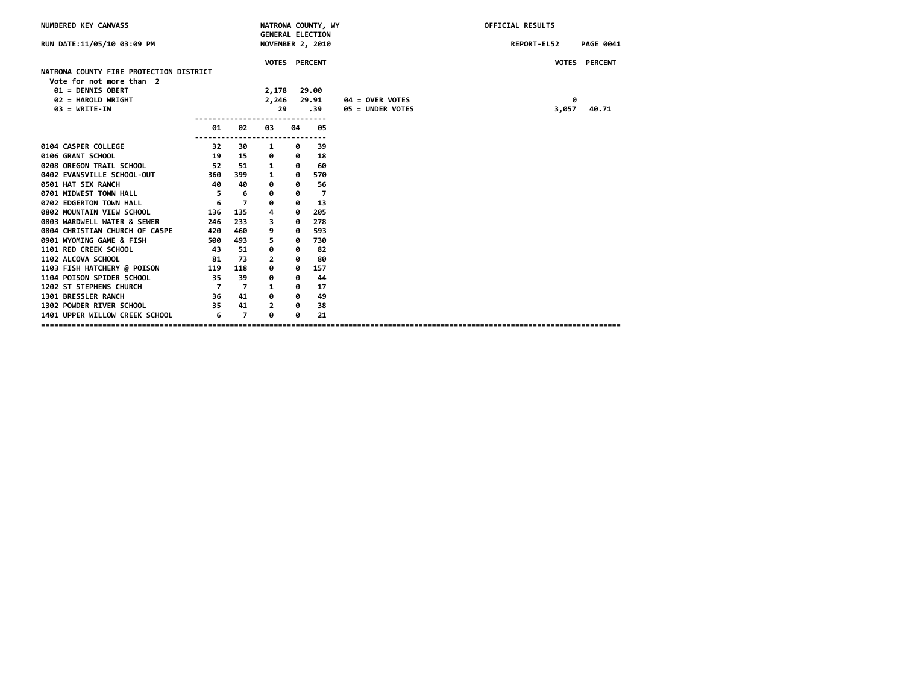NUMBERED KEY CANVASS — NATRONA COUNTY, WY — GENERAL ELECTION — NOVEMBER 2, 2010 — OFFICIAL RESULTS

RUN DATE:11/05/10 03:09 PM — REPORT-EL52

## NATRONA COUNTY FIRE PROTECTION DISTRICT

Vote for not more than 2

| | VOTES | PERCENT |
|---|---|---|
| 01 = DENNIS OBERT | 2,178 | 29.00 |
| 02 = HAROLD WRIGHT | 2,246 | 29.91 |
| 03 = WRITE-IN | 29 | .39 |
| 04 = OVER VOTES | 0 | |
| 05 = UNDER VOTES | 3,057 | 40.71 |

| Precinct | 01 | 02 | 03 | 04 | 05 |
|---|---|---|---|---|---|
| 0104 CASPER COLLEGE | 32 | 30 | 1 | 0 | 39 |
| 0106 GRANT SCHOOL | 19 | 15 | 0 | 0 | 18 |
| 0208 OREGON TRAIL SCHOOL | 52 | 51 | 1 | 0 | 60 |
| 0402 EVANSVILLE SCHOOL-OUT | 360 | 399 | 1 | 0 | 570 |
| 0501 HAT SIX RANCH | 40 | 40 | 0 | 0 | 56 |
| 0701 MIDWEST TOWN HALL | 5 | 6 | 0 | 0 | 7 |
| 0702 EDGERTON TOWN HALL | 6 | 7 | 0 | 0 | 13 |
| 0802 MOUNTAIN VIEW SCHOOL | 136 | 135 | 4 | 0 | 205 |
| 0803 WARDWELL WATER & SEWER | 246 | 233 | 3 | 0 | 278 |
| 0804 CHRISTIAN CHURCH OF CASPE | 420 | 460 | 9 | 0 | 593 |
| 0901 WYOMING GAME & FISH | 500 | 493 | 5 | 0 | 730 |
| 1101 RED CREEK SCHOOL | 43 | 51 | 0 | 0 | 82 |
| 1102 ALCOVA SCHOOL | 81 | 73 | 2 | 0 | 80 |
| 1103 FISH HATCHERY @ POISON | 119 | 118 | 0 | 0 | 157 |
| 1104 POISON SPIDER SCHOOL | 35 | 39 | 0 | 0 | 44 |
| 1202 ST STEPHENS CHURCH | 7 | 7 | 1 | 0 | 17 |
| 1301 BRESSLER RANCH | 36 | 41 | 0 | 0 | 49 |
| 1302 POWDER RIVER SCHOOL | 35 | 41 | 2 | 0 | 38 |
| 1401 UPPER WILLOW CREEK SCHOOL | 6 | 7 | 0 | 0 | 21 |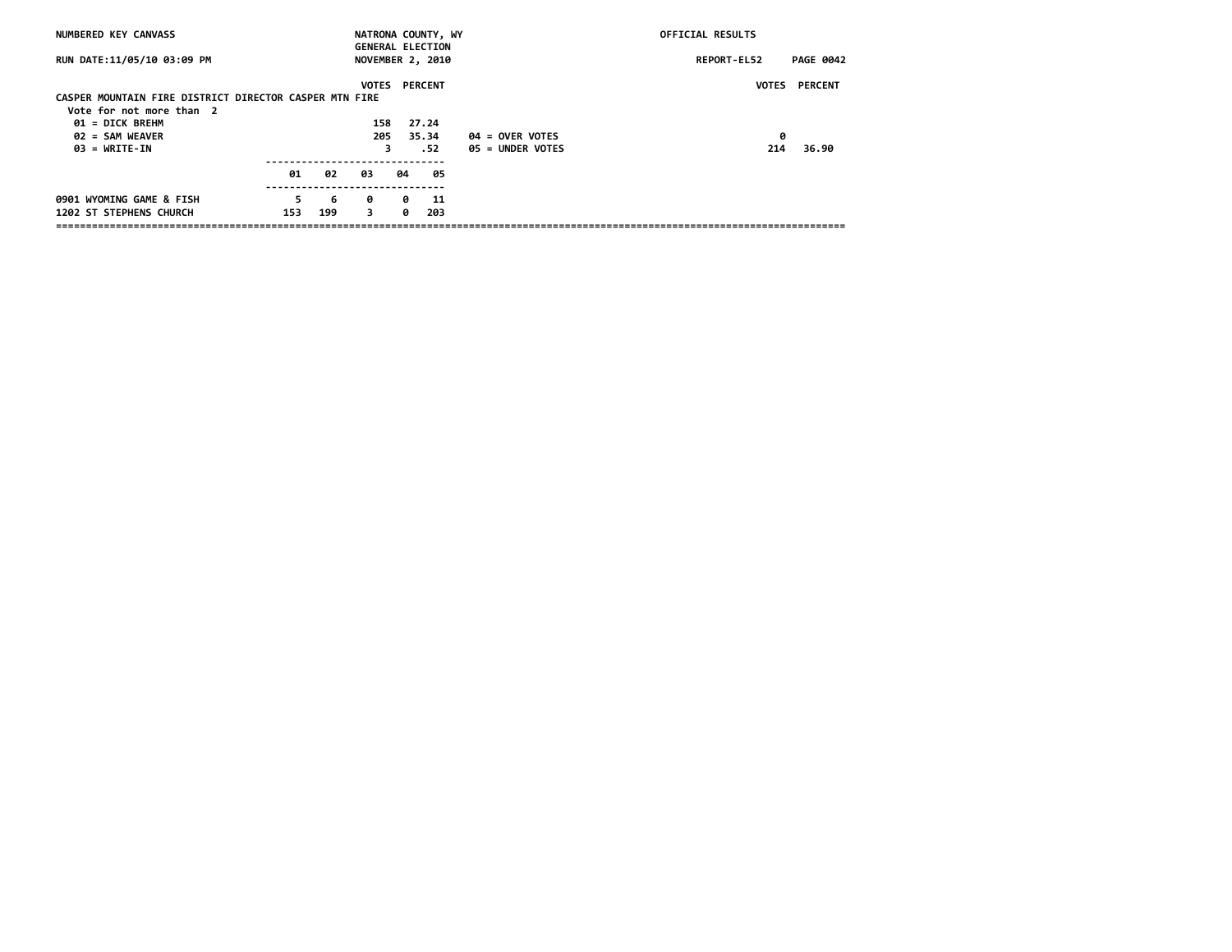NUMBERED KEY CANVASS — NATRONA COUNTY, WY — GENERAL ELECTION — NOVEMBER 2, 2010 — OFFICIAL RESULTS

RUN DATE:11/05/10 03:09 PM — REPORT-EL52

## CASPER MOUNTAIN FIRE DISTRICT DIRECTOR CASPER MTN FIRE

Vote for not more than 2

| | VOTES | PERCENT |
|---|---|---|
| 01 = DICK BREHM | 158 | 27.24 |
| 02 = SAM WEAVER | 205 | 35.34 |
| 03 = WRITE-IN | 3 | .52 |
| 04 = OVER VOTES | 0 | |
| 05 = UNDER VOTES | 214 | 36.90 |

| | 01 | 02 | 03 | 04 | 05 |
|---|---|---|---|---|---|
| 0901 WYOMING GAME & FISH | 5 | 6 | 0 | 0 | 11 |
| 1202 ST STEPHENS CHURCH | 153 | 199 | 3 | 0 | 203 |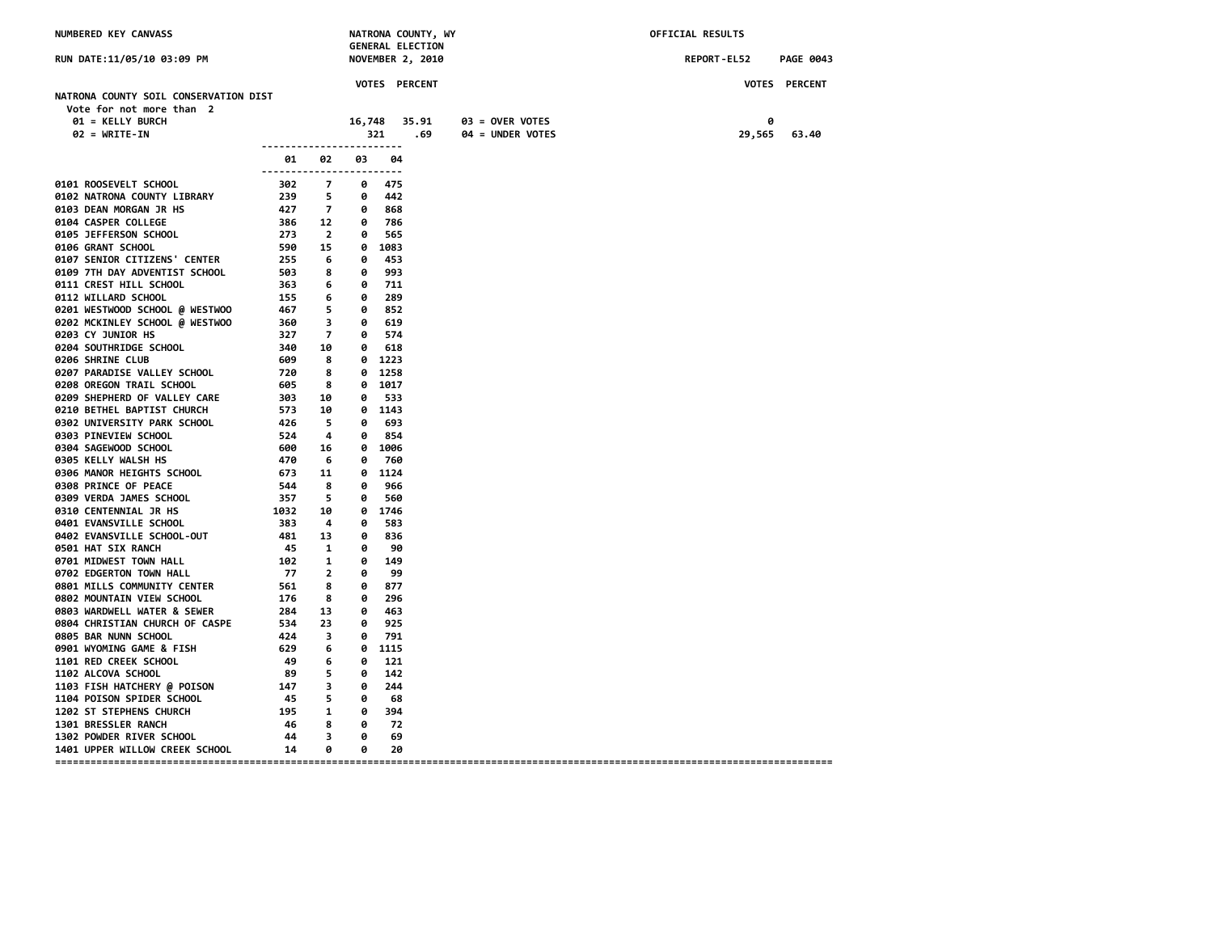NUMBERED KEY CANVASS — NATRONA COUNTY, WY — GENERAL ELECTION — NOVEMBER 2, 2010 — OFFICIAL RESULTS

RUN DATE:11/05/10 03:09 PM — REPORT-EL52

## NATRONA COUNTY SOIL CONSERVATION DIST

Vote for not more than 2

| | VOTES | PERCENT |
|---|---|---|
| 01 = KELLY BURCH | 16,748 | 35.91 |
| 02 = WRITE-IN | 321 | .69 |
| 03 = OVER VOTES | 0 | |
| 04 = UNDER VOTES | 29,565 | 63.40 |

| Precinct | 01 | 02 | 03 | 04 |
|---|---|---|---|---|
| 0101 ROOSEVELT SCHOOL | 302 | 7 | 0 | 475 |
| 0102 NATRONA COUNTY LIBRARY | 239 | 5 | 0 | 442 |
| 0103 DEAN MORGAN JR HS | 427 | 7 | 0 | 868 |
| 0104 CASPER COLLEGE | 386 | 12 | 0 | 786 |
| 0105 JEFFERSON SCHOOL | 273 | 2 | 0 | 565 |
| 0106 GRANT SCHOOL | 590 | 15 | 0 | 1083 |
| 0107 SENIOR CITIZENS' CENTER | 255 | 6 | 0 | 453 |
| 0109 7TH DAY ADVENTIST SCHOOL | 503 | 8 | 0 | 993 |
| 0111 CREST HILL SCHOOL | 363 | 6 | 0 | 711 |
| 0112 WILLARD SCHOOL | 155 | 6 | 0 | 289 |
| 0201 WESTWOOD SCHOOL @ WESTWOO | 467 | 5 | 0 | 852 |
| 0202 MCKINLEY SCHOOL @ WESTWOO | 360 | 3 | 0 | 619 |
| 0203 CY JUNIOR HS | 327 | 7 | 0 | 574 |
| 0204 SOUTHRIDGE SCHOOL | 340 | 10 | 0 | 618 |
| 0206 SHRINE CLUB | 609 | 8 | 0 | 1223 |
| 0207 PARADISE VALLEY SCHOOL | 720 | 8 | 0 | 1258 |
| 0208 OREGON TRAIL SCHOOL | 605 | 8 | 0 | 1017 |
| 0209 SHEPHERD OF VALLEY CARE | 303 | 10 | 0 | 533 |
| 0210 BETHEL BAPTIST CHURCH | 573 | 10 | 0 | 1143 |
| 0302 UNIVERSITY PARK SCHOOL | 426 | 5 | 0 | 693 |
| 0303 PINEVIEW SCHOOL | 524 | 4 | 0 | 854 |
| 0304 SAGEWOOD SCHOOL | 600 | 16 | 0 | 1006 |
| 0305 KELLY WALSH HS | 470 | 6 | 0 | 760 |
| 0306 MANOR HEIGHTS SCHOOL | 673 | 11 | 0 | 1124 |
| 0308 PRINCE OF PEACE | 544 | 8 | 0 | 966 |
| 0309 VERDA JAMES SCHOOL | 357 | 5 | 0 | 560 |
| 0310 CENTENNIAL JR HS | 1032 | 10 | 0 | 1746 |
| 0401 EVANSVILLE SCHOOL | 383 | 4 | 0 | 583 |
| 0402 EVANSVILLE SCHOOL-OUT | 481 | 13 | 0 | 836 |
| 0501 HAT SIX RANCH | 45 | 1 | 0 | 90 |
| 0701 MIDWEST TOWN HALL | 102 | 1 | 0 | 149 |
| 0702 EDGERTON TOWN HALL | 77 | 2 | 0 | 99 |
| 0801 MILLS COMMUNITY CENTER | 561 | 8 | 0 | 877 |
| 0802 MOUNTAIN VIEW SCHOOL | 176 | 8 | 0 | 296 |
| 0803 WARDWELL WATER & SEWER | 284 | 13 | 0 | 463 |
| 0804 CHRISTIAN CHURCH OF CASPE | 534 | 23 | 0 | 925 |
| 0805 BAR NUNN SCHOOL | 424 | 3 | 0 | 791 |
| 0901 WYOMING GAME & FISH | 629 | 6 | 0 | 1115 |
| 1101 RED CREEK SCHOOL | 49 | 6 | 0 | 121 |
| 1102 ALCOVA SCHOOL | 89 | 5 | 0 | 142 |
| 1103 FISH HATCHERY @ POISON | 147 | 3 | 0 | 244 |
| 1104 POISON SPIDER SCHOOL | 45 | 5 | 0 | 68 |
| 1202 ST STEPHENS CHURCH | 195 | 1 | 0 | 394 |
| 1301 BRESSLER RANCH | 46 | 8 | 0 | 72 |
| 1302 POWDER RIVER SCHOOL | 44 | 3 | 0 | 69 |
| 1401 UPPER WILLOW CREEK SCHOOL | 14 | 0 | 0 | 20 |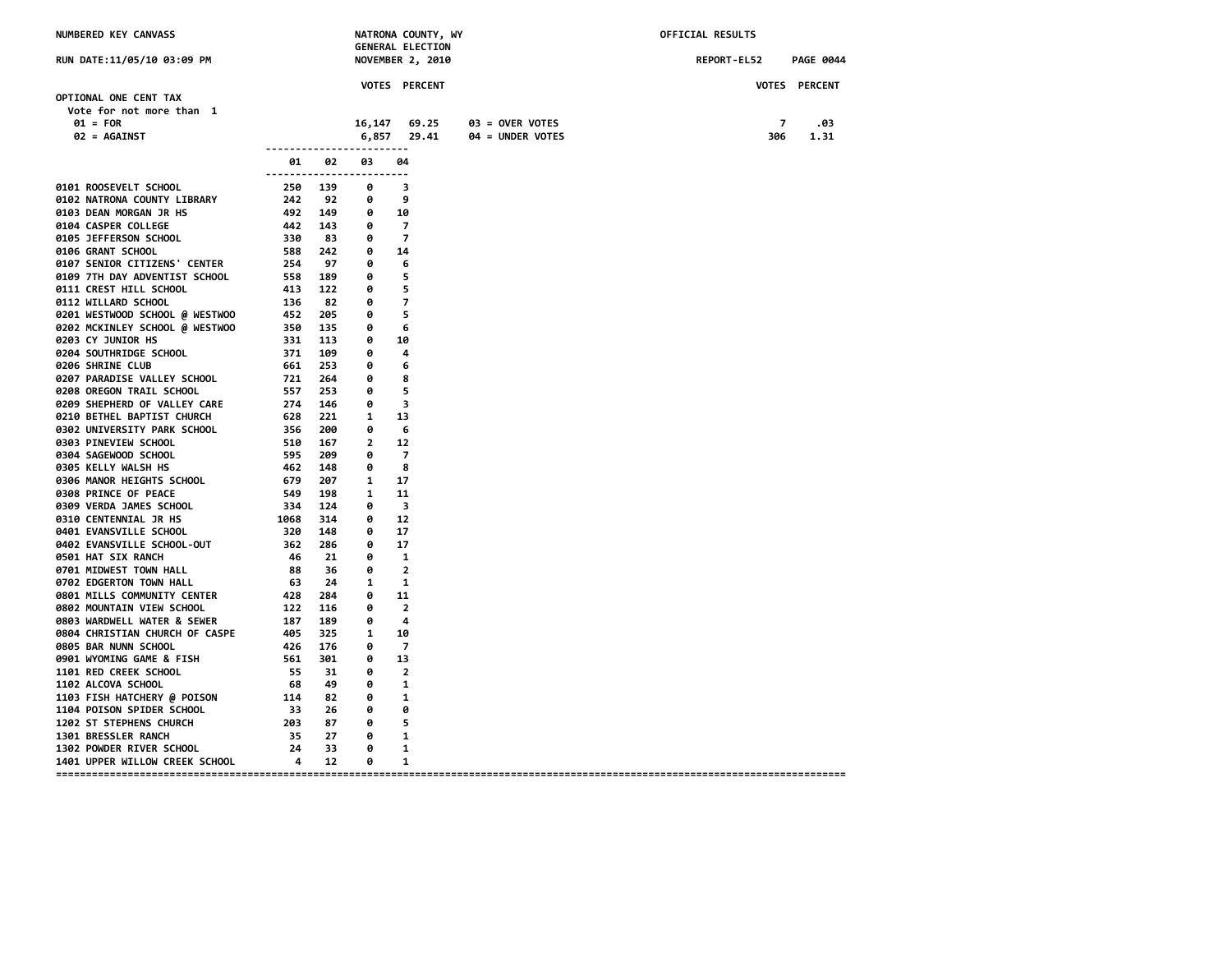NUMBERED KEY CANVASS

NATRONA COUNTY, WY
GENERAL ELECTION
NOVEMBER 2, 2010

OFFICIAL RESULTS

RUN DATE:11/05/10 03:09 PM

REPORT-EL52

## OPTIONAL ONE CENT TAX

Vote for not more than 1

| | VOTES | PERCENT | | VOTES | PERCENT |
|---|---|---|---|---|---|
| 01 = FOR | 16,147 | 69.25 | 03 = OVER VOTES | 7 | .03 |
| 02 = AGAINST | 6,857 | 29.41 | 04 = UNDER VOTES | 306 | 1.31 |

| Precinct | 01 | 02 | 03 | 04 |
|---|---|---|---|---|
| 0101 ROOSEVELT SCHOOL | 250 | 139 | 0 | 3 |
| 0102 NATRONA COUNTY LIBRARY | 242 | 92 | 0 | 9 |
| 0103 DEAN MORGAN JR HS | 492 | 149 | 0 | 10 |
| 0104 CASPER COLLEGE | 442 | 143 | 0 | 7 |
| 0105 JEFFERSON SCHOOL | 330 | 83 | 0 | 7 |
| 0106 GRANT SCHOOL | 588 | 242 | 0 | 14 |
| 0107 SENIOR CITIZENS' CENTER | 254 | 97 | 0 | 6 |
| 0109 7TH DAY ADVENTIST SCHOOL | 558 | 189 | 0 | 5 |
| 0111 CREST HILL SCHOOL | 413 | 122 | 0 | 5 |
| 0112 WILLARD SCHOOL | 136 | 82 | 0 | 7 |
| 0201 WESTWOOD SCHOOL @ WESTWOO | 452 | 205 | 0 | 5 |
| 0202 MCKINLEY SCHOOL @ WESTWOO | 350 | 135 | 0 | 6 |
| 0203 CY JUNIOR HS | 331 | 113 | 0 | 10 |
| 0204 SOUTHRIDGE SCHOOL | 371 | 109 | 0 | 4 |
| 0206 SHRINE CLUB | 661 | 253 | 0 | 6 |
| 0207 PARADISE VALLEY SCHOOL | 721 | 264 | 0 | 8 |
| 0208 OREGON TRAIL SCHOOL | 557 | 253 | 0 | 5 |
| 0209 SHEPHERD OF VALLEY CARE | 274 | 146 | 0 | 3 |
| 0210 BETHEL BAPTIST CHURCH | 628 | 221 | 1 | 13 |
| 0302 UNIVERSITY PARK SCHOOL | 356 | 200 | 0 | 6 |
| 0303 PINEVIEW SCHOOL | 510 | 167 | 2 | 12 |
| 0304 SAGEWOOD SCHOOL | 595 | 209 | 0 | 7 |
| 0305 KELLY WALSH HS | 462 | 148 | 0 | 8 |
| 0306 MANOR HEIGHTS SCHOOL | 679 | 207 | 1 | 17 |
| 0308 PRINCE OF PEACE | 549 | 198 | 1 | 11 |
| 0309 VERDA JAMES SCHOOL | 334 | 124 | 0 | 3 |
| 0310 CENTENNIAL JR HS | 1068 | 314 | 0 | 12 |
| 0401 EVANSVILLE SCHOOL | 320 | 148 | 0 | 17 |
| 0402 EVANSVILLE SCHOOL-OUT | 362 | 286 | 0 | 17 |
| 0501 HAT SIX RANCH | 46 | 21 | 0 | 1 |
| 0701 MIDWEST TOWN HALL | 88 | 36 | 0 | 2 |
| 0702 EDGERTON TOWN HALL | 63 | 24 | 1 | 1 |
| 0801 MILLS COMMUNITY CENTER | 428 | 284 | 0 | 11 |
| 0802 MOUNTAIN VIEW SCHOOL | 122 | 116 | 0 | 2 |
| 0803 WARDWELL WATER & SEWER | 187 | 189 | 0 | 4 |
| 0804 CHRISTIAN CHURCH OF CASPE | 405 | 325 | 1 | 10 |
| 0805 BAR NUNN SCHOOL | 426 | 176 | 0 | 7 |
| 0901 WYOMING GAME & FISH | 561 | 301 | 0 | 13 |
| 1101 RED CREEK SCHOOL | 55 | 31 | 0 | 2 |
| 1102 ALCOVA SCHOOL | 68 | 49 | 0 | 1 |
| 1103 FISH HATCHERY @ POISON | 114 | 82 | 0 | 1 |
| 1104 POISON SPIDER SCHOOL | 33 | 26 | 0 | 0 |
| 1202 ST STEPHENS CHURCH | 203 | 87 | 0 | 5 |
| 1301 BRESSLER RANCH | 35 | 27 | 0 | 1 |
| 1302 POWDER RIVER SCHOOL | 24 | 33 | 0 | 1 |
| 1401 UPPER WILLOW CREEK SCHOOL | 4 | 12 | 0 | 1 |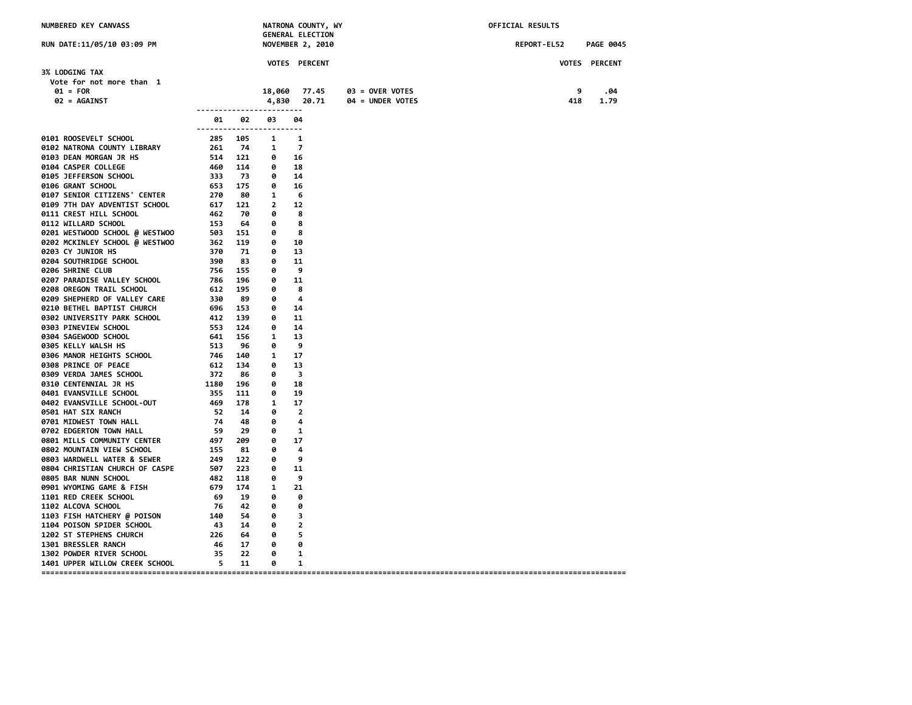NUMBERED KEY CANVASS — NATRONA COUNTY, WY — GENERAL ELECTION — NOVEMBER 2, 2010 — OFFICIAL RESULTS

RUN DATE:11/05/10 03:09 PM — REPORT-EL52

## 3% LODGING TAX

Vote for not more than 1

| | VOTES | PERCENT | | VOTES | PERCENT |
|---|---|---|---|---|---|
| 01 = FOR | 18,060 | 77.45 | 03 = OVER VOTES | 9 | .04 |
| 02 = AGAINST | 4,830 | 20.71 | 04 = UNDER VOTES | 418 | 1.79 |

| Precinct | 01 | 02 | 03 | 04 |
|---|---|---|---|---|
| 0101 ROOSEVELT SCHOOL | 285 | 105 | 1 | 1 |
| 0102 NATRONA COUNTY LIBRARY | 261 | 74 | 1 | 7 |
| 0103 DEAN MORGAN JR HS | 514 | 121 | 0 | 16 |
| 0104 CASPER COLLEGE | 460 | 114 | 0 | 18 |
| 0105 JEFFERSON SCHOOL | 333 | 73 | 0 | 14 |
| 0106 GRANT SCHOOL | 653 | 175 | 0 | 16 |
| 0107 SENIOR CITIZENS' CENTER | 270 | 80 | 1 | 6 |
| 0109 7TH DAY ADVENTIST SCHOOL | 617 | 121 | 2 | 12 |
| 0111 CREST HILL SCHOOL | 462 | 70 | 0 | 8 |
| 0112 WILLARD SCHOOL | 153 | 64 | 0 | 8 |
| 0201 WESTWOOD SCHOOL @ WESTWOO | 503 | 151 | 0 | 8 |
| 0202 MCKINLEY SCHOOL @ WESTWOO | 362 | 119 | 0 | 10 |
| 0203 CY JUNIOR HS | 370 | 71 | 0 | 13 |
| 0204 SOUTHRIDGE SCHOOL | 390 | 83 | 0 | 11 |
| 0206 SHRINE CLUB | 756 | 155 | 0 | 9 |
| 0207 PARADISE VALLEY SCHOOL | 786 | 196 | 0 | 11 |
| 0208 OREGON TRAIL SCHOOL | 612 | 195 | 0 | 8 |
| 0209 SHEPHERD OF VALLEY CARE | 330 | 89 | 0 | 4 |
| 0210 BETHEL BAPTIST CHURCH | 696 | 153 | 0 | 14 |
| 0302 UNIVERSITY PARK SCHOOL | 412 | 139 | 0 | 11 |
| 0303 PINEVIEW SCHOOL | 553 | 124 | 0 | 14 |
| 0304 SAGEWOOD SCHOOL | 641 | 156 | 1 | 13 |
| 0305 KELLY WALSH HS | 513 | 96 | 0 | 9 |
| 0306 MANOR HEIGHTS SCHOOL | 746 | 140 | 1 | 17 |
| 0308 PRINCE OF PEACE | 612 | 134 | 0 | 13 |
| 0309 VERDA JAMES SCHOOL | 372 | 86 | 0 | 3 |
| 0310 CENTENNIAL JR HS | 1180 | 196 | 0 | 18 |
| 0401 EVANSVILLE SCHOOL | 355 | 111 | 0 | 19 |
| 0402 EVANSVILLE SCHOOL-OUT | 469 | 178 | 1 | 17 |
| 0501 HAT SIX RANCH | 52 | 14 | 0 | 2 |
| 0701 MIDWEST TOWN HALL | 74 | 48 | 0 | 4 |
| 0702 EDGERTON TOWN HALL | 59 | 29 | 0 | 1 |
| 0801 MILLS COMMUNITY CENTER | 497 | 209 | 0 | 17 |
| 0802 MOUNTAIN VIEW SCHOOL | 155 | 81 | 0 | 4 |
| 0803 WARDWELL WATER & SEWER | 249 | 122 | 0 | 9 |
| 0804 CHRISTIAN CHURCH OF CASPE | 507 | 223 | 0 | 11 |
| 0805 BAR NUNN SCHOOL | 482 | 118 | 0 | 9 |
| 0901 WYOMING GAME & FISH | 679 | 174 | 1 | 21 |
| 1101 RED CREEK SCHOOL | 69 | 19 | 0 | 0 |
| 1102 ALCOVA SCHOOL | 76 | 42 | 0 | 0 |
| 1103 FISH HATCHERY @ POISON | 140 | 54 | 0 | 3 |
| 1104 POISON SPIDER SCHOOL | 43 | 14 | 0 | 2 |
| 1202 ST STEPHENS CHURCH | 226 | 64 | 0 | 5 |
| 1301 BRESSLER RANCH | 46 | 17 | 0 | 0 |
| 1302 POWDER RIVER SCHOOL | 35 | 22 | 0 | 1 |
| 1401 UPPER WILLOW CREEK SCHOOL | 5 | 11 | 0 | 1 |